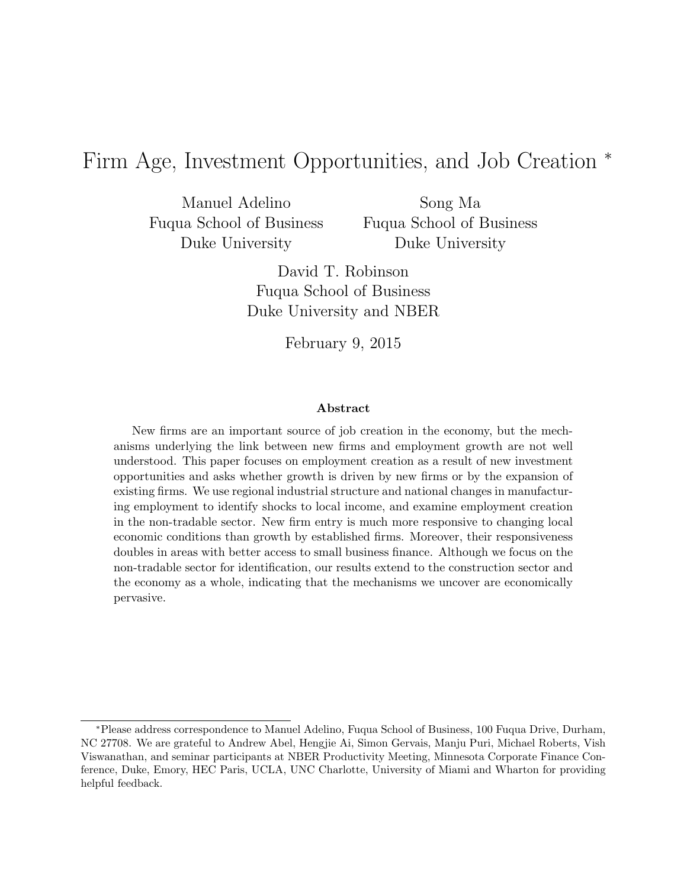# Firm Age, Investment Opportunities, and Job Creation *

Manuel Adelino
Fuqua School of Business
Duke University

Song Ma
Fuqua School of Business
Duke University

David T. Robinson
Fuqua School of Business
Duke University and NBER

February 9, 2015

## Abstract

New firms are an important source of job creation in the economy, but the mechanisms underlying the link between new firms and employment growth are not well understood. This paper focuses on employment creation as a result of new investment opportunities and asks whether growth is driven by new firms or by the expansion of existing firms. We use regional industrial structure and national changes in manufacturing employment to identify shocks to local income, and examine employment creation in the non-tradable sector. New firm entry is much more responsive to changing local economic conditions than growth by established firms. Moreover, their responsiveness doubles in areas with better access to small business finance. Although we focus on the non-tradable sector for identification, our results extend to the construction sector and the economy as a whole, indicating that the mechanisms we uncover are economically pervasive.

---

*Please address correspondence to Manuel Adelino, Fuqua School of Business, 100 Fuqua Drive, Durham, NC 27708. We are grateful to Andrew Abel, Hengjie Ai, Simon Gervais, Manju Puri, Michael Roberts, Vish Viswanathan, and seminar participants at NBER Productivity Meeting, Minnesota Corporate Finance Conference, Duke, Emory, HEC Paris, UCLA, UNC Charlotte, University of Miami and Wharton for providing helpful feedback.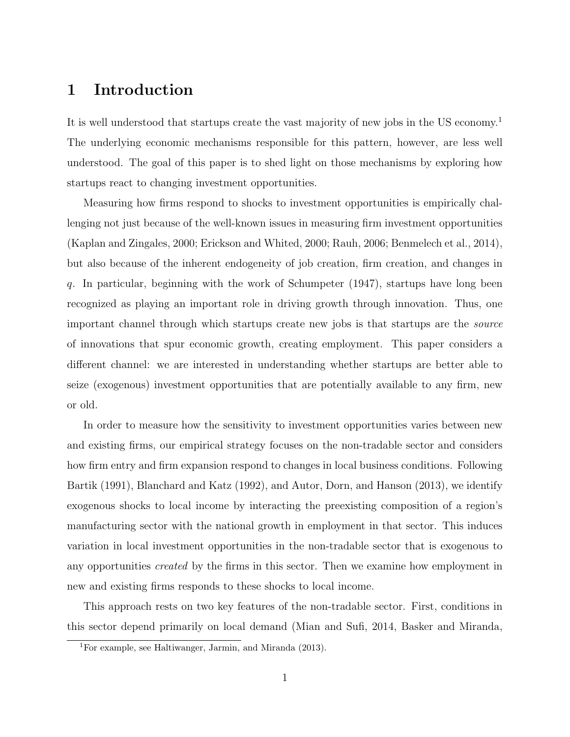# 1 Introduction

It is well understood that startups create the vast majority of new jobs in the US economy.[1] The underlying economic mechanisms responsible for this pattern, however, are less well understood. The goal of this paper is to shed light on those mechanisms by exploring how startups react to changing investment opportunities.

Measuring how firms respond to shocks to investment opportunities is empirically challenging not just because of the well-known issues in measuring firm investment opportunities (Kaplan and Zingales, 2000; Erickson and Whited, 2000; Rauh, 2006; Benmelech et al., 2014), but also because of the inherent endogeneity of job creation, firm creation, and changes in $q$. In particular, beginning with the work of Schumpeter (1947), startups have long been recognized as playing an important role in driving growth through innovation. Thus, one important channel through which startups create new jobs is that startups are the *source* of innovations that spur economic growth, creating employment. This paper considers a different channel: we are interested in understanding whether startups are better able to seize (exogenous) investment opportunities that are potentially available to any firm, new or old.

In order to measure how the sensitivity to investment opportunities varies between new and existing firms, our empirical strategy focuses on the non-tradable sector and considers how firm entry and firm expansion respond to changes in local business conditions. Following Bartik (1991), Blanchard and Katz (1992), and Autor, Dorn, and Hanson (2013), we identify exogenous shocks to local income by interacting the preexisting composition of a region's manufacturing sector with the national growth in employment in that sector. This induces variation in local investment opportunities in the non-tradable sector that is exogenous to any opportunities *created* by the firms in this sector. Then we examine how employment in new and existing firms responds to these shocks to local income.

This approach rests on two key features of the non-tradable sector. First, conditions in this sector depend primarily on local demand (Mian and Sufi, 2014, Basker and Miranda,

[1] For example, see Haltiwanger, Jarmin, and Miranda (2013).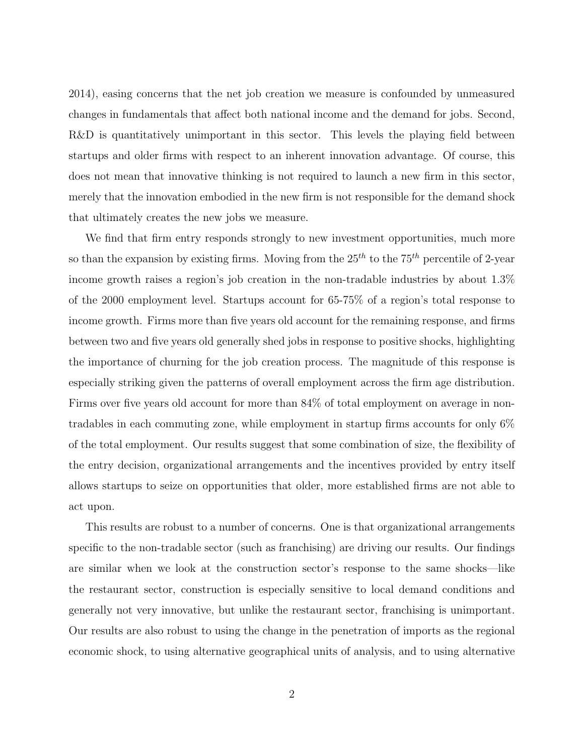2014), easing concerns that the net job creation we measure is confounded by unmeasured changes in fundamentals that affect both national income and the demand for jobs. Second, R&D is quantitatively unimportant in this sector. This levels the playing field between startups and older firms with respect to an inherent innovation advantage. Of course, this does not mean that innovative thinking is not required to launch a new firm in this sector, merely that the innovation embodied in the new firm is not responsible for the demand shock that ultimately creates the new jobs we measure.

We find that firm entry responds strongly to new investment opportunities, much more so than the expansion by existing firms. Moving from the $25^{th}$ to the $75^{th}$ percentile of 2-year income growth raises a region's job creation in the non-tradable industries by about 1.3% of the 2000 employment level. Startups account for 65-75% of a region's total response to income growth. Firms more than five years old account for the remaining response, and firms between two and five years old generally shed jobs in response to positive shocks, highlighting the importance of churning for the job creation process. The magnitude of this response is especially striking given the patterns of overall employment across the firm age distribution. Firms over five years old account for more than 84% of total employment on average in non-tradables in each commuting zone, while employment in startup firms accounts for only 6% of the total employment. Our results suggest that some combination of size, the flexibility of the entry decision, organizational arrangements and the incentives provided by entry itself allows startups to seize on opportunities that older, more established firms are not able to act upon.

This results are robust to a number of concerns. One is that organizational arrangements specific to the non-tradable sector (such as franchising) are driving our results. Our findings are similar when we look at the construction sector's response to the same shocks—like the restaurant sector, construction is especially sensitive to local demand conditions and generally not very innovative, but unlike the restaurant sector, franchising is unimportant. Our results are also robust to using the change in the penetration of imports as the regional economic shock, to using alternative geographical units of analysis, and to using alternative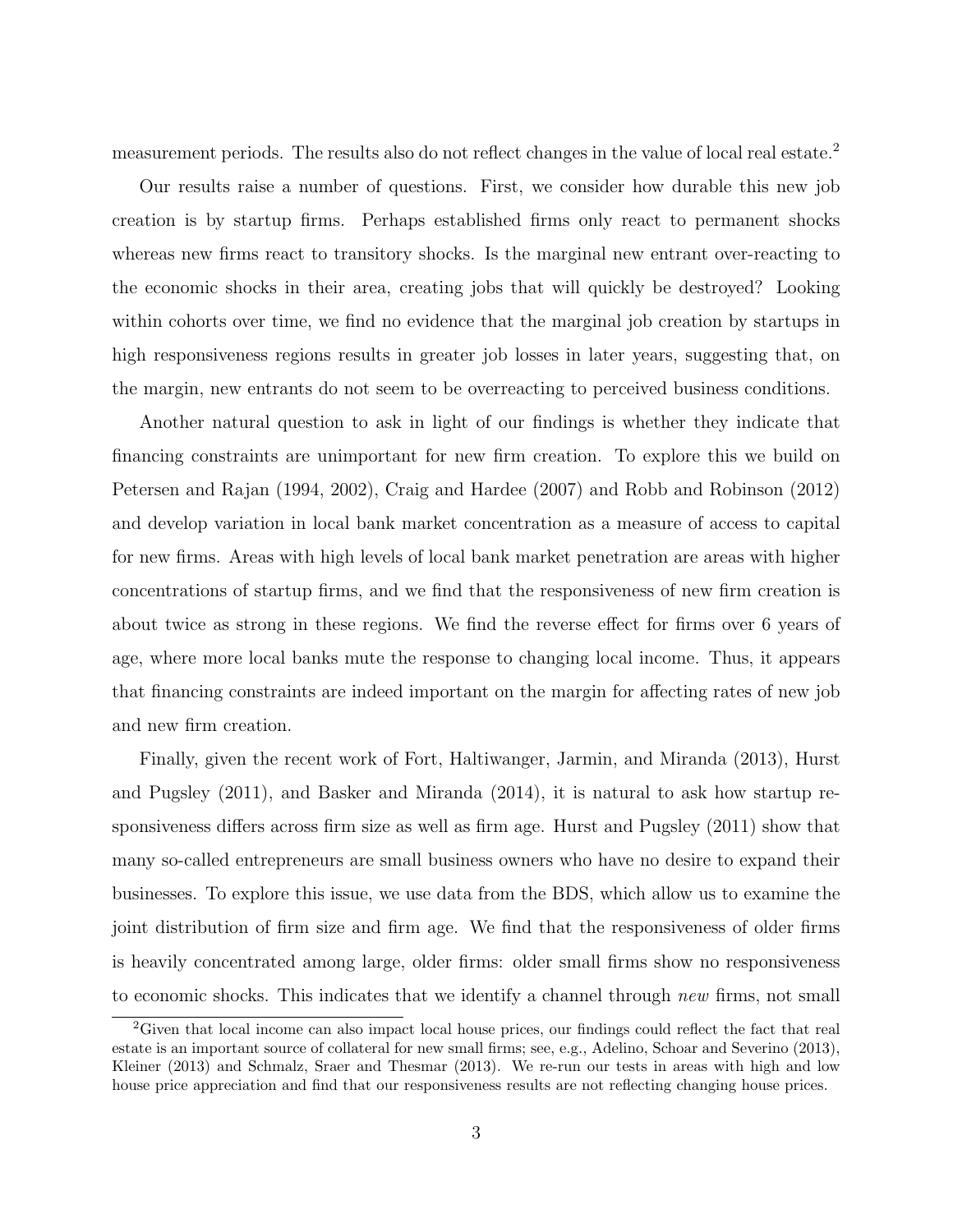measurement periods. The results also do not reflect changes in the value of local real estate.[2]

Our results raise a number of questions. First, we consider how durable this new job creation is by startup firms. Perhaps established firms only react to permanent shocks whereas new firms react to transitory shocks. Is the marginal new entrant over-reacting to the economic shocks in their area, creating jobs that will quickly be destroyed? Looking within cohorts over time, we find no evidence that the marginal job creation by startups in high responsiveness regions results in greater job losses in later years, suggesting that, on the margin, new entrants do not seem to be overreacting to perceived business conditions.

Another natural question to ask in light of our findings is whether they indicate that financing constraints are unimportant for new firm creation. To explore this we build on Petersen and Rajan (1994, 2002), Craig and Hardee (2007) and Robb and Robinson (2012) and develop variation in local bank market concentration as a measure of access to capital for new firms. Areas with high levels of local bank market penetration are areas with higher concentrations of startup firms, and we find that the responsiveness of new firm creation is about twice as strong in these regions. We find the reverse effect for firms over 6 years of age, where more local banks mute the response to changing local income. Thus, it appears that financing constraints are indeed important on the margin for affecting rates of new job and new firm creation.

Finally, given the recent work of Fort, Haltiwanger, Jarmin, and Miranda (2013), Hurst and Pugsley (2011), and Basker and Miranda (2014), it is natural to ask how startup responsiveness differs across firm size as well as firm age. Hurst and Pugsley (2011) show that many so-called entrepreneurs are small business owners who have no desire to expand their businesses. To explore this issue, we use data from the BDS, which allow us to examine the joint distribution of firm size and firm age. We find that the responsiveness of older firms is heavily concentrated among large, older firms: older small firms show no responsiveness to economic shocks. This indicates that we identify a channel through *new* firms, not small

[2] Given that local income can also impact local house prices, our findings could reflect the fact that real estate is an important source of collateral for new small firms; see, e.g., Adelino, Schoar and Severino (2013), Kleiner (2013) and Schmalz, Sraer and Thesmar (2013). We re-run our tests in areas with high and low house price appreciation and find that our responsiveness results are not reflecting changing house prices.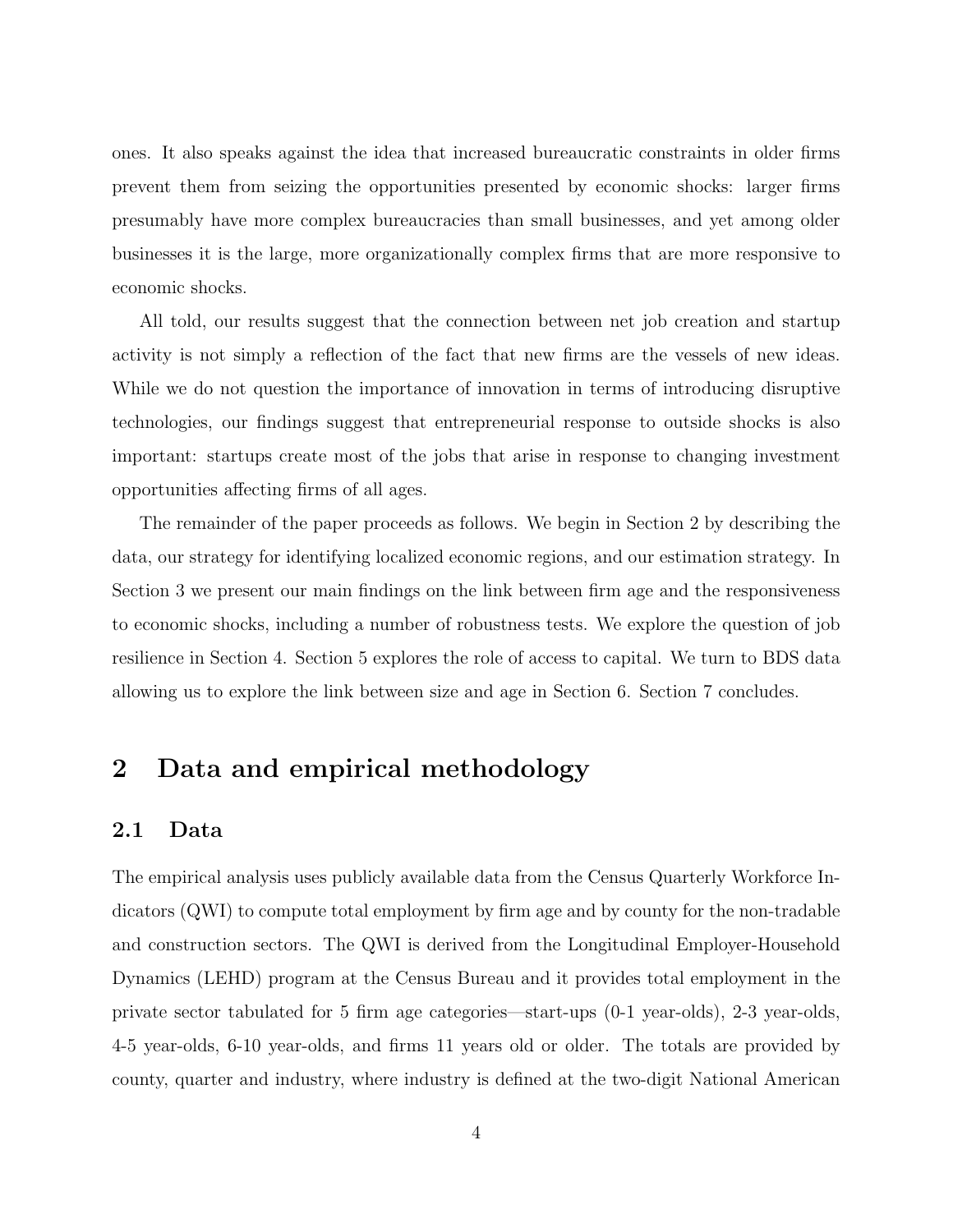ones. It also speaks against the idea that increased bureaucratic constraints in older firms prevent them from seizing the opportunities presented by economic shocks: larger firms presumably have more complex bureaucracies than small businesses, and yet among older businesses it is the large, more organizationally complex firms that are more responsive to economic shocks.

All told, our results suggest that the connection between net job creation and startup activity is not simply a reflection of the fact that new firms are the vessels of new ideas. While we do not question the importance of innovation in terms of introducing disruptive technologies, our findings suggest that entrepreneurial response to outside shocks is also important: startups create most of the jobs that arise in response to changing investment opportunities affecting firms of all ages.

The remainder of the paper proceeds as follows. We begin in Section 2 by describing the data, our strategy for identifying localized economic regions, and our estimation strategy. In Section 3 we present our main findings on the link between firm age and the responsiveness to economic shocks, including a number of robustness tests. We explore the question of job resilience in Section 4. Section 5 explores the role of access to capital. We turn to BDS data allowing us to explore the link between size and age in Section 6. Section 7 concludes.

# 2 Data and empirical methodology

## 2.1 Data

The empirical analysis uses publicly available data from the Census Quarterly Workforce Indicators (QWI) to compute total employment by firm age and by county for the non-tradable and construction sectors. The QWI is derived from the Longitudinal Employer-Household Dynamics (LEHD) program at the Census Bureau and it provides total employment in the private sector tabulated for 5 firm age categories—start-ups (0-1 year-olds), 2-3 year-olds, 4-5 year-olds, 6-10 year-olds, and firms 11 years old or older. The totals are provided by county, quarter and industry, where industry is defined at the two-digit National American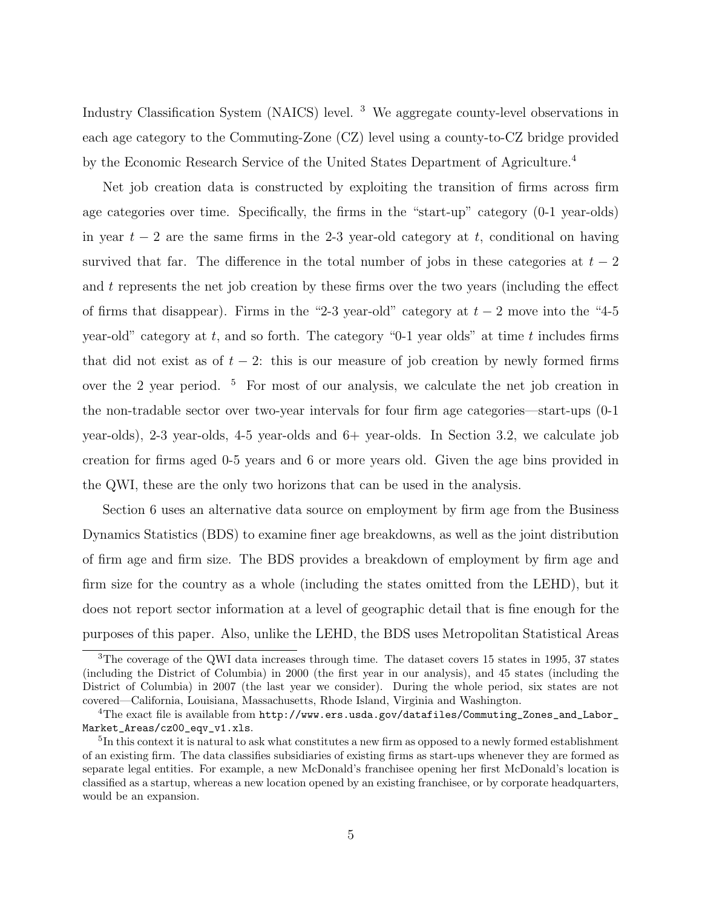Industry Classification System (NAICS) level. [3] We aggregate county-level observations in each age category to the Commuting-Zone (CZ) level using a county-to-CZ bridge provided by the Economic Research Service of the United States Department of Agriculture.[4]

Net job creation data is constructed by exploiting the transition of firms across firm age categories over time. Specifically, the firms in the "start-up" category (0-1 year-olds) in year $t-2$ are the same firms in the 2-3 year-old category at $t$, conditional on having survived that far. The difference in the total number of jobs in these categories at $t-2$ and $t$ represents the net job creation by these firms over the two years (including the effect of firms that disappear). Firms in the "2-3 year-old" category at $t-2$ move into the "4-5 year-old" category at $t$, and so forth. The category "0-1 year olds" at time $t$ includes firms that did not exist as of $t-2$: this is our measure of job creation by newly formed firms over the 2 year period. [5] For most of our analysis, we calculate the net job creation in the non-tradable sector over two-year intervals for four firm age categories—start-ups (0-1 year-olds), 2-3 year-olds, 4-5 year-olds and 6+ year-olds. In Section 3.2, we calculate job creation for firms aged 0-5 years and 6 or more years old. Given the age bins provided in the QWI, these are the only two horizons that can be used in the analysis.

Section 6 uses an alternative data source on employment by firm age from the Business Dynamics Statistics (BDS) to examine finer age breakdowns, as well as the joint distribution of firm age and firm size. The BDS provides a breakdown of employment by firm age and firm size for the country as a whole (including the states omitted from the LEHD), but it does not report sector information at a level of geographic detail that is fine enough for the purposes of this paper. Also, unlike the LEHD, the BDS uses Metropolitan Statistical Areas

---

[3] The coverage of the QWI data increases through time. The dataset covers 15 states in 1995, 37 states (including the District of Columbia) in 2000 (the first year in our analysis), and 45 states (including the District of Columbia) in 2007 (the last year we consider). During the whole period, six states are not covered—California, Louisiana, Massachusetts, Rhode Island, Virginia and Washington.

[4] The exact file is available from `http://www.ers.usda.gov/datafiles/Commuting_Zones_and_Labor_Market_Areas/cz00_eqv_v1.xls`.

[5] In this context it is natural to ask what constitutes a new firm as opposed to a newly formed establishment of an existing firm. The data classifies subsidiaries of existing firms as start-ups whenever they are formed as separate legal entities. For example, a new McDonald's franchisee opening her first McDonald's location is classified as a startup, whereas a new location opened by an existing franchisee, or by corporate headquarters, would be an expansion.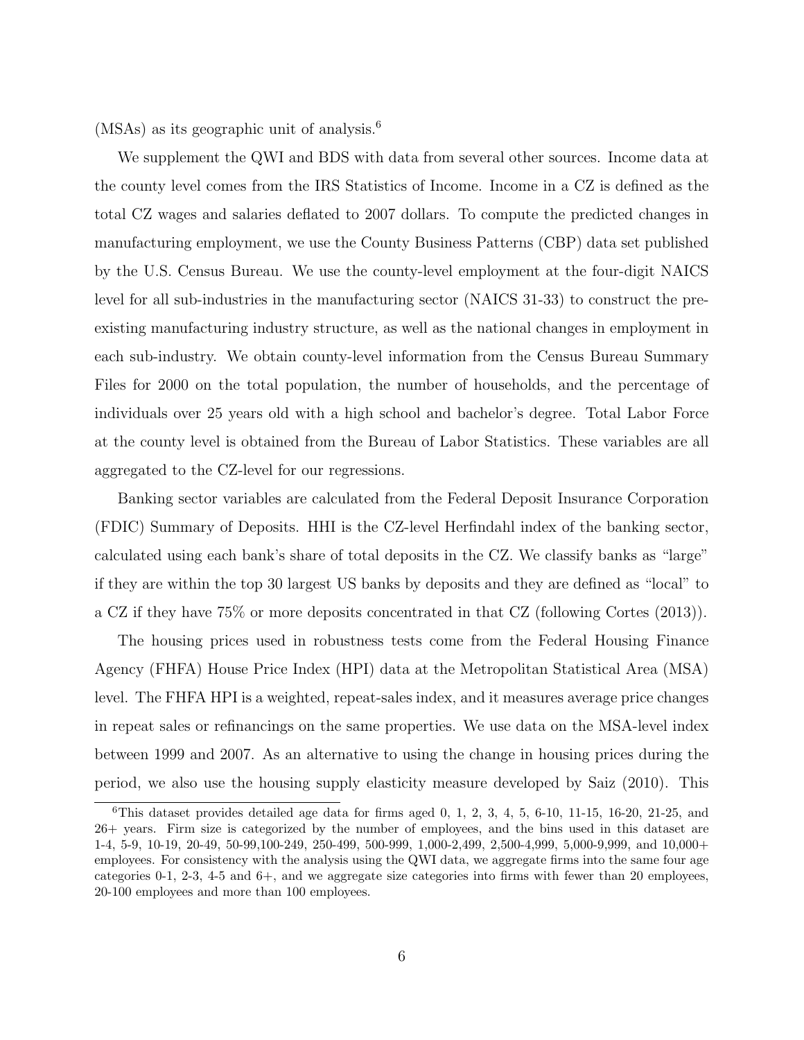(MSAs) as its geographic unit of analysis.[6]

We supplement the QWI and BDS with data from several other sources. Income data at the county level comes from the IRS Statistics of Income. Income in a CZ is defined as the total CZ wages and salaries deflated to 2007 dollars. To compute the predicted changes in manufacturing employment, we use the County Business Patterns (CBP) data set published by the U.S. Census Bureau. We use the county-level employment at the four-digit NAICS level for all sub-industries in the manufacturing sector (NAICS 31-33) to construct the pre-existing manufacturing industry structure, as well as the national changes in employment in each sub-industry. We obtain county-level information from the Census Bureau Summary Files for 2000 on the total population, the number of households, and the percentage of individuals over 25 years old with a high school and bachelor's degree. Total Labor Force at the county level is obtained from the Bureau of Labor Statistics. These variables are all aggregated to the CZ-level for our regressions.

Banking sector variables are calculated from the Federal Deposit Insurance Corporation (FDIC) Summary of Deposits. HHI is the CZ-level Herfindahl index of the banking sector, calculated using each bank's share of total deposits in the CZ. We classify banks as "large" if they are within the top 30 largest US banks by deposits and they are defined as "local" to a CZ if they have 75% or more deposits concentrated in that CZ (following Cortes (2013)).

The housing prices used in robustness tests come from the Federal Housing Finance Agency (FHFA) House Price Index (HPI) data at the Metropolitan Statistical Area (MSA) level. The FHFA HPI is a weighted, repeat-sales index, and it measures average price changes in repeat sales or refinancings on the same properties. We use data on the MSA-level index between 1999 and 2007. As an alternative to using the change in housing prices during the period, we also use the housing supply elasticity measure developed by Saiz (2010). This

[6] This dataset provides detailed age data for firms aged 0, 1, 2, 3, 4, 5, 6-10, 11-15, 16-20, 21-25, and 26+ years. Firm size is categorized by the number of employees, and the bins used in this dataset are 1-4, 5-9, 10-19, 20-49, 50-99,100-249, 250-499, 500-999, 1,000-2,499, 2,500-4,999, 5,000-9,999, and 10,000+ employees. For consistency with the analysis using the QWI data, we aggregate firms into the same four age categories 0-1, 2-3, 4-5 and 6+, and we aggregate size categories into firms with fewer than 20 employees, 20-100 employees and more than 100 employees.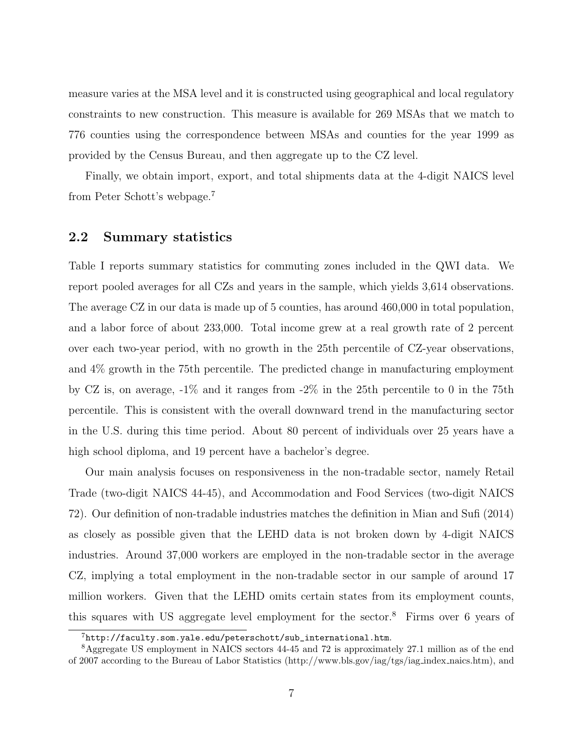measure varies at the MSA level and it is constructed using geographical and local regulatory constraints to new construction. This measure is available for 269 MSAs that we match to 776 counties using the correspondence between MSAs and counties for the year 1999 as provided by the Census Bureau, and then aggregate up to the CZ level.

Finally, we obtain import, export, and total shipments data at the 4-digit NAICS level from Peter Schott's webpage.[7]

## 2.2 Summary statistics

Table I reports summary statistics for commuting zones included in the QWI data. We report pooled averages for all CZs and years in the sample, which yields 3,614 observations. The average CZ in our data is made up of 5 counties, has around 460,000 in total population, and a labor force of about 233,000. Total income grew at a real growth rate of 2 percent over each two-year period, with no growth in the 25th percentile of CZ-year observations, and 4% growth in the 75th percentile. The predicted change in manufacturing employment by CZ is, on average, -1% and it ranges from -2% in the 25th percentile to 0 in the 75th percentile. This is consistent with the overall downward trend in the manufacturing sector in the U.S. during this time period. About 80 percent of individuals over 25 years have a high school diploma, and 19 percent have a bachelor's degree.

Our main analysis focuses on responsiveness in the non-tradable sector, namely Retail Trade (two-digit NAICS 44-45), and Accommodation and Food Services (two-digit NAICS 72). Our definition of non-tradable industries matches the definition in Mian and Sufi (2014) as closely as possible given that the LEHD data is not broken down by 4-digit NAICS industries. Around 37,000 workers are employed in the non-tradable sector in the average CZ, implying a total employment in the non-tradable sector in our sample of around 17 million workers. Given that the LEHD omits certain states from its employment counts, this squares with US aggregate level employment for the sector.[8] Firms over 6 years of

---

[7] `http://faculty.som.yale.edu/peterschott/sub_international.htm`.

[8] Aggregate US employment in NAICS sectors 44-45 and 72 is approximately 27.1 million as of the end of 2007 according to the Bureau of Labor Statistics (http://www.bls.gov/iag/tgs/iag_index_naics.htm), and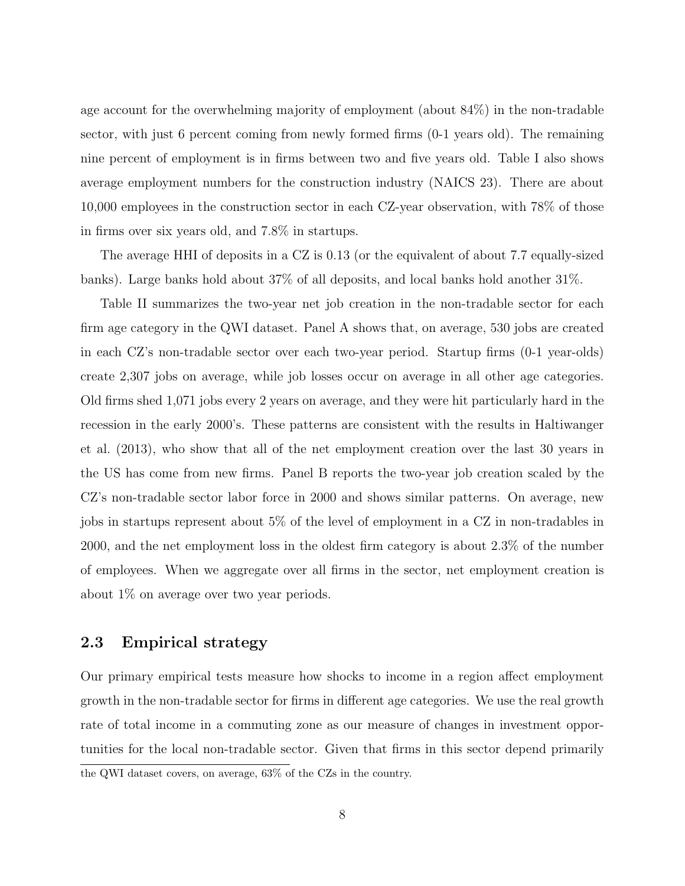age account for the overwhelming majority of employment (about 84%) in the non-tradable sector, with just 6 percent coming from newly formed firms (0-1 years old). The remaining nine percent of employment is in firms between two and five years old. Table I also shows average employment numbers for the construction industry (NAICS 23). There are about 10,000 employees in the construction sector in each CZ-year observation, with 78% of those in firms over six years old, and 7.8% in startups.

The average HHI of deposits in a CZ is 0.13 (or the equivalent of about 7.7 equally-sized banks). Large banks hold about 37% of all deposits, and local banks hold another 31%.

Table II summarizes the two-year net job creation in the non-tradable sector for each firm age category in the QWI dataset. Panel A shows that, on average, 530 jobs are created in each CZ's non-tradable sector over each two-year period. Startup firms (0-1 year-olds) create 2,307 jobs on average, while job losses occur on average in all other age categories. Old firms shed 1,071 jobs every 2 years on average, and they were hit particularly hard in the recession in the early 2000's. These patterns are consistent with the results in Haltiwanger et al. (2013), who show that all of the net employment creation over the last 30 years in the US has come from new firms. Panel B reports the two-year job creation scaled by the CZ's non-tradable sector labor force in 2000 and shows similar patterns. On average, new jobs in startups represent about 5% of the level of employment in a CZ in non-tradables in 2000, and the net employment loss in the oldest firm category is about 2.3% of the number of employees. When we aggregate over all firms in the sector, net employment creation is about 1% on average over two year periods.

## 2.3 Empirical strategy

Our primary empirical tests measure how shocks to income in a region affect employment growth in the non-tradable sector for firms in different age categories. We use the real growth rate of total income in a commuting zone as our measure of changes in investment opportunities for the local non-tradable sector. Given that firms in this sector depend primarily

the QWI dataset covers, on average, 63% of the CZs in the country.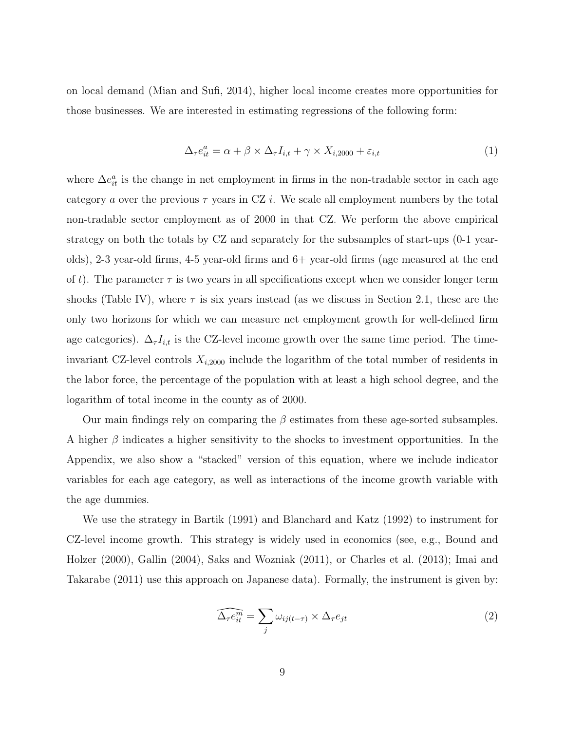on local demand (Mian and Sufi, 2014), higher local income creates more opportunities for those businesses. We are interested in estimating regressions of the following form:

$$\Delta_\tau e^a_{it} = \alpha + \beta \times \Delta_\tau I_{i,t} + \gamma \times X_{i,2000} + \varepsilon_{i,t} \tag{1}$$

where $\Delta e^a_{it}$ is the change in net employment in firms in the non-tradable sector in each age category $a$ over the previous $\tau$ years in CZ $i$. We scale all employment numbers by the total non-tradable sector employment as of 2000 in that CZ. We perform the above empirical strategy on both the totals by CZ and separately for the subsamples of start-ups (0-1 year-olds), 2-3 year-old firms, 4-5 year-old firms and 6+ year-old firms (age measured at the end of $t$). The parameter $\tau$ is two years in all specifications except when we consider longer term shocks (Table IV), where $\tau$ is six years instead (as we discuss in Section 2.1, these are the only two horizons for which we can measure net employment growth for well-defined firm age categories). $\Delta_\tau I_{i,t}$ is the CZ-level income growth over the same time period. The time-invariant CZ-level controls $X_{i,2000}$ include the logarithm of the total number of residents in the labor force, the percentage of the population with at least a high school degree, and the logarithm of total income in the county as of 2000.

Our main findings rely on comparing the $\beta$ estimates from these age-sorted subsamples. A higher $\beta$ indicates a higher sensitivity to the shocks to investment opportunities. In the Appendix, we also show a "stacked" version of this equation, where we include indicator variables for each age category, as well as interactions of the income growth variable with the age dummies.

We use the strategy in Bartik (1991) and Blanchard and Katz (1992) to instrument for CZ-level income growth. This strategy is widely used in economics (see, e.g., Bound and Holzer (2000), Gallin (2004), Saks and Wozniak (2011), or Charles et al. (2013); Imai and Takarabe (2011) use this approach on Japanese data). Formally, the instrument is given by:

$$\widehat{\Delta_\tau e^m_{it}} = \sum_j \omega_{ij(t-\tau)} \times \Delta_\tau e_{jt} \tag{2}$$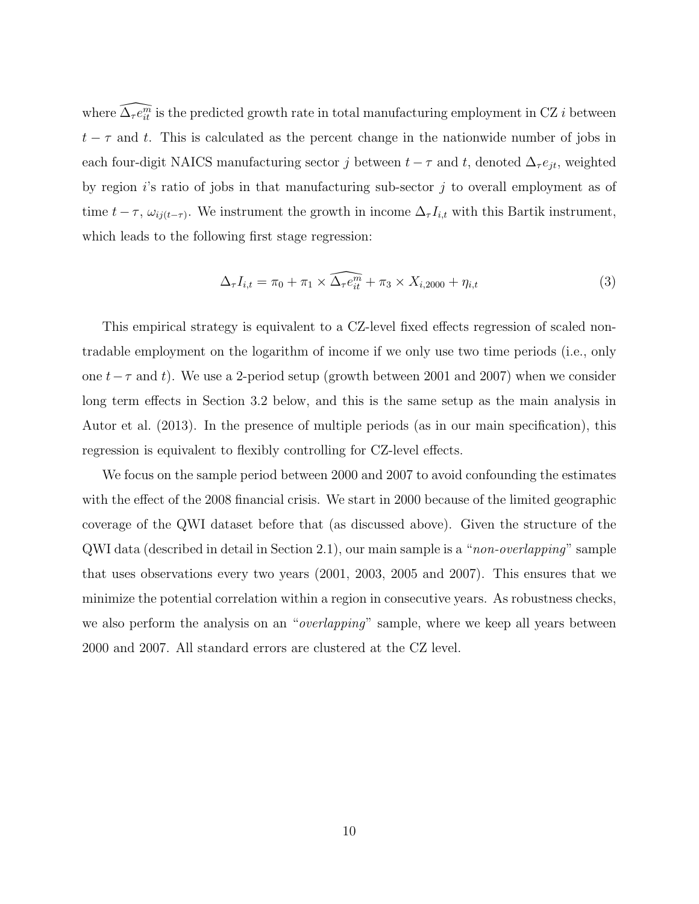where $\widehat{\Delta_\tau e_{it}^m}$ is the predicted growth rate in total manufacturing employment in CZ $i$ between $t-\tau$ and $t$. This is calculated as the percent change in the nationwide number of jobs in each four-digit NAICS manufacturing sector $j$ between $t-\tau$ and $t$, denoted $\Delta_\tau e_{jt}$, weighted by region $i$'s ratio of jobs in that manufacturing sub-sector $j$ to overall employment as of time $t-\tau$, $\omega_{ij(t-\tau)}$. We instrument the growth in income $\Delta_\tau I_{i,t}$ with this Bartik instrument, which leads to the following first stage regression:

$$\Delta_\tau I_{i,t} = \pi_0 + \pi_1 \times \widehat{\Delta_\tau e_{it}^m} + \pi_3 \times X_{i,2000} + \eta_{i,t} \tag{3}$$

This empirical strategy is equivalent to a CZ-level fixed effects regression of scaled non-tradable employment on the logarithm of income if we only use two time periods (i.e., only one $t-\tau$ and $t$). We use a 2-period setup (growth between 2001 and 2007) when we consider long term effects in Section 3.2 below, and this is the same setup as the main analysis in Autor et al. (2013). In the presence of multiple periods (as in our main specification), this regression is equivalent to flexibly controlling for CZ-level effects.

We focus on the sample period between 2000 and 2007 to avoid confounding the estimates with the effect of the 2008 financial crisis. We start in 2000 because of the limited geographic coverage of the QWI dataset before that (as discussed above). Given the structure of the QWI data (described in detail in Section 2.1), our main sample is a "*non-overlapping*" sample that uses observations every two years (2001, 2003, 2005 and 2007). This ensures that we minimize the potential correlation within a region in consecutive years. As robustness checks, we also perform the analysis on an "*overlapping*" sample, where we keep all years between 2000 and 2007. All standard errors are clustered at the CZ level.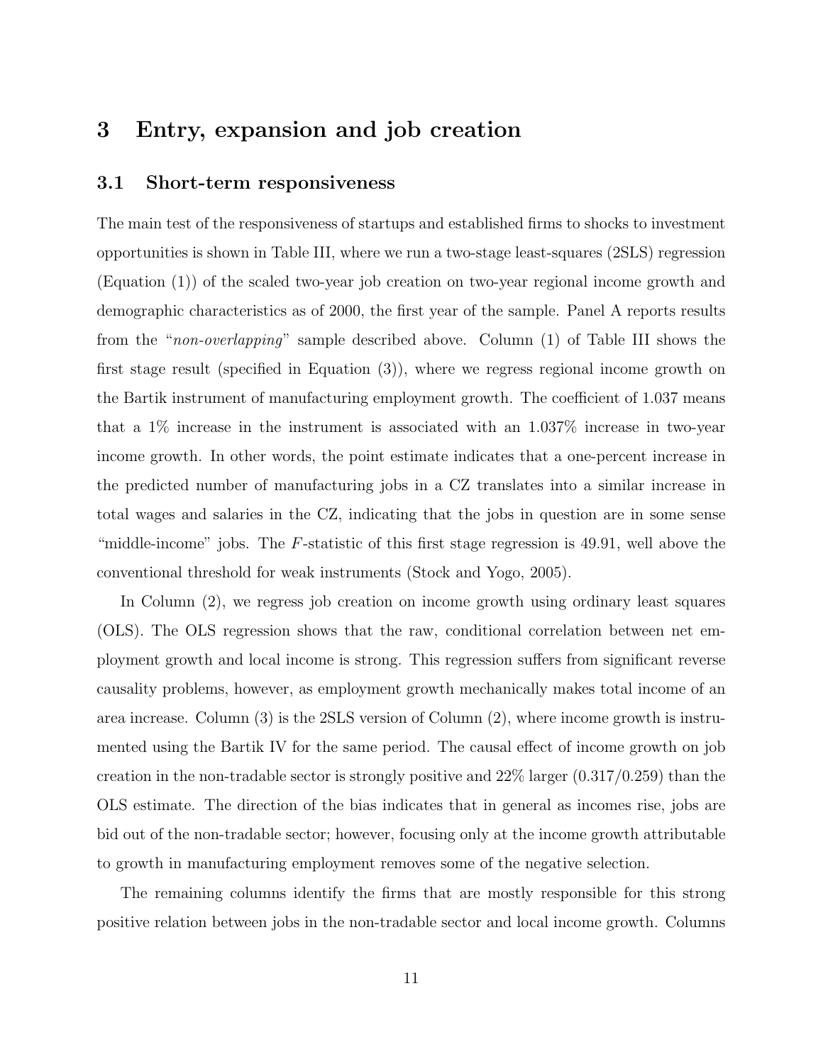# 3 Entry, expansion and job creation

## 3.1 Short-term responsiveness

The main test of the responsiveness of startups and established firms to shocks to investment opportunities is shown in Table III, where we run a two-stage least-squares (2SLS) regression (Equation (1)) of the scaled two-year job creation on two-year regional income growth and demographic characteristics as of 2000, the first year of the sample. Panel A reports results from the "*non-overlapping*" sample described above. Column (1) of Table III shows the first stage result (specified in Equation (3)), where we regress regional income growth on the Bartik instrument of manufacturing employment growth. The coefficient of 1.037 means that a 1% increase in the instrument is associated with an 1.037% increase in two-year income growth. In other words, the point estimate indicates that a one-percent increase in the predicted number of manufacturing jobs in a CZ translates into a similar increase in total wages and salaries in the CZ, indicating that the jobs in question are in some sense "middle-income" jobs. The $F$-statistic of this first stage regression is 49.91, well above the conventional threshold for weak instruments (Stock and Yogo, 2005).

In Column (2), we regress job creation on income growth using ordinary least squares (OLS). The OLS regression shows that the raw, conditional correlation between net employment growth and local income is strong. This regression suffers from significant reverse causality problems, however, as employment growth mechanically makes total income of an area increase. Column (3) is the 2SLS version of Column (2), where income growth is instrumented using the Bartik IV for the same period. The causal effect of income growth on job creation in the non-tradable sector is strongly positive and 22% larger (0.317/0.259) than the OLS estimate. The direction of the bias indicates that in general as incomes rise, jobs are bid out of the non-tradable sector; however, focusing only at the income growth attributable to growth in manufacturing employment removes some of the negative selection.

The remaining columns identify the firms that are mostly responsible for this strong positive relation between jobs in the non-tradable sector and local income growth. Columns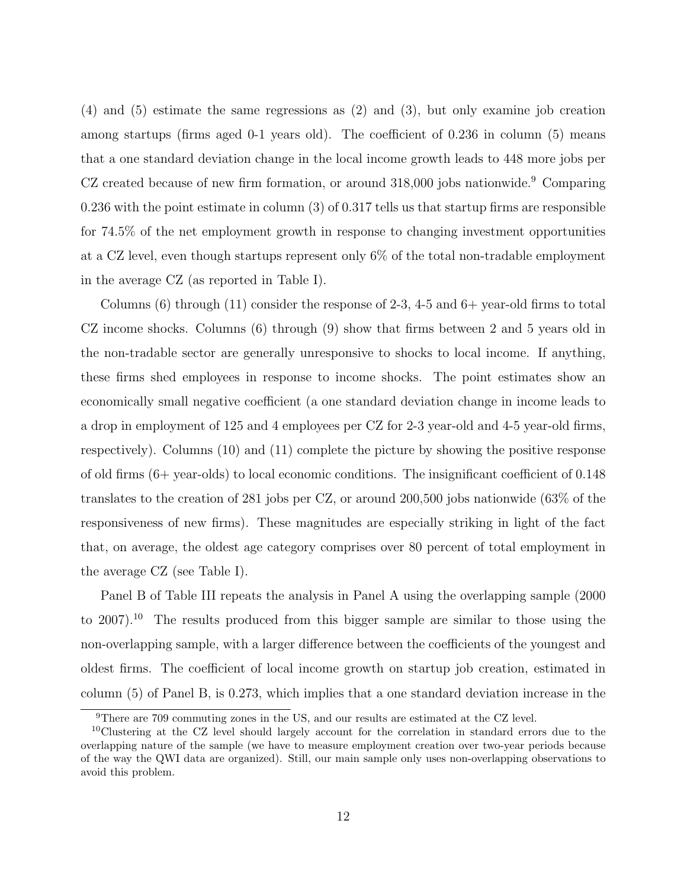(4) and (5) estimate the same regressions as (2) and (3), but only examine job creation among startups (firms aged 0-1 years old). The coefficient of 0.236 in column (5) means that a one standard deviation change in the local income growth leads to 448 more jobs per CZ created because of new firm formation, or around 318,000 jobs nationwide.[9] Comparing 0.236 with the point estimate in column (3) of 0.317 tells us that startup firms are responsible for 74.5% of the net employment growth in response to changing investment opportunities at a CZ level, even though startups represent only 6% of the total non-tradable employment in the average CZ (as reported in Table I).

Columns (6) through (11) consider the response of 2-3, 4-5 and 6+ year-old firms to total CZ income shocks. Columns (6) through (9) show that firms between 2 and 5 years old in the non-tradable sector are generally unresponsive to shocks to local income. If anything, these firms shed employees in response to income shocks. The point estimates show an economically small negative coefficient (a one standard deviation change in income leads to a drop in employment of 125 and 4 employees per CZ for 2-3 year-old and 4-5 year-old firms, respectively). Columns (10) and (11) complete the picture by showing the positive response of old firms (6+ year-olds) to local economic conditions. The insignificant coefficient of 0.148 translates to the creation of 281 jobs per CZ, or around 200,500 jobs nationwide (63% of the responsiveness of new firms). These magnitudes are especially striking in light of the fact that, on average, the oldest age category comprises over 80 percent of total employment in the average CZ (see Table I).

Panel B of Table III repeats the analysis in Panel A using the overlapping sample (2000 to 2007).[10] The results produced from this bigger sample are similar to those using the non-overlapping sample, with a larger difference between the coefficients of the youngest and oldest firms. The coefficient of local income growth on startup job creation, estimated in column (5) of Panel B, is 0.273, which implies that a one standard deviation increase in the

[9] There are 709 commuting zones in the US, and our results are estimated at the CZ level.

[10] Clustering at the CZ level should largely account for the correlation in standard errors due to the overlapping nature of the sample (we have to measure employment creation over two-year periods because of the way the QWI data are organized). Still, our main sample only uses non-overlapping observations to avoid this problem.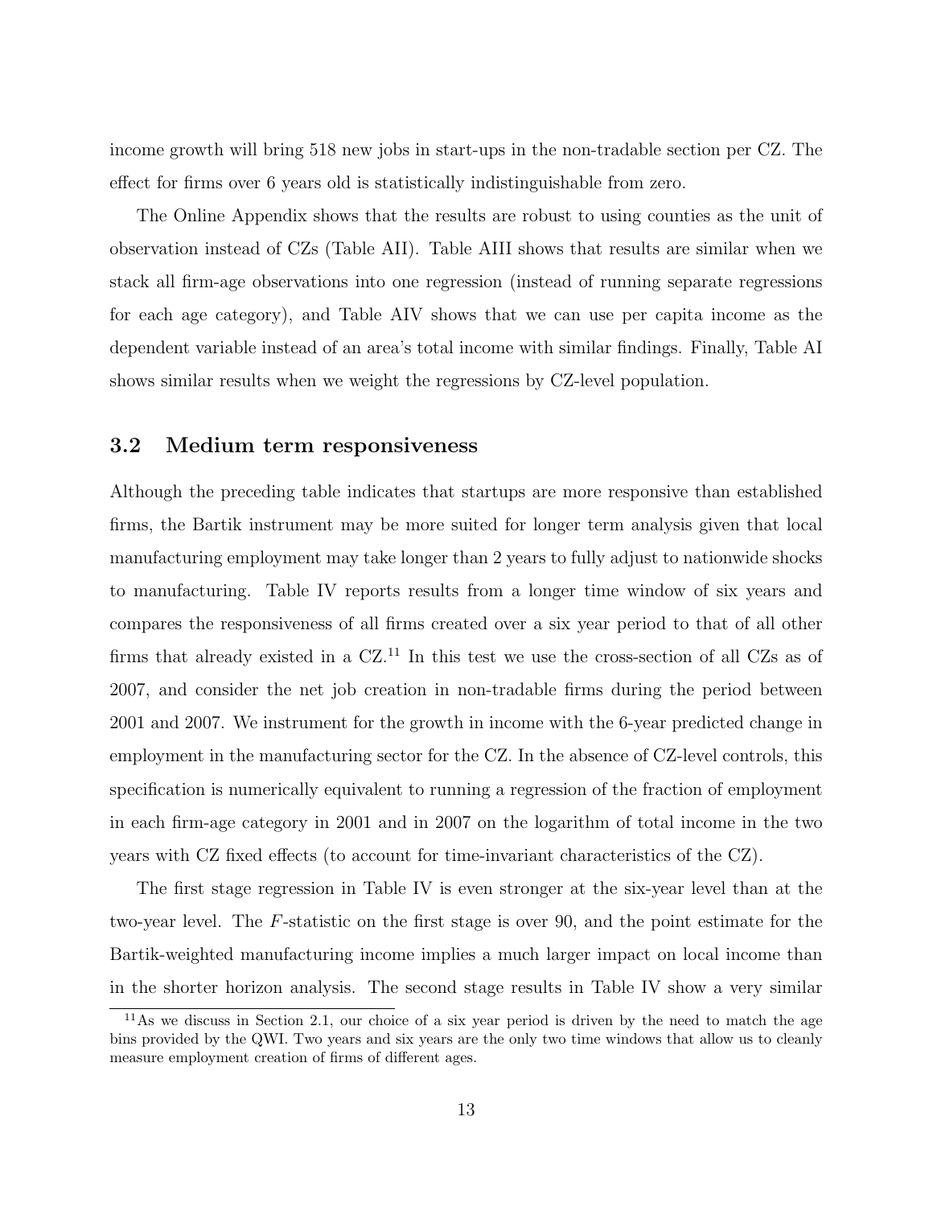income growth will bring 518 new jobs in start-ups in the non-tradable section per CZ. The effect for firms over 6 years old is statistically indistinguishable from zero.

The Online Appendix shows that the results are robust to using counties as the unit of observation instead of CZs (Table AII). Table AIII shows that results are similar when we stack all firm-age observations into one regression (instead of running separate regressions for each age category), and Table AIV shows that we can use per capita income as the dependent variable instead of an area's total income with similar findings. Finally, Table AI shows similar results when we weight the regressions by CZ-level population.

## 3.2 Medium term responsiveness

Although the preceding table indicates that startups are more responsive than established firms, the Bartik instrument may be more suited for longer term analysis given that local manufacturing employment may take longer than 2 years to fully adjust to nationwide shocks to manufacturing. Table IV reports results from a longer time window of six years and compares the responsiveness of all firms created over a six year period to that of all other firms that already existed in a CZ.[11] In this test we use the cross-section of all CZs as of 2007, and consider the net job creation in non-tradable firms during the period between 2001 and 2007. We instrument for the growth in income with the 6-year predicted change in employment in the manufacturing sector for the CZ. In the absence of CZ-level controls, this specification is numerically equivalent to running a regression of the fraction of employment in each firm-age category in 2001 and in 2007 on the logarithm of total income in the two years with CZ fixed effects (to account for time-invariant characteristics of the CZ).

The first stage regression in Table IV is even stronger at the six-year level than at the two-year level. The $F$-statistic on the first stage is over 90, and the point estimate for the Bartik-weighted manufacturing income implies a much larger impact on local income than in the shorter horizon analysis. The second stage results in Table IV show a very similar

[11] As we discuss in Section 2.1, our choice of a six year period is driven by the need to match the age bins provided by the QWI. Two years and six years are the only two time windows that allow us to cleanly measure employment creation of firms of different ages.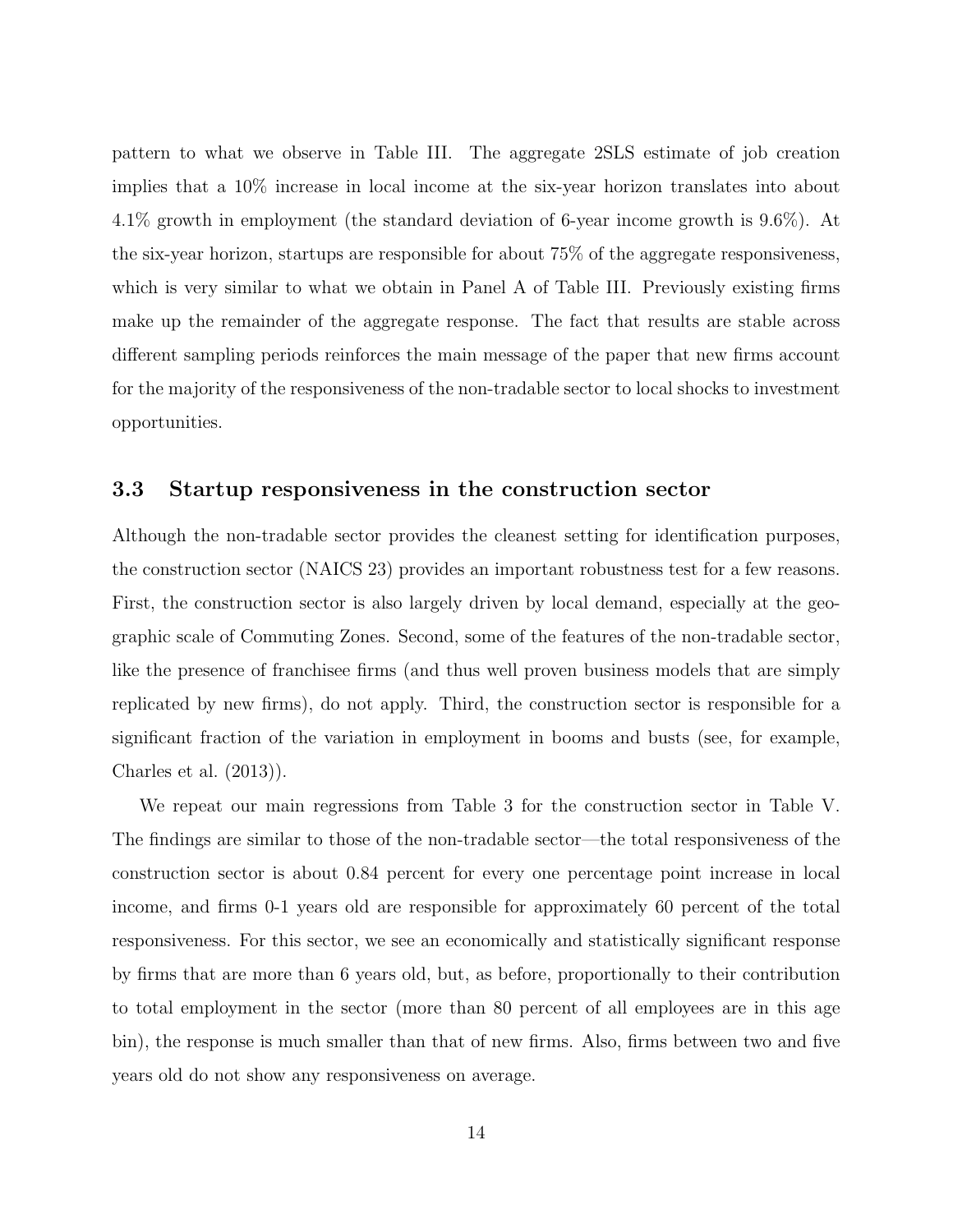pattern to what we observe in Table III. The aggregate 2SLS estimate of job creation implies that a 10% increase in local income at the six-year horizon translates into about 4.1% growth in employment (the standard deviation of 6-year income growth is 9.6%). At the six-year horizon, startups are responsible for about 75% of the aggregate responsiveness, which is very similar to what we obtain in Panel A of Table III. Previously existing firms make up the remainder of the aggregate response. The fact that results are stable across different sampling periods reinforces the main message of the paper that new firms account for the majority of the responsiveness of the non-tradable sector to local shocks to investment opportunities.

### 3.3 Startup responsiveness in the construction sector

Although the non-tradable sector provides the cleanest setting for identification purposes, the construction sector (NAICS 23) provides an important robustness test for a few reasons. First, the construction sector is also largely driven by local demand, especially at the geographic scale of Commuting Zones. Second, some of the features of the non-tradable sector, like the presence of franchisee firms (and thus well proven business models that are simply replicated by new firms), do not apply. Third, the construction sector is responsible for a significant fraction of the variation in employment in booms and busts (see, for example, Charles et al. (2013)).

We repeat our main regressions from Table 3 for the construction sector in Table V. The findings are similar to those of the non-tradable sector—the total responsiveness of the construction sector is about 0.84 percent for every one percentage point increase in local income, and firms 0-1 years old are responsible for approximately 60 percent of the total responsiveness. For this sector, we see an economically and statistically significant response by firms that are more than 6 years old, but, as before, proportionally to their contribution to total employment in the sector (more than 80 percent of all employees are in this age bin), the response is much smaller than that of new firms. Also, firms between two and five years old do not show any responsiveness on average.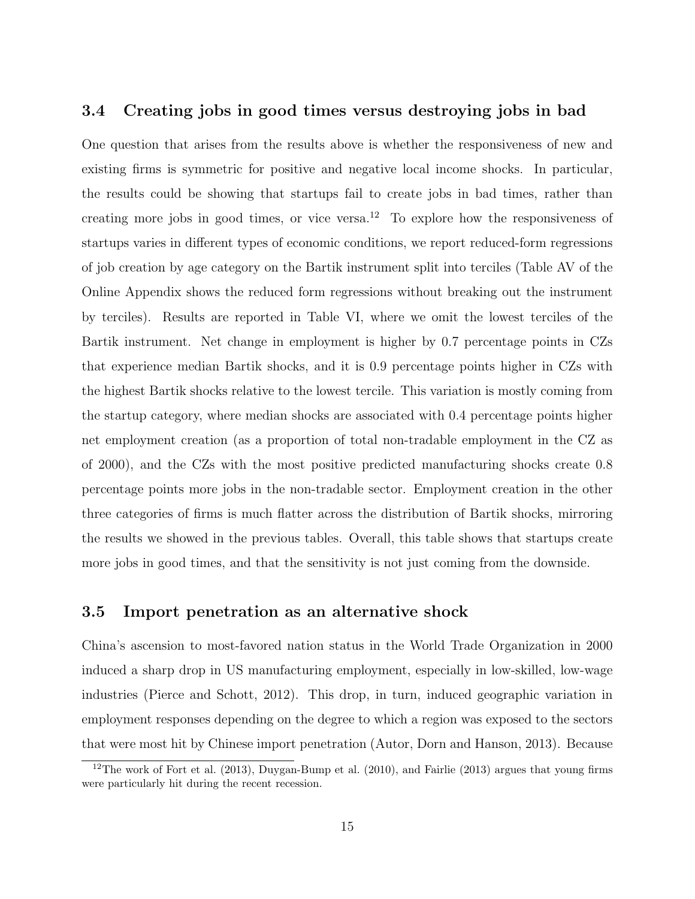### 3.4 Creating jobs in good times versus destroying jobs in bad

One question that arises from the results above is whether the responsiveness of new and existing firms is symmetric for positive and negative local income shocks. In particular, the results could be showing that startups fail to create jobs in bad times, rather than creating more jobs in good times, or vice versa.[12] To explore how the responsiveness of startups varies in different types of economic conditions, we report reduced-form regressions of job creation by age category on the Bartik instrument split into terciles (Table AV of the Online Appendix shows the reduced form regressions without breaking out the instrument by terciles). Results are reported in Table VI, where we omit the lowest terciles of the Bartik instrument. Net change in employment is higher by 0.7 percentage points in CZs that experience median Bartik shocks, and it is 0.9 percentage points higher in CZs with the highest Bartik shocks relative to the lowest tercile. This variation is mostly coming from the startup category, where median shocks are associated with 0.4 percentage points higher net employment creation (as a proportion of total non-tradable employment in the CZ as of 2000), and the CZs with the most positive predicted manufacturing shocks create 0.8 percentage points more jobs in the non-tradable sector. Employment creation in the other three categories of firms is much flatter across the distribution of Bartik shocks, mirroring the results we showed in the previous tables. Overall, this table shows that startups create more jobs in good times, and that the sensitivity is not just coming from the downside.

### 3.5 Import penetration as an alternative shock

China's ascension to most-favored nation status in the World Trade Organization in 2000 induced a sharp drop in US manufacturing employment, especially in low-skilled, low-wage industries (Pierce and Schott, 2012). This drop, in turn, induced geographic variation in employment responses depending on the degree to which a region was exposed to the sectors that were most hit by Chinese import penetration (Autor, Dorn and Hanson, 2013). Because

[12] The work of Fort et al. (2013), Duygan-Bump et al. (2010), and Fairlie (2013) argues that young firms were particularly hit during the recent recession.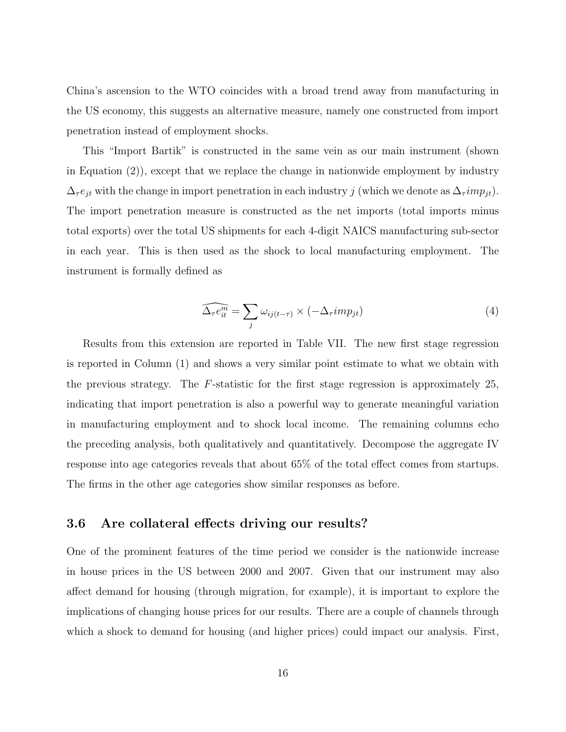China's ascension to the WTO coincides with a broad trend away from manufacturing in the US economy, this suggests an alternative measure, namely one constructed from import penetration instead of employment shocks.

This "Import Bartik" is constructed in the same vein as our main instrument (shown in Equation (2)), except that we replace the change in nationwide employment by industry $\Delta_\tau e_{jt}$ with the change in import penetration in each industry $j$ (which we denote as $\Delta_\tau imp_{jt}$). The import penetration measure is constructed as the net imports (total imports minus total exports) over the total US shipments for each 4-digit NAICS manufacturing sub-sector in each year. This is then used as the shock to local manufacturing employment. The instrument is formally defined as

$$\widehat{\Delta_\tau e_{it}^m} = \sum_j \omega_{ij(t-\tau)} \times (-\Delta_\tau imp_{jt}) \tag{4}$$

Results from this extension are reported in Table VII. The new first stage regression is reported in Column (1) and shows a very similar point estimate to what we obtain with the previous strategy. The $F$-statistic for the first stage regression is approximately 25, indicating that import penetration is also a powerful way to generate meaningful variation in manufacturing employment and to shock local income. The remaining columns echo the preceding analysis, both qualitatively and quantitatively. Decompose the aggregate IV response into age categories reveals that about 65% of the total effect comes from startups. The firms in the other age categories show similar responses as before.

### 3.6 Are collateral effects driving our results?

One of the prominent features of the time period we consider is the nationwide increase in house prices in the US between 2000 and 2007. Given that our instrument may also affect demand for housing (through migration, for example), it is important to explore the implications of changing house prices for our results. There are a couple of channels through which a shock to demand for housing (and higher prices) could impact our analysis. First,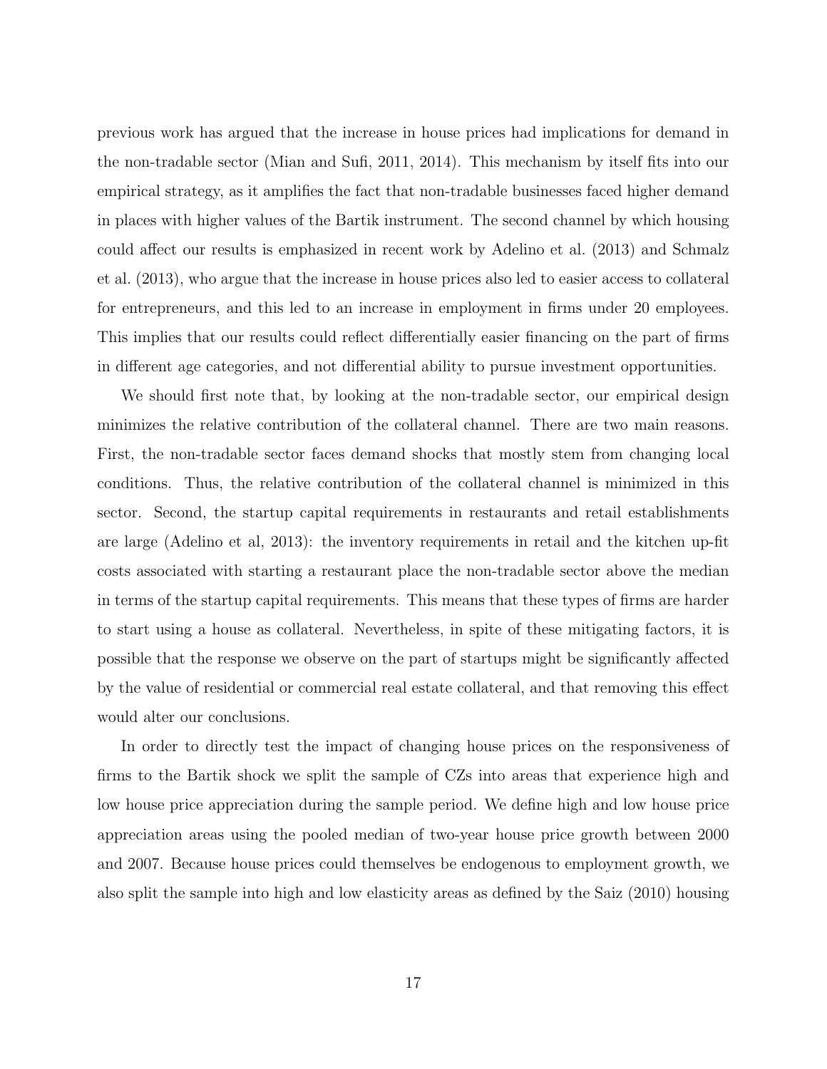previous work has argued that the increase in house prices had implications for demand in the non-tradable sector (Mian and Sufi, 2011, 2014). This mechanism by itself fits into our empirical strategy, as it amplifies the fact that non-tradable businesses faced higher demand in places with higher values of the Bartik instrument. The second channel by which housing could affect our results is emphasized in recent work by Adelino et al. (2013) and Schmalz et al. (2013), who argue that the increase in house prices also led to easier access to collateral for entrepreneurs, and this led to an increase in employment in firms under 20 employees. This implies that our results could reflect differentially easier financing on the part of firms in different age categories, and not differential ability to pursue investment opportunities.

We should first note that, by looking at the non-tradable sector, our empirical design minimizes the relative contribution of the collateral channel. There are two main reasons. First, the non-tradable sector faces demand shocks that mostly stem from changing local conditions. Thus, the relative contribution of the collateral channel is minimized in this sector. Second, the startup capital requirements in restaurants and retail establishments are large (Adelino et al, 2013): the inventory requirements in retail and the kitchen up-fit costs associated with starting a restaurant place the non-tradable sector above the median in terms of the startup capital requirements. This means that these types of firms are harder to start using a house as collateral. Nevertheless, in spite of these mitigating factors, it is possible that the response we observe on the part of startups might be significantly affected by the value of residential or commercial real estate collateral, and that removing this effect would alter our conclusions.

In order to directly test the impact of changing house prices on the responsiveness of firms to the Bartik shock we split the sample of CZs into areas that experience high and low house price appreciation during the sample period. We define high and low house price appreciation areas using the pooled median of two-year house price growth between 2000 and 2007. Because house prices could themselves be endogenous to employment growth, we also split the sample into high and low elasticity areas as defined by the Saiz (2010) housing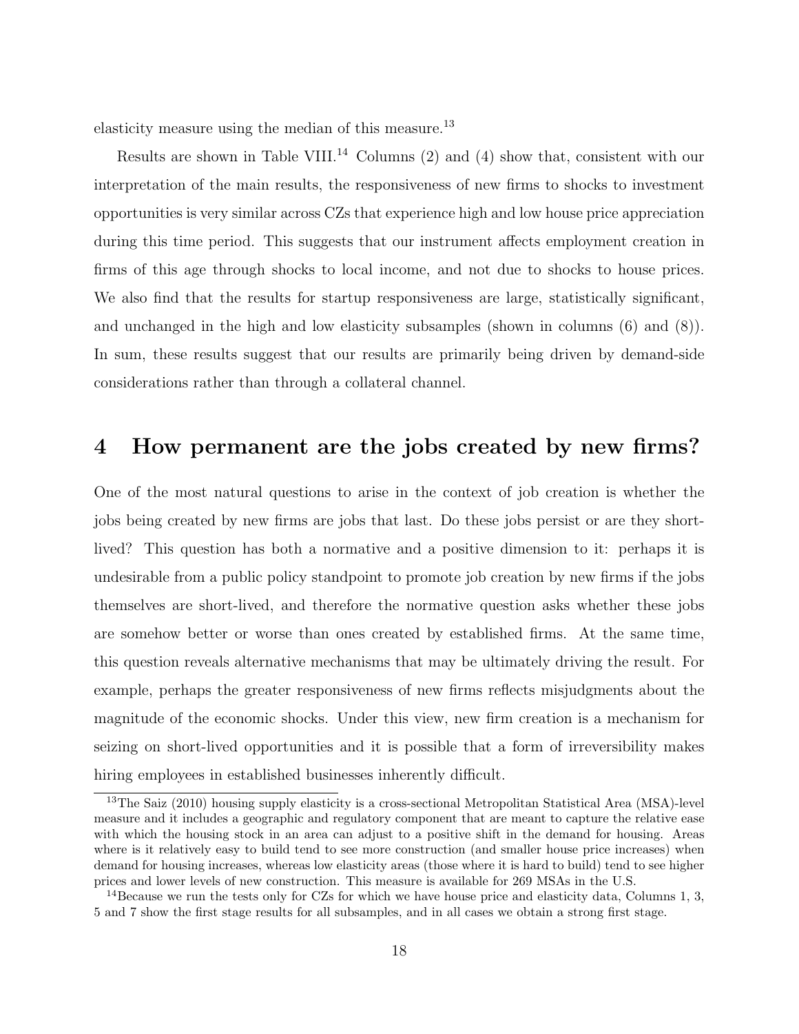elasticity measure using the median of this measure.[13]

Results are shown in Table VIII.[14] Columns (2) and (4) show that, consistent with our interpretation of the main results, the responsiveness of new firms to shocks to investment opportunities is very similar across CZs that experience high and low house price appreciation during this time period. This suggests that our instrument affects employment creation in firms of this age through shocks to local income, and not due to shocks to house prices. We also find that the results for startup responsiveness are large, statistically significant, and unchanged in the high and low elasticity subsamples (shown in columns (6) and (8)). In sum, these results suggest that our results are primarily being driven by demand-side considerations rather than through a collateral channel.

# 4 How permanent are the jobs created by new firms?

One of the most natural questions to arise in the context of job creation is whether the jobs being created by new firms are jobs that last. Do these jobs persist or are they short-lived? This question has both a normative and a positive dimension to it: perhaps it is undesirable from a public policy standpoint to promote job creation by new firms if the jobs themselves are short-lived, and therefore the normative question asks whether these jobs are somehow better or worse than ones created by established firms. At the same time, this question reveals alternative mechanisms that may be ultimately driving the result. For example, perhaps the greater responsiveness of new firms reflects misjudgments about the magnitude of the economic shocks. Under this view, new firm creation is a mechanism for seizing on short-lived opportunities and it is possible that a form of irreversibility makes hiring employees in established businesses inherently difficult.

[13] The Saiz (2010) housing supply elasticity is a cross-sectional Metropolitan Statistical Area (MSA)-level measure and it includes a geographic and regulatory component that are meant to capture the relative ease with which the housing stock in an area can adjust to a positive shift in the demand for housing. Areas where is it relatively easy to build tend to see more construction (and smaller house price increases) when demand for housing increases, whereas low elasticity areas (those where it is hard to build) tend to see higher prices and lower levels of new construction. This measure is available for 269 MSAs in the U.S.

[14] Because we run the tests only for CZs for which we have house price and elasticity data, Columns 1, 3, 5 and 7 show the first stage results for all subsamples, and in all cases we obtain a strong first stage.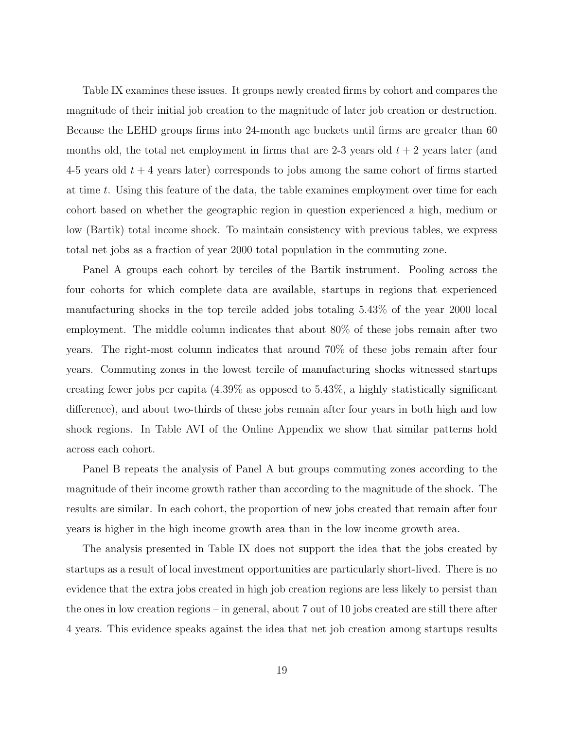Table IX examines these issues. It groups newly created firms by cohort and compares the magnitude of their initial job creation to the magnitude of later job creation or destruction. Because the LEHD groups firms into 24-month age buckets until firms are greater than 60 months old, the total net employment in firms that are 2-3 years old $t + 2$ years later (and 4-5 years old $t + 4$ years later) corresponds to jobs among the same cohort of firms started at time $t$. Using this feature of the data, the table examines employment over time for each cohort based on whether the geographic region in question experienced a high, medium or low (Bartik) total income shock. To maintain consistency with previous tables, we express total net jobs as a fraction of year 2000 total population in the commuting zone.

Panel A groups each cohort by terciles of the Bartik instrument. Pooling across the four cohorts for which complete data are available, startups in regions that experienced manufacturing shocks in the top tercile added jobs totaling 5.43% of the year 2000 local employment. The middle column indicates that about 80% of these jobs remain after two years. The right-most column indicates that around 70% of these jobs remain after four years. Commuting zones in the lowest tercile of manufacturing shocks witnessed startups creating fewer jobs per capita (4.39% as opposed to 5.43%, a highly statistically significant difference), and about two-thirds of these jobs remain after four years in both high and low shock regions. In Table AVI of the Online Appendix we show that similar patterns hold across each cohort.

Panel B repeats the analysis of Panel A but groups commuting zones according to the magnitude of their income growth rather than according to the magnitude of the shock. The results are similar. In each cohort, the proportion of new jobs created that remain after four years is higher in the high income growth area than in the low income growth area.

The analysis presented in Table IX does not support the idea that the jobs created by startups as a result of local investment opportunities are particularly short-lived. There is no evidence that the extra jobs created in high job creation regions are less likely to persist than the ones in low creation regions – in general, about 7 out of 10 jobs created are still there after 4 years. This evidence speaks against the idea that net job creation among startups results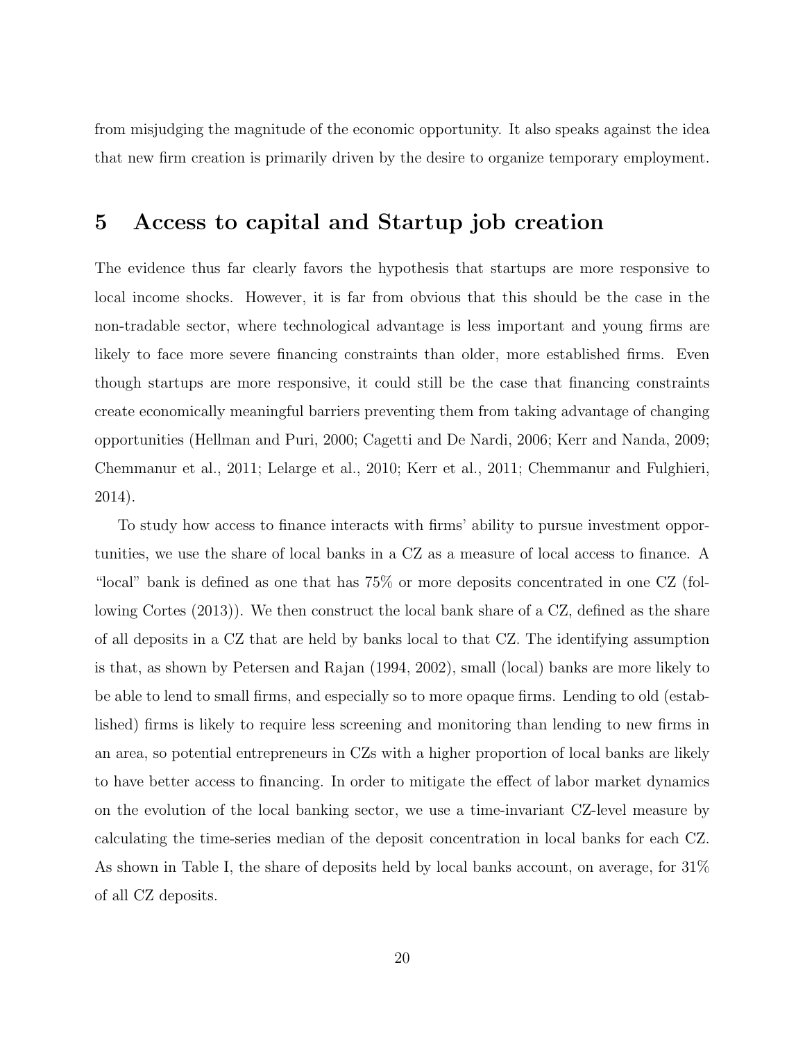from misjudging the magnitude of the economic opportunity. It also speaks against the idea that new firm creation is primarily driven by the desire to organize temporary employment.

# 5 Access to capital and Startup job creation

The evidence thus far clearly favors the hypothesis that startups are more responsive to local income shocks. However, it is far from obvious that this should be the case in the non-tradable sector, where technological advantage is less important and young firms are likely to face more severe financing constraints than older, more established firms. Even though startups are more responsive, it could still be the case that financing constraints create economically meaningful barriers preventing them from taking advantage of changing opportunities (Hellman and Puri, 2000; Cagetti and De Nardi, 2006; Kerr and Nanda, 2009; Chemmanur et al., 2011; Lelarge et al., 2010; Kerr et al., 2011; Chemmanur and Fulghieri, 2014).

To study how access to finance interacts with firms' ability to pursue investment opportunities, we use the share of local banks in a CZ as a measure of local access to finance. A "local" bank is defined as one that has 75% or more deposits concentrated in one CZ (following Cortes (2013)). We then construct the local bank share of a CZ, defined as the share of all deposits in a CZ that are held by banks local to that CZ. The identifying assumption is that, as shown by Petersen and Rajan (1994, 2002), small (local) banks are more likely to be able to lend to small firms, and especially so to more opaque firms. Lending to old (established) firms is likely to require less screening and monitoring than lending to new firms in an area, so potential entrepreneurs in CZs with a higher proportion of local banks are likely to have better access to financing. In order to mitigate the effect of labor market dynamics on the evolution of the local banking sector, we use a time-invariant CZ-level measure by calculating the time-series median of the deposit concentration in local banks for each CZ. As shown in Table I, the share of deposits held by local banks account, on average, for 31% of all CZ deposits.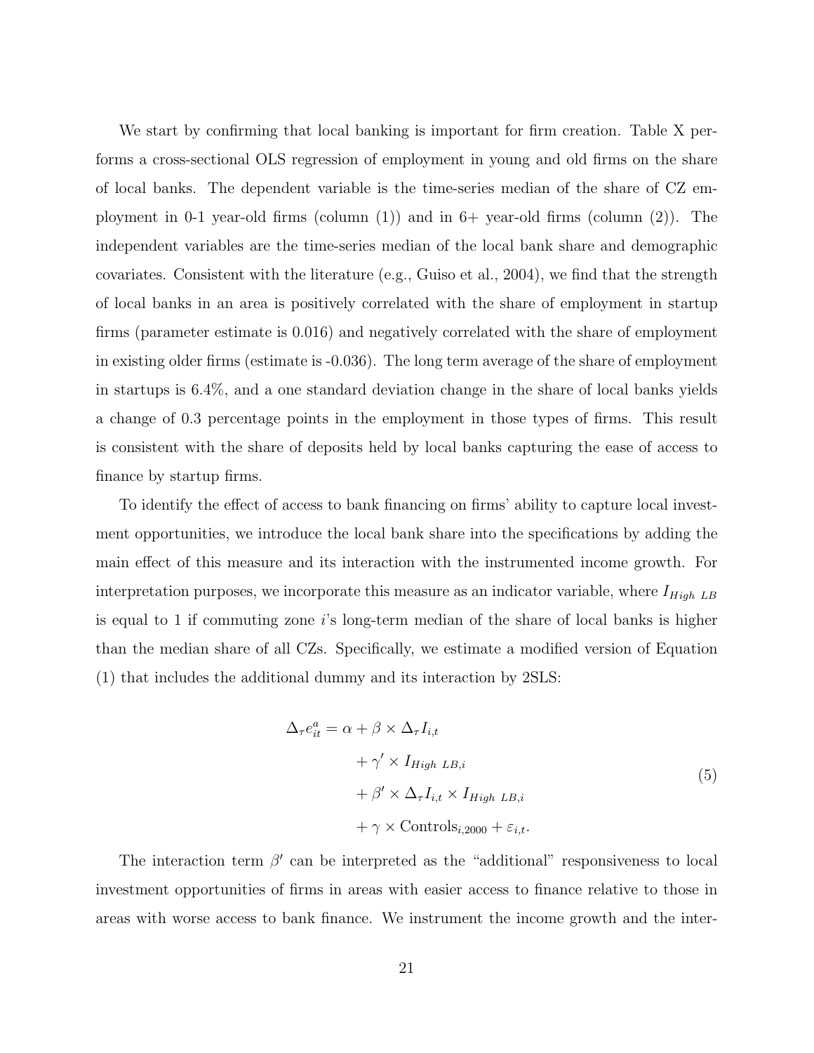We start by confirming that local banking is important for firm creation. Table X performs a cross-sectional OLS regression of employment in young and old firms on the share of local banks. The dependent variable is the time-series median of the share of CZ employment in 0-1 year-old firms (column (1)) and in 6+ year-old firms (column (2)). The independent variables are the time-series median of the local bank share and demographic covariates. Consistent with the literature (e.g., Guiso et al., 2004), we find that the strength of local banks in an area is positively correlated with the share of employment in startup firms (parameter estimate is 0.016) and negatively correlated with the share of employment in existing older firms (estimate is -0.036). The long term average of the share of employment in startups is 6.4%, and a one standard deviation change in the share of local banks yields a change of 0.3 percentage points in the employment in those types of firms. This result is consistent with the share of deposits held by local banks capturing the ease of access to finance by startup firms.

To identify the effect of access to bank financing on firms' ability to capture local investment opportunities, we introduce the local bank share into the specifications by adding the main effect of this measure and its interaction with the instrumented income growth. For interpretation purposes, we incorporate this measure as an indicator variable, where $I_{High\ LB}$ is equal to 1 if commuting zone $i$'s long-term median of the share of local banks is higher than the median share of all CZs. Specifically, we estimate a modified version of Equation (1) that includes the additional dummy and its interaction by 2SLS:

$$
\begin{aligned}
\Delta_\tau e^a_{it} = \alpha &+ \beta \times \Delta_\tau I_{i,t} \\
&+ \gamma' \times I_{High\ LB,i} \\
&+ \beta' \times \Delta_\tau I_{i,t} \times I_{High\ LB,i} \\
&+ \gamma \times \text{Controls}_{i,2000} + \varepsilon_{i,t}.
\end{aligned} \tag{5}
$$

The interaction term $\beta'$ can be interpreted as the "additional" responsiveness to local investment opportunities of firms in areas with easier access to finance relative to those in areas with worse access to bank finance. We instrument the income growth and the inter-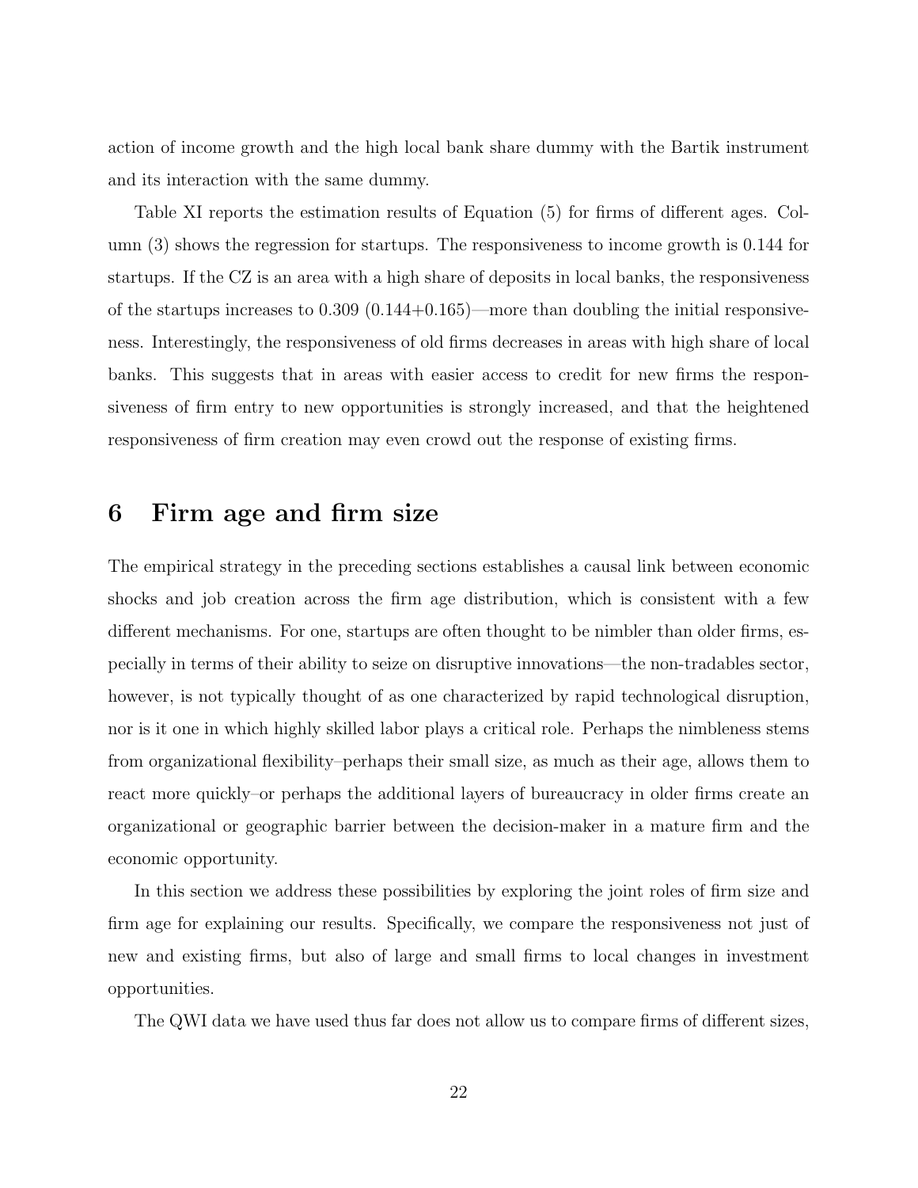action of income growth and the high local bank share dummy with the Bartik instrument and its interaction with the same dummy.

Table XI reports the estimation results of Equation (5) for firms of different ages. Column (3) shows the regression for startups. The responsiveness to income growth is 0.144 for startups. If the CZ is an area with a high share of deposits in local banks, the responsiveness of the startups increases to 0.309 (0.144+0.165)—more than doubling the initial responsiveness. Interestingly, the responsiveness of old firms decreases in areas with high share of local banks. This suggests that in areas with easier access to credit for new firms the responsiveness of firm entry to new opportunities is strongly increased, and that the heightened responsiveness of firm creation may even crowd out the response of existing firms.

# 6 Firm age and firm size

The empirical strategy in the preceding sections establishes a causal link between economic shocks and job creation across the firm age distribution, which is consistent with a few different mechanisms. For one, startups are often thought to be nimbler than older firms, especially in terms of their ability to seize on disruptive innovations—the non-tradables sector, however, is not typically thought of as one characterized by rapid technological disruption, nor is it one in which highly skilled labor plays a critical role. Perhaps the nimbleness stems from organizational flexibility–perhaps their small size, as much as their age, allows them to react more quickly–or perhaps the additional layers of bureaucracy in older firms create an organizational or geographic barrier between the decision-maker in a mature firm and the economic opportunity.

In this section we address these possibilities by exploring the joint roles of firm size and firm age for explaining our results. Specifically, we compare the responsiveness not just of new and existing firms, but also of large and small firms to local changes in investment opportunities.

The QWI data we have used thus far does not allow us to compare firms of different sizes,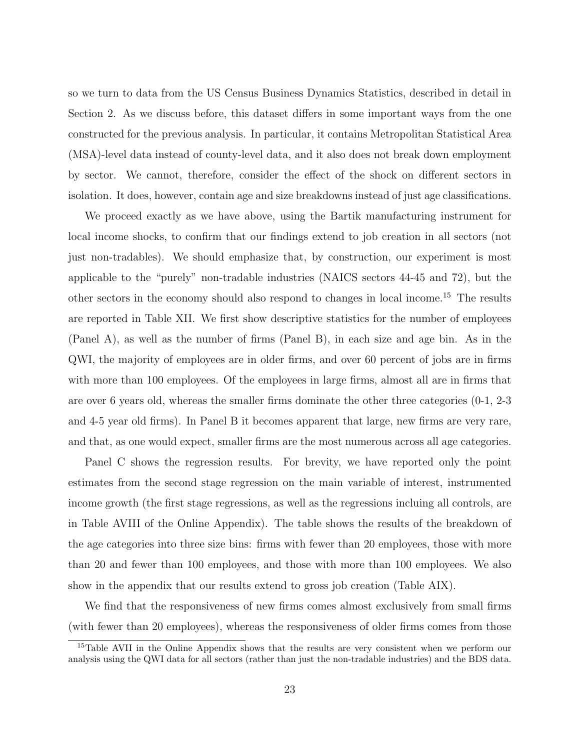so we turn to data from the US Census Business Dynamics Statistics, described in detail in Section 2. As we discuss before, this dataset differs in some important ways from the one constructed for the previous analysis. In particular, it contains Metropolitan Statistical Area (MSA)-level data instead of county-level data, and it also does not break down employment by sector. We cannot, therefore, consider the effect of the shock on different sectors in isolation. It does, however, contain age and size breakdowns instead of just age classifications.

We proceed exactly as we have above, using the Bartik manufacturing instrument for local income shocks, to confirm that our findings extend to job creation in all sectors (not just non-tradables). We should emphasize that, by construction, our experiment is most applicable to the "purely" non-tradable industries (NAICS sectors 44-45 and 72), but the other sectors in the economy should also respond to changes in local income.[15] The results are reported in Table XII. We first show descriptive statistics for the number of employees (Panel A), as well as the number of firms (Panel B), in each size and age bin. As in the QWI, the majority of employees are in older firms, and over 60 percent of jobs are in firms with more than 100 employees. Of the employees in large firms, almost all are in firms that are over 6 years old, whereas the smaller firms dominate the other three categories (0-1, 2-3 and 4-5 year old firms). In Panel B it becomes apparent that large, new firms are very rare, and that, as one would expect, smaller firms are the most numerous across all age categories.

Panel C shows the regression results. For brevity, we have reported only the point estimates from the second stage regression on the main variable of interest, instrumented income growth (the first stage regressions, as well as the regressions incluing all controls, are in Table AVIII of the Online Appendix). The table shows the results of the breakdown of the age categories into three size bins: firms with fewer than 20 employees, those with more than 20 and fewer than 100 employees, and those with more than 100 employees. We also show in the appendix that our results extend to gross job creation (Table AIX).

We find that the responsiveness of new firms comes almost exclusively from small firms (with fewer than 20 employees), whereas the responsiveness of older firms comes from those

[15] Table AVII in the Online Appendix shows that the results are very consistent when we perform our analysis using the QWI data for all sectors (rather than just the non-tradable industries) and the BDS data.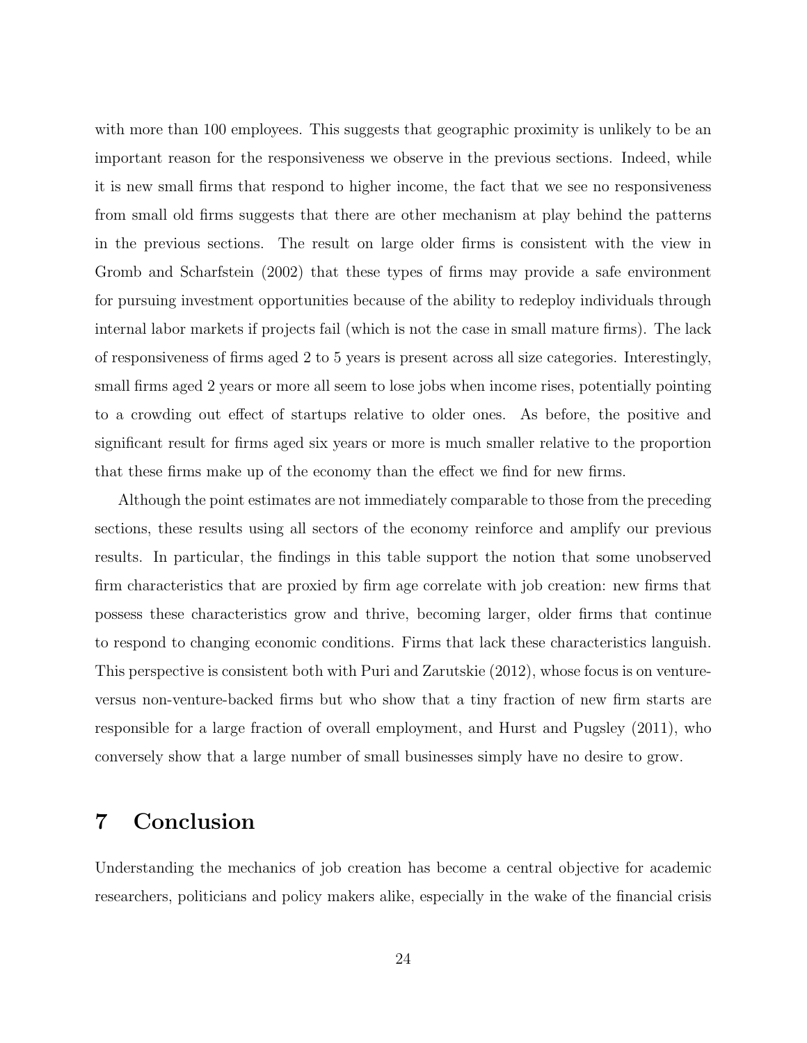with more than 100 employees. This suggests that geographic proximity is unlikely to be an important reason for the responsiveness we observe in the previous sections. Indeed, while it is new small firms that respond to higher income, the fact that we see no responsiveness from small old firms suggests that there are other mechanism at play behind the patterns in the previous sections. The result on large older firms is consistent with the view in Gromb and Scharfstein (2002) that these types of firms may provide a safe environment for pursuing investment opportunities because of the ability to redeploy individuals through internal labor markets if projects fail (which is not the case in small mature firms). The lack of responsiveness of firms aged 2 to 5 years is present across all size categories. Interestingly, small firms aged 2 years or more all seem to lose jobs when income rises, potentially pointing to a crowding out effect of startups relative to older ones. As before, the positive and significant result for firms aged six years or more is much smaller relative to the proportion that these firms make up of the economy than the effect we find for new firms.

Although the point estimates are not immediately comparable to those from the preceding sections, these results using all sectors of the economy reinforce and amplify our previous results. In particular, the findings in this table support the notion that some unobserved firm characteristics that are proxied by firm age correlate with job creation: new firms that possess these characteristics grow and thrive, becoming larger, older firms that continue to respond to changing economic conditions. Firms that lack these characteristics languish. This perspective is consistent both with Puri and Zarutskie (2012), whose focus is on venture- versus non-venture-backed firms but who show that a tiny fraction of new firm starts are responsible for a large fraction of overall employment, and Hurst and Pugsley (2011), who conversely show that a large number of small businesses simply have no desire to grow.

# 7 Conclusion

Understanding the mechanics of job creation has become a central objective for academic researchers, politicians and policy makers alike, especially in the wake of the financial crisis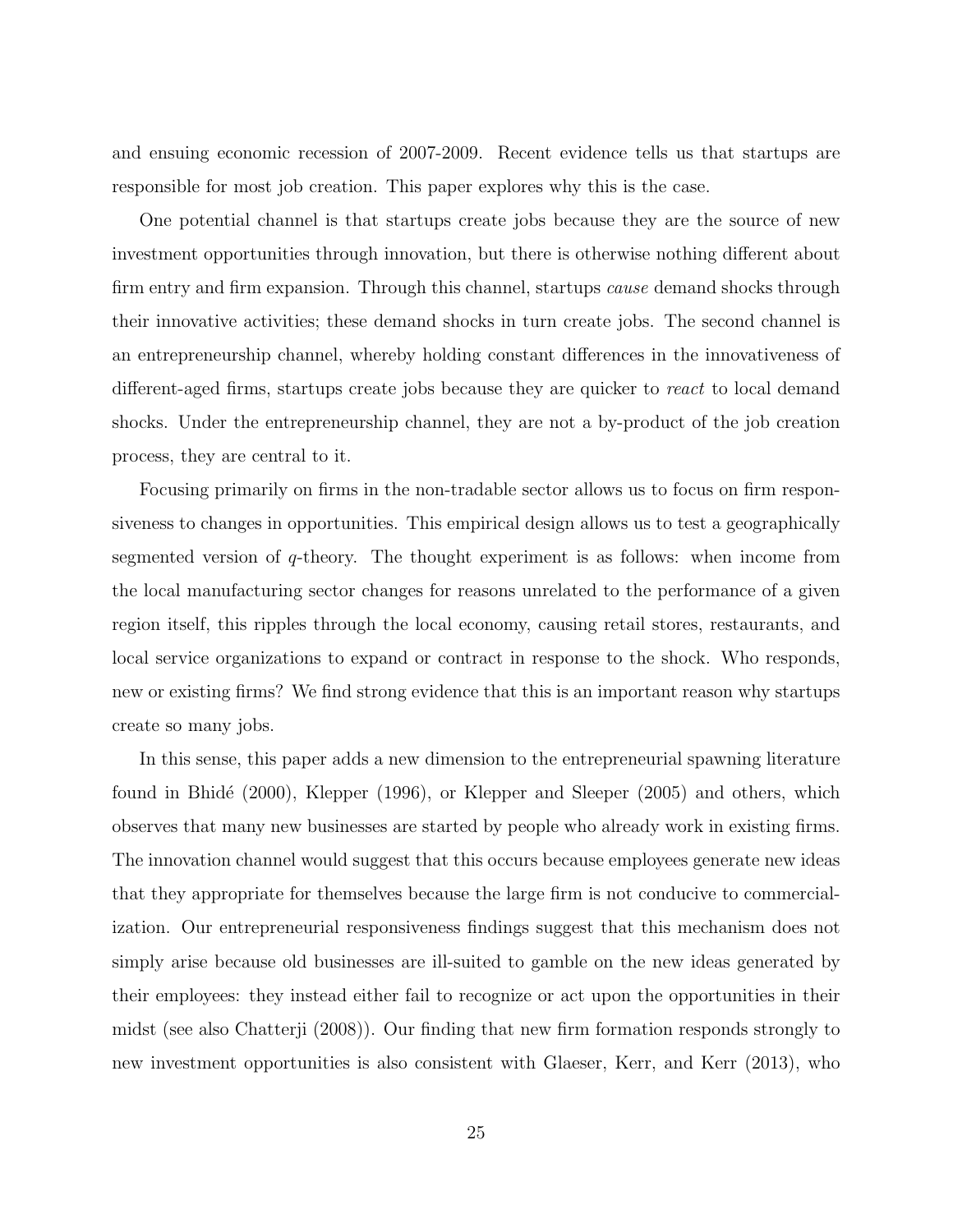and ensuing economic recession of 2007-2009. Recent evidence tells us that startups are responsible for most job creation. This paper explores why this is the case.

One potential channel is that startups create jobs because they are the source of new investment opportunities through innovation, but there is otherwise nothing different about firm entry and firm expansion. Through this channel, startups *cause* demand shocks through their innovative activities; these demand shocks in turn create jobs. The second channel is an entrepreneurship channel, whereby holding constant differences in the innovativeness of different-aged firms, startups create jobs because they are quicker to *react* to local demand shocks. Under the entrepreneurship channel, they are not a by-product of the job creation process, they are central to it.

Focusing primarily on firms in the non-tradable sector allows us to focus on firm responsiveness to changes in opportunities. This empirical design allows us to test a geographically segmented version of $q$-theory. The thought experiment is as follows: when income from the local manufacturing sector changes for reasons unrelated to the performance of a given region itself, this ripples through the local economy, causing retail stores, restaurants, and local service organizations to expand or contract in response to the shock. Who responds, new or existing firms? We find strong evidence that this is an important reason why startups create so many jobs.

In this sense, this paper adds a new dimension to the entrepreneurial spawning literature found in Bhidé (2000), Klepper (1996), or Klepper and Sleeper (2005) and others, which observes that many new businesses are started by people who already work in existing firms. The innovation channel would suggest that this occurs because employees generate new ideas that they appropriate for themselves because the large firm is not conducive to commercialization. Our entrepreneurial responsiveness findings suggest that this mechanism does not simply arise because old businesses are ill-suited to gamble on the new ideas generated by their employees: they instead either fail to recognize or act upon the opportunities in their midst (see also Chatterji (2008)). Our finding that new firm formation responds strongly to new investment opportunities is also consistent with Glaeser, Kerr, and Kerr (2013), who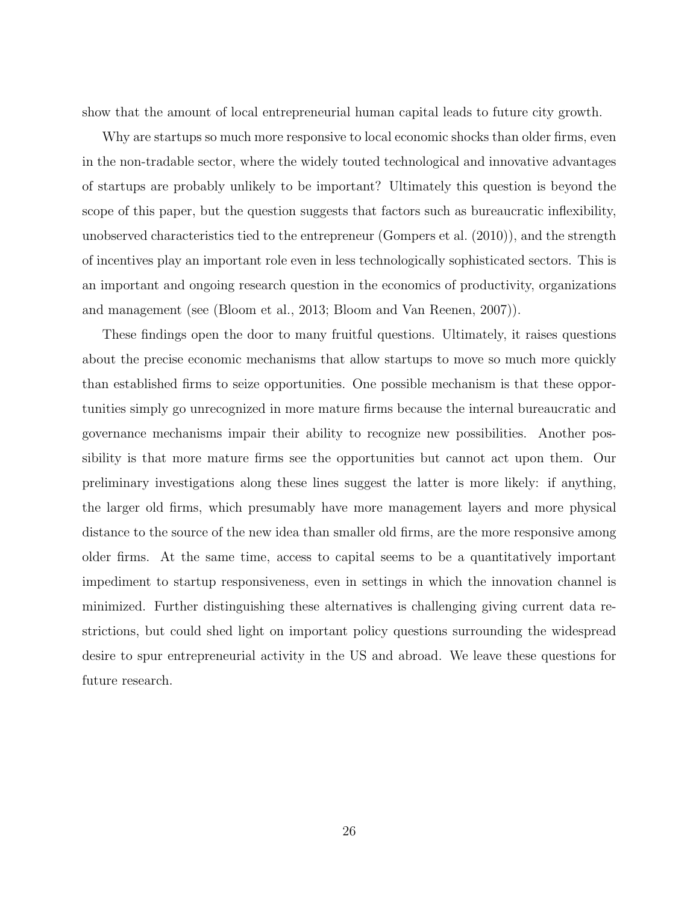show that the amount of local entrepreneurial human capital leads to future city growth.

Why are startups so much more responsive to local economic shocks than older firms, even in the non-tradable sector, where the widely touted technological and innovative advantages of startups are probably unlikely to be important? Ultimately this question is beyond the scope of this paper, but the question suggests that factors such as bureaucratic inflexibility, unobserved characteristics tied to the entrepreneur (Gompers et al. (2010)), and the strength of incentives play an important role even in less technologically sophisticated sectors. This is an important and ongoing research question in the economics of productivity, organizations and management (see (Bloom et al., 2013; Bloom and Van Reenen, 2007)).

These findings open the door to many fruitful questions. Ultimately, it raises questions about the precise economic mechanisms that allow startups to move so much more quickly than established firms to seize opportunities. One possible mechanism is that these opportunities simply go unrecognized in more mature firms because the internal bureaucratic and governance mechanisms impair their ability to recognize new possibilities. Another possibility is that more mature firms see the opportunities but cannot act upon them. Our preliminary investigations along these lines suggest the latter is more likely: if anything, the larger old firms, which presumably have more management layers and more physical distance to the source of the new idea than smaller old firms, are the more responsive among older firms. At the same time, access to capital seems to be a quantitatively important impediment to startup responsiveness, even in settings in which the innovation channel is minimized. Further distinguishing these alternatives is challenging giving current data restrictions, but could shed light on important policy questions surrounding the widespread desire to spur entrepreneurial activity in the US and abroad. We leave these questions for future research.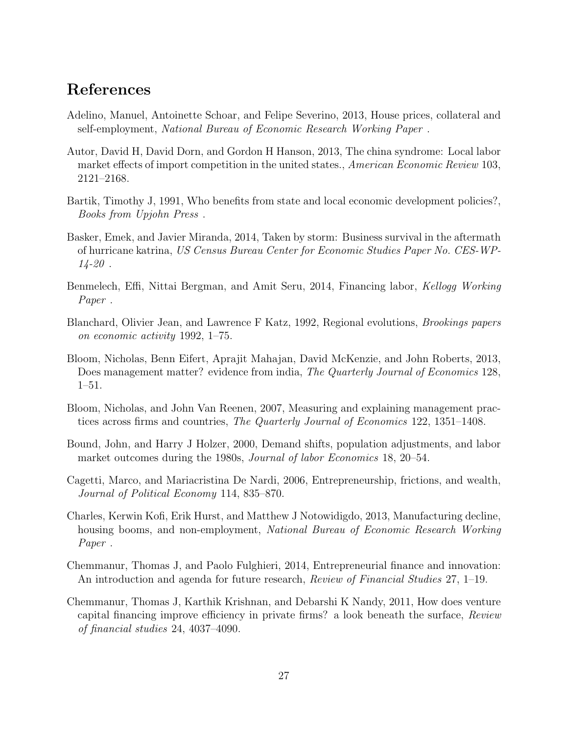# References

Adelino, Manuel, Antoinette Schoar, and Felipe Severino, 2013, House prices, collateral and self-employment, *National Bureau of Economic Research Working Paper* .

Autor, David H, David Dorn, and Gordon H Hanson, 2013, The china syndrome: Local labor market effects of import competition in the united states., *American Economic Review* 103, 2121–2168.

Bartik, Timothy J, 1991, Who benefits from state and local economic development policies?, *Books from Upjohn Press* .

Basker, Emek, and Javier Miranda, 2014, Taken by storm: Business survival in the aftermath of hurricane katrina, *US Census Bureau Center for Economic Studies Paper No. CES-WP-14-20* .

Benmelech, Effi, Nittai Bergman, and Amit Seru, 2014, Financing labor, *Kellogg Working Paper* .

Blanchard, Olivier Jean, and Lawrence F Katz, 1992, Regional evolutions, *Brookings papers on economic activity* 1992, 1–75.

Bloom, Nicholas, Benn Eifert, Aprajit Mahajan, David McKenzie, and John Roberts, 2013, Does management matter? evidence from india, *The Quarterly Journal of Economics* 128, 1–51.

Bloom, Nicholas, and John Van Reenen, 2007, Measuring and explaining management practices across firms and countries, *The Quarterly Journal of Economics* 122, 1351–1408.

Bound, John, and Harry J Holzer, 2000, Demand shifts, population adjustments, and labor market outcomes during the 1980s, *Journal of labor Economics* 18, 20–54.

Cagetti, Marco, and Mariacristina De Nardi, 2006, Entrepreneurship, frictions, and wealth, *Journal of Political Economy* 114, 835–870.

Charles, Kerwin Kofi, Erik Hurst, and Matthew J Notowidigdo, 2013, Manufacturing decline, housing booms, and non-employment, *National Bureau of Economic Research Working Paper* .

Chemmanur, Thomas J, and Paolo Fulghieri, 2014, Entrepreneurial finance and innovation: An introduction and agenda for future research, *Review of Financial Studies* 27, 1–19.

Chemmanur, Thomas J, Karthik Krishnan, and Debarshi K Nandy, 2011, How does venture capital financing improve efficiency in private firms? a look beneath the surface, *Review of financial studies* 24, 4037–4090.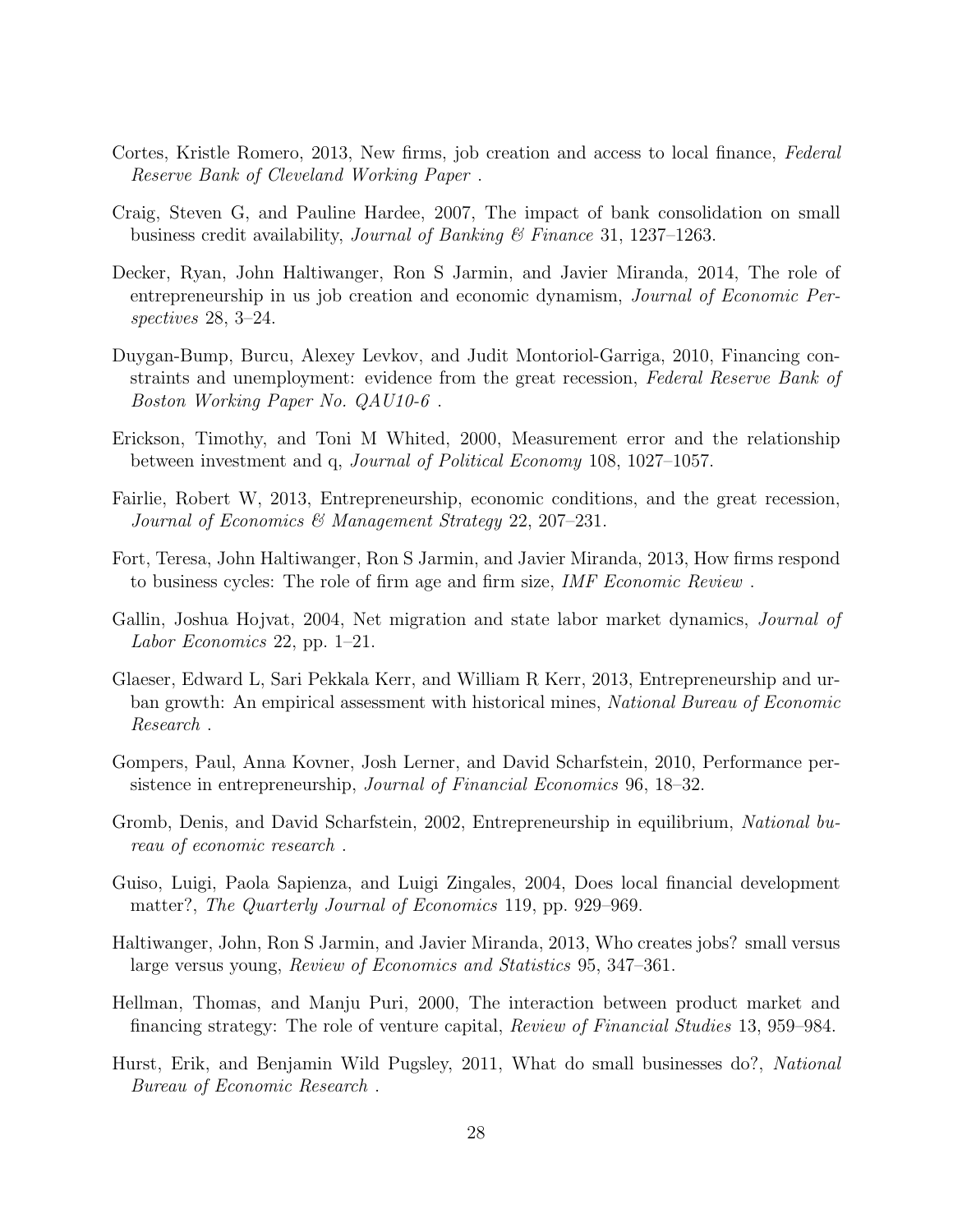Cortes, Kristle Romero, 2013, New firms, job creation and access to local finance, *Federal Reserve Bank of Cleveland Working Paper* .

Craig, Steven G, and Pauline Hardee, 2007, The impact of bank consolidation on small business credit availability, *Journal of Banking & Finance* 31, 1237–1263.

Decker, Ryan, John Haltiwanger, Ron S Jarmin, and Javier Miranda, 2014, The role of entrepreneurship in us job creation and economic dynamism, *Journal of Economic Perspectives* 28, 3–24.

Duygan-Bump, Burcu, Alexey Levkov, and Judit Montoriol-Garriga, 2010, Financing constraints and unemployment: evidence from the great recession, *Federal Reserve Bank of Boston Working Paper No. QAU10-6* .

Erickson, Timothy, and Toni M Whited, 2000, Measurement error and the relationship between investment and q, *Journal of Political Economy* 108, 1027–1057.

Fairlie, Robert W, 2013, Entrepreneurship, economic conditions, and the great recession, *Journal of Economics & Management Strategy* 22, 207–231.

Fort, Teresa, John Haltiwanger, Ron S Jarmin, and Javier Miranda, 2013, How firms respond to business cycles: The role of firm age and firm size, *IMF Economic Review* .

Gallin, Joshua Hojvat, 2004, Net migration and state labor market dynamics, *Journal of Labor Economics* 22, pp. 1–21.

Glaeser, Edward L, Sari Pekkala Kerr, and William R Kerr, 2013, Entrepreneurship and urban growth: An empirical assessment with historical mines, *National Bureau of Economic Research* .

Gompers, Paul, Anna Kovner, Josh Lerner, and David Scharfstein, 2010, Performance persistence in entrepreneurship, *Journal of Financial Economics* 96, 18–32.

Gromb, Denis, and David Scharfstein, 2002, Entrepreneurship in equilibrium, *National bureau of economic research* .

Guiso, Luigi, Paola Sapienza, and Luigi Zingales, 2004, Does local financial development matter?, *The Quarterly Journal of Economics* 119, pp. 929–969.

Haltiwanger, John, Ron S Jarmin, and Javier Miranda, 2013, Who creates jobs? small versus large versus young, *Review of Economics and Statistics* 95, 347–361.

Hellman, Thomas, and Manju Puri, 2000, The interaction between product market and financing strategy: The role of venture capital, *Review of Financial Studies* 13, 959–984.

Hurst, Erik, and Benjamin Wild Pugsley, 2011, What do small businesses do?, *National Bureau of Economic Research* .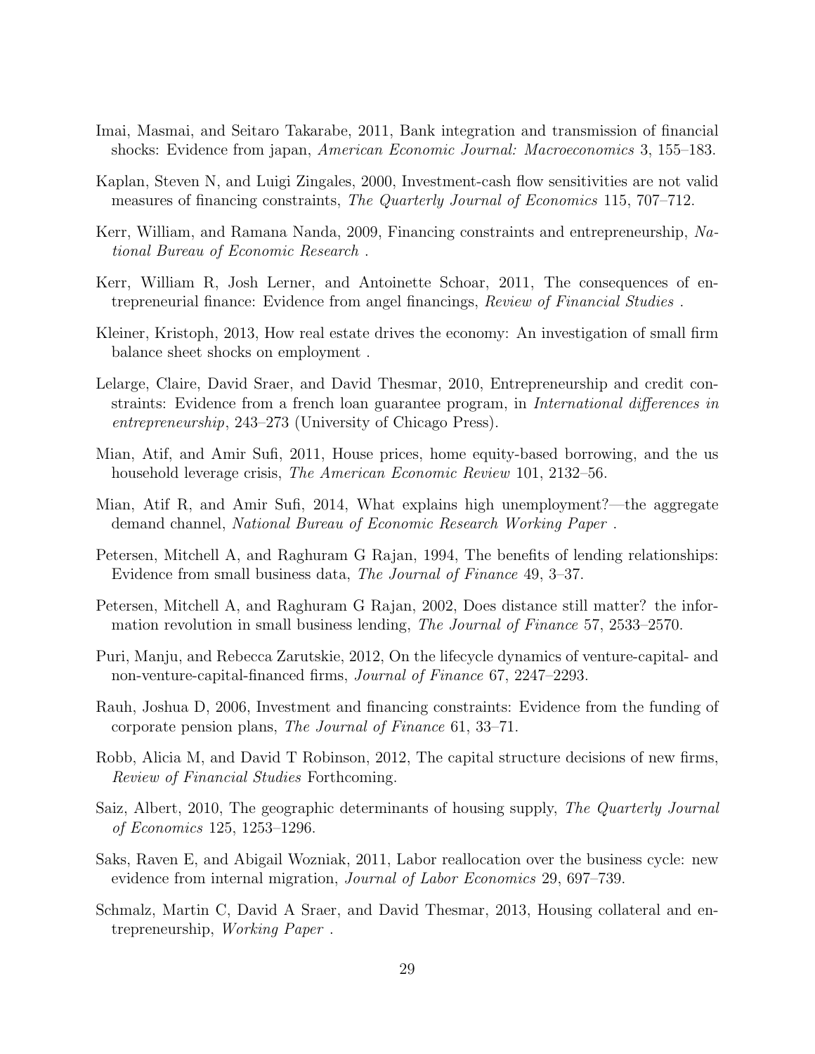Imai, Masmai, and Seitaro Takarabe, 2011, Bank integration and transmission of financial shocks: Evidence from japan, *American Economic Journal: Macroeconomics* 3, 155–183.

Kaplan, Steven N, and Luigi Zingales, 2000, Investment-cash flow sensitivities are not valid measures of financing constraints, *The Quarterly Journal of Economics* 115, 707–712.

Kerr, William, and Ramana Nanda, 2009, Financing constraints and entrepreneurship, *National Bureau of Economic Research* .

Kerr, William R, Josh Lerner, and Antoinette Schoar, 2011, The consequences of entrepreneurial finance: Evidence from angel financings, *Review of Financial Studies* .

Kleiner, Kristoph, 2013, How real estate drives the economy: An investigation of small firm balance sheet shocks on employment .

Lelarge, Claire, David Sraer, and David Thesmar, 2010, Entrepreneurship and credit constraints: Evidence from a french loan guarantee program, in *International differences in entrepreneurship*, 243–273 (University of Chicago Press).

Mian, Atif, and Amir Sufi, 2011, House prices, home equity-based borrowing, and the us household leverage crisis, *The American Economic Review* 101, 2132–56.

Mian, Atif R, and Amir Sufi, 2014, What explains high unemployment?—the aggregate demand channel, *National Bureau of Economic Research Working Paper* .

Petersen, Mitchell A, and Raghuram G Rajan, 1994, The benefits of lending relationships: Evidence from small business data, *The Journal of Finance* 49, 3–37.

Petersen, Mitchell A, and Raghuram G Rajan, 2002, Does distance still matter? the information revolution in small business lending, *The Journal of Finance* 57, 2533–2570.

Puri, Manju, and Rebecca Zarutskie, 2012, On the lifecycle dynamics of venture-capital- and non-venture-capital-financed firms, *Journal of Finance* 67, 2247–2293.

Rauh, Joshua D, 2006, Investment and financing constraints: Evidence from the funding of corporate pension plans, *The Journal of Finance* 61, 33–71.

Robb, Alicia M, and David T Robinson, 2012, The capital structure decisions of new firms, *Review of Financial Studies* Forthcoming.

Saiz, Albert, 2010, The geographic determinants of housing supply, *The Quarterly Journal of Economics* 125, 1253–1296.

Saks, Raven E, and Abigail Wozniak, 2011, Labor reallocation over the business cycle: new evidence from internal migration, *Journal of Labor Economics* 29, 697–739.

Schmalz, Martin C, David A Sraer, and David Thesmar, 2013, Housing collateral and entrepreneurship, *Working Paper* .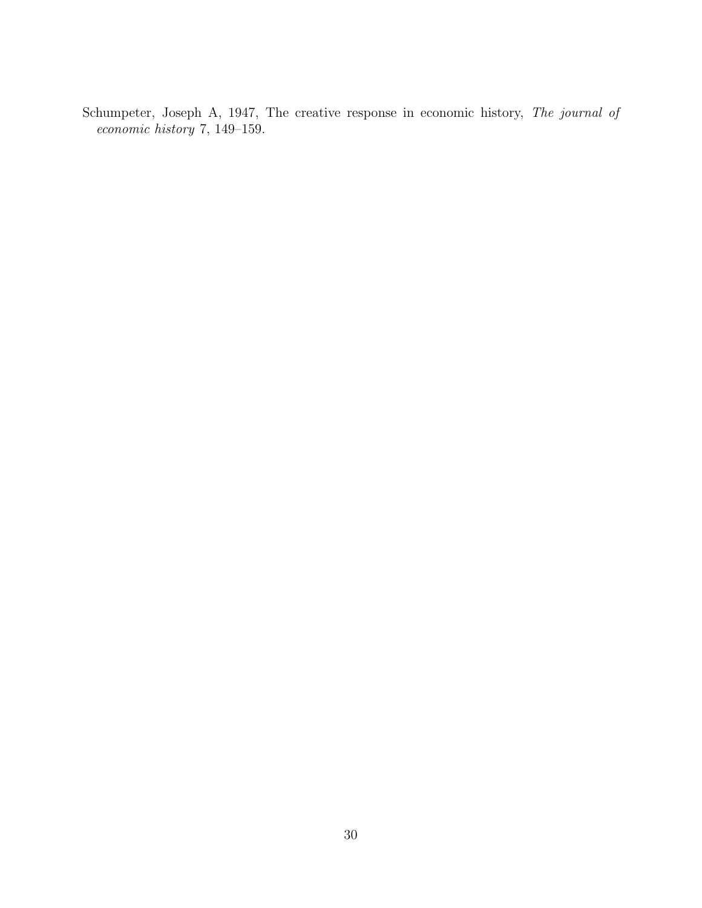Schumpeter, Joseph A, 1947, The creative response in economic history, *The journal of economic history* 7, 149–159.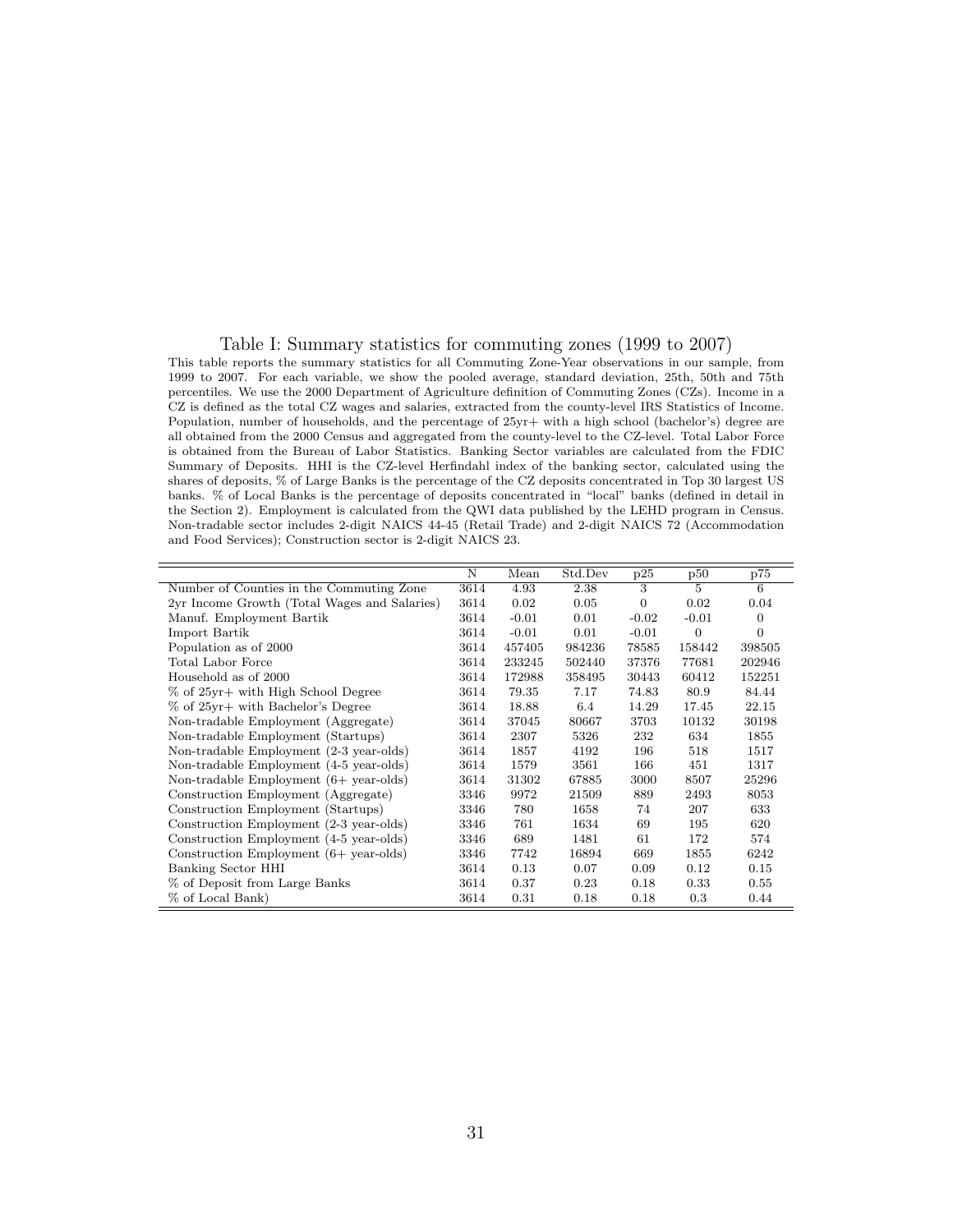# Table I: Summary statistics for commuting zones (1999 to 2007)

This table reports the summary statistics for all Commuting Zone-Year observations in our sample, from 1999 to 2007. For each variable, we show the pooled average, standard deviation, 25th, 50th and 75th percentiles. We use the 2000 Department of Agriculture definition of Commuting Zones (CZs). Income in a CZ is defined as the total CZ wages and salaries, extracted from the county-level IRS Statistics of Income. Population, number of households, and the percentage of 25yr+ with a high school (bachelor's) degree are all obtained from the 2000 Census and aggregated from the county-level to the CZ-level. Total Labor Force is obtained from the Bureau of Labor Statistics. Banking Sector variables are calculated from the FDIC Summary of Deposits. HHI is the CZ-level Herfindahl index of the banking sector, calculated using the shares of deposits, % of Large Banks is the percentage of the CZ deposits concentrated in Top 30 largest US banks. % of Local Banks is the percentage of deposits concentrated in "local" banks (defined in detail in the Section 2). Employment is calculated from the QWI data published by the LEHD program in Census. Non-tradable sector includes 2-digit NAICS 44-45 (Retail Trade) and 2-digit NAICS 72 (Accommodation and Food Services); Construction sector is 2-digit NAICS 23.

| | N | Mean | Std.Dev | p25 | p50 | p75 |
|---|---|---|---|---|---|---|
| Number of Counties in the Commuting Zone | 3614 | 4.93 | 2.38 | 3 | 5 | 6 |
| 2yr Income Growth (Total Wages and Salaries) | 3614 | 0.02 | 0.05 | 0 | 0.02 | 0.04 |
| Manuf. Employment Bartik | 3614 | -0.01 | 0.01 | -0.02 | -0.01 | 0 |
| Import Bartik | 3614 | -0.01 | 0.01 | -0.01 | 0 | 0 |
| Population as of 2000 | 3614 | 457405 | 984236 | 78585 | 158442 | 398505 |
| Total Labor Force | 3614 | 233245 | 502440 | 37376 | 77681 | 202946 |
| Household as of 2000 | 3614 | 172988 | 358495 | 30443 | 60412 | 152251 |
| % of 25yr+ with High School Degree | 3614 | 79.35 | 7.17 | 74.83 | 80.9 | 84.44 |
| % of 25yr+ with Bachelor's Degree | 3614 | 18.88 | 6.4 | 14.29 | 17.45 | 22.15 |
| Non-tradable Employment (Aggregate) | 3614 | 37045 | 80667 | 3703 | 10132 | 30198 |
| Non-tradable Employment (Startups) | 3614 | 2307 | 5326 | 232 | 634 | 1855 |
| Non-tradable Employment (2-3 year-olds) | 3614 | 1857 | 4192 | 196 | 518 | 1517 |
| Non-tradable Employment (4-5 year-olds) | 3614 | 1579 | 3561 | 166 | 451 | 1317 |
| Non-tradable Employment (6+ year-olds) | 3614 | 31302 | 67885 | 3000 | 8507 | 25296 |
| Construction Employment (Aggregate) | 3346 | 9972 | 21509 | 889 | 2493 | 8053 |
| Construction Employment (Startups) | 3346 | 780 | 1658 | 74 | 207 | 633 |
| Construction Employment (2-3 year-olds) | 3346 | 761 | 1634 | 69 | 195 | 620 |
| Construction Employment (4-5 year-olds) | 3346 | 689 | 1481 | 61 | 172 | 574 |
| Construction Employment (6+ year-olds) | 3346 | 7742 | 16894 | 669 | 1855 | 6242 |
| Banking Sector HHI | 3614 | 0.13 | 0.07 | 0.09 | 0.12 | 0.15 |
| % of Deposit from Large Banks | 3614 | 0.37 | 0.23 | 0.18 | 0.33 | 0.55 |
| % of Local Bank) | 3614 | 0.31 | 0.18 | 0.18 | 0.3 | 0.44 |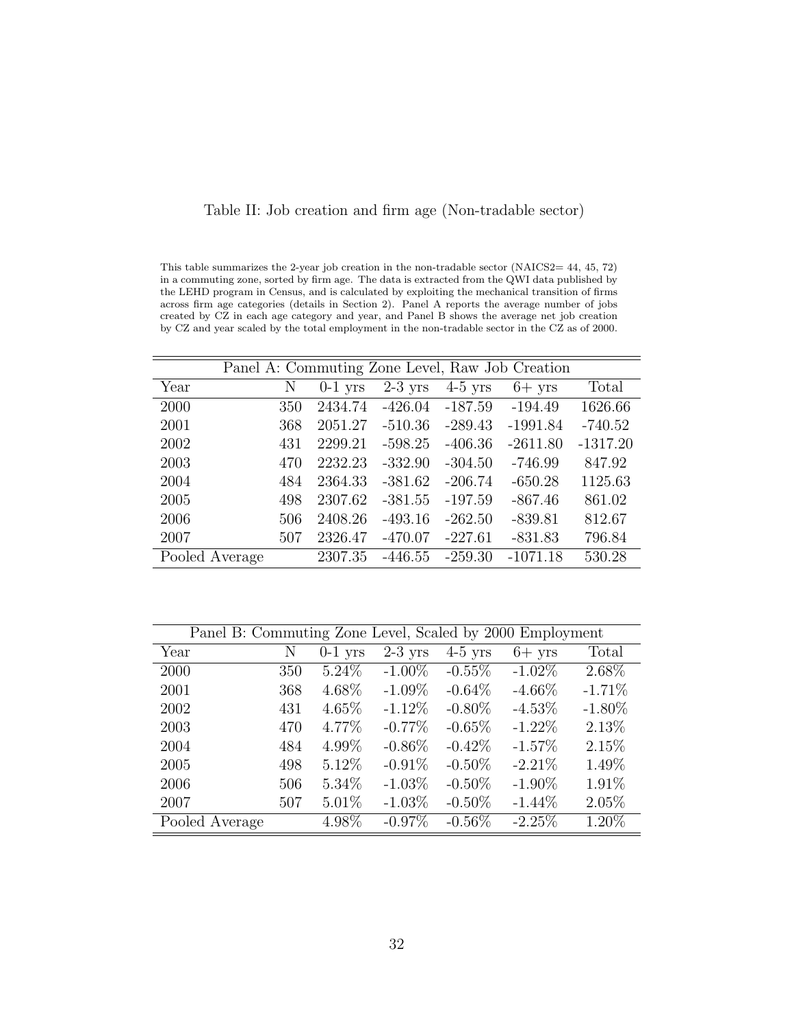Table II: Job creation and firm age (Non-tradable sector)

This table summarizes the 2-year job creation in the non-tradable sector (NAICS2= 44, 45, 72) in a commuting zone, sorted by firm age. The data is extracted from the QWI data published by the LEHD program in Census, and is calculated by exploiting the mechanical transition of firms across firm age categories (details in Section 2). Panel A reports the average number of jobs created by CZ in each age category and year, and Panel B shows the average net job creation by CZ and year scaled by the total employment in the non-tradable sector in the CZ as of 2000.

| Panel A: Commuting Zone Level, Raw Job Creation | | | | | | |
|---|---|---|---|---|---|---|
| Year | N | 0-1 yrs | 2-3 yrs | 4-5 yrs | 6+ yrs | Total |
| 2000 | 350 | 2434.74 | -426.04 | -187.59 | -194.49 | 1626.66 |
| 2001 | 368 | 2051.27 | -510.36 | -289.43 | -1991.84 | -740.52 |
| 2002 | 431 | 2299.21 | -598.25 | -406.36 | -2611.80 | -1317.20 |
| 2003 | 470 | 2232.23 | -332.90 | -304.50 | -746.99 | 847.92 |
| 2004 | 484 | 2364.33 | -381.62 | -206.74 | -650.28 | 1125.63 |
| 2005 | 498 | 2307.62 | -381.55 | -197.59 | -867.46 | 861.02 |
| 2006 | 506 | 2408.26 | -493.16 | -262.50 | -839.81 | 812.67 |
| 2007 | 507 | 2326.47 | -470.07 | -227.61 | -831.83 | 796.84 |
| Pooled Average | | 2307.35 | -446.55 | -259.30 | -1071.18 | 530.28 |

| Panel B: Commuting Zone Level, Scaled by 2000 Employment | | | | | | |
|---|---|---|---|---|---|---|
| Year | N | 0-1 yrs | 2-3 yrs | 4-5 yrs | 6+ yrs | Total |
| 2000 | 350 | 5.24% | -1.00% | -0.55% | -1.02% | 2.68% |
| 2001 | 368 | 4.68% | -1.09% | -0.64% | -4.66% | -1.71% |
| 2002 | 431 | 4.65% | -1.12% | -0.80% | -4.53% | -1.80% |
| 2003 | 470 | 4.77% | -0.77% | -0.65% | -1.22% | 2.13% |
| 2004 | 484 | 4.99% | -0.86% | -0.42% | -1.57% | 2.15% |
| 2005 | 498 | 5.12% | -0.91% | -0.50% | -2.21% | 1.49% |
| 2006 | 506 | 5.34% | -1.03% | -0.50% | -1.90% | 1.91% |
| 2007 | 507 | 5.01% | -1.03% | -0.50% | -1.44% | 2.05% |
| Pooled Average | | 4.98% | -0.97% | -0.56% | -2.25% | 1.20% |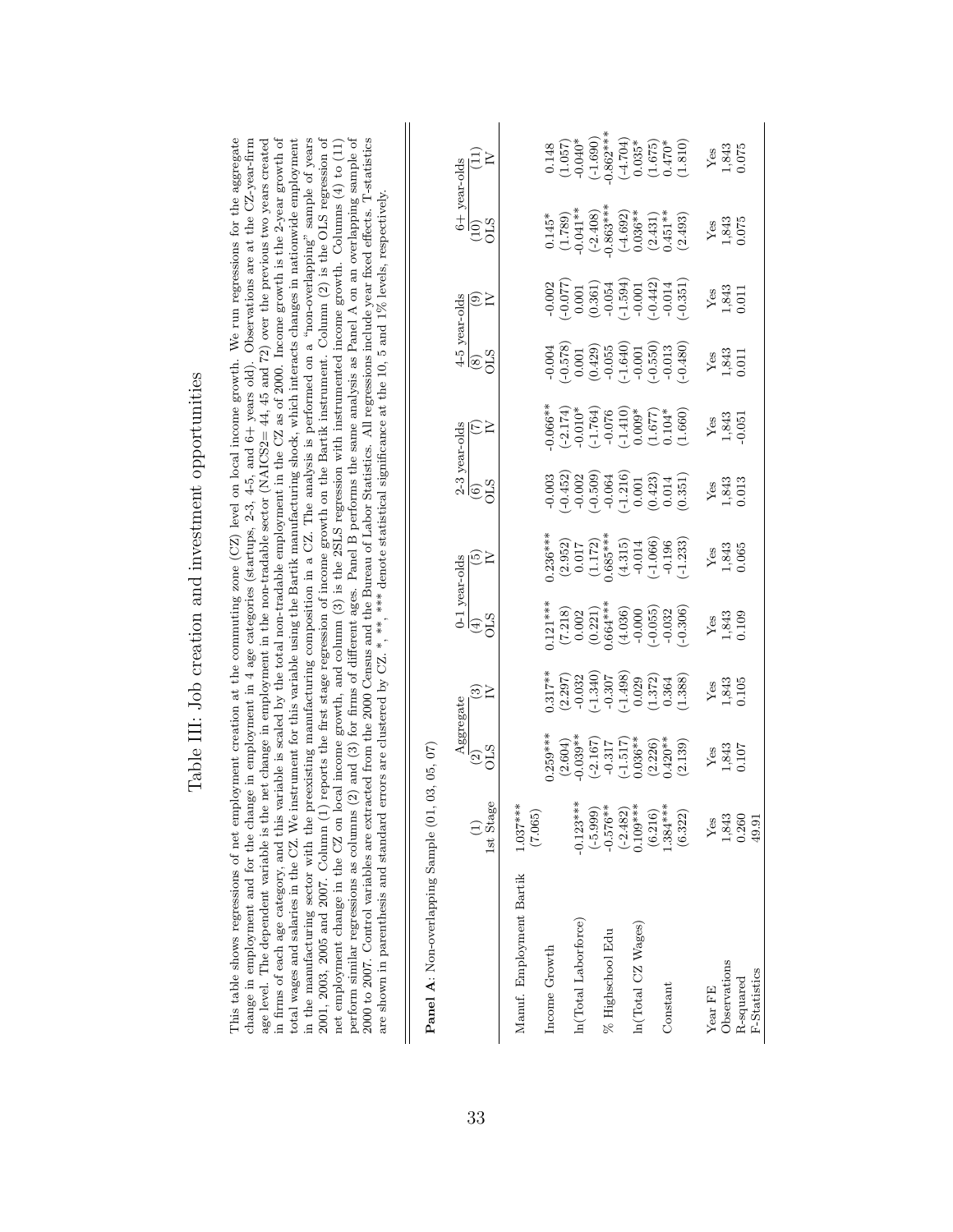# Table III: Job creation and investment opportunities

This table shows regressions of net employment creation at the commuting zone (CZ) level on local income growth. We run regressions for the aggregate change in employment and for the change in employment in 4 age categories (startups, 2-3, 4-5, and 6+ years old). Observations are at the CZ-year-firm age level. The dependent variable is the net change in employment in the non-tradable sector (NAICS2= 44, 45 and 72) over the previous two years created in firms of each age category, and this variable is scaled by the total non-tradable employment in the CZ as of 2000. Income growth is the 2-year growth of total wages and salaries in the CZ. We instrument for this variable using the Bartik manufacturing shock, which interacts changes in nationwide employment in the manufacturing sector with the preexisting manufacturing composition in a CZ. The analysis is performed on a "non-overlapping" sample of years 2001, 2003, 2005 and 2007. Column (1) reports the first stage regression of income growth on the Bartik instrument. Column (2) is the OLS regression of net employment change in the CZ on local income growth, and column (3) is the 2SLS regression with instrumented income growth. Columns (4) to (11) perform similar regressions as columns (2) and (3) for firms of different ages. Panel B performs the same analysis as Panel A on an overlapping sample of 2000 to 2007. Control variables are extracted from the 2000 Census and the Bureau of Labor Statistics. All regressions include year fixed effects. T-statistics are shown in parenthesis and standard errors are clustered by CZ. *, **, *** denote statistical significance at the 10, 5 and 1% levels, respectively.

**Panel A**: Non-overlapping Sample (01, 03, 05, 07)

| | | Aggregate | | 0-1 year-olds | | 2-3 year-olds | | 4-5 year-olds | | 6+ year-olds | |
|---|---|---|---|---|---|---|---|---|---|---|---|
| | (1) | (2) | (3) | (4) | (5) | (6) | (7) | (8) | (9) | (10) | (11) |
| | 1st Stage | OLS | IV | OLS | IV | OLS | IV | OLS | IV | OLS | IV |
| Manuf. Employment Bartik | 1.037*** | | | | | | | | | | |
| | (7.065) | | | | | | | | | | |
| Income Growth | | 0.259*** | 0.317** | 0.121*** | 0.236*** | -0.003 | -0.066** | -0.004 | -0.002 | 0.145* | 0.148 |
| | | (2.604) | (2.297) | (7.218) | (2.952) | (-0.452) | (-2.174) | (-0.578) | (-0.077) | (1.789) | (1.057) |
| ln(Total Laborforce) | -0.123*** | -0.039** | -0.032 | 0.002 | 0.017 | -0.002 | -0.010* | 0.001 | 0.001 | -0.041** | -0.040* |
| | (-5.999) | (-2.167) | (-1.340) | (0.221) | (1.172) | (-0.509) | (-1.764) | (0.429) | (0.361) | (-2.408) | (-1.690) |
| % Highschool Edu | -0.576** | -0.317 | -0.307 | 0.664*** | 0.685*** | -0.064 | -0.076 | -0.055 | -0.054 | -0.863*** | -0.862*** |
| | (-2.482) | (-1.517) | (-1.498) | (4.036) | (4.315) | (-1.216) | (-1.410) | (-1.640) | (-1.594) | (-4.692) | (-4.704) |
| ln(Total CZ Wages) | 0.109*** | 0.036** | 0.029 | -0.000 | -0.014 | 0.001 | 0.009* | -0.001 | -0.001 | 0.036** | 0.035* |
| | (6.216) | (2.226) | (1.372) | (-0.055) | (-1.066) | (0.423) | (1.677) | (-0.550) | (-0.442) | (2.431) | (1.675) |
| Constant | 1.384*** | 0.420** | 0.364 | -0.032 | -0.196 | 0.014 | 0.104* | -0.013 | -0.014 | 0.451** | 0.470* |
| | (6.322) | (2.139) | (1.388) | (-0.306) | (-1.233) | (0.351) | (1.660) | (-0.480) | (-0.351) | (2.493) | (1.810) |
| Year FE | Yes | Yes | Yes | Yes | Yes | Yes | Yes | Yes | Yes | Yes | Yes |
| Observations | 1,843 | 1,843 | 1,843 | 1,843 | 1,843 | 1,843 | 1,843 | 1,843 | 1,843 | 1,843 | 1,843 |
| R-squared | 0.260 | 0.107 | 0.105 | 0.109 | 0.065 | 0.013 | -0.051 | 0.011 | 0.011 | 0.075 | 0.075 |
| F-Statistics | 49.91 | | | | | | | | | | |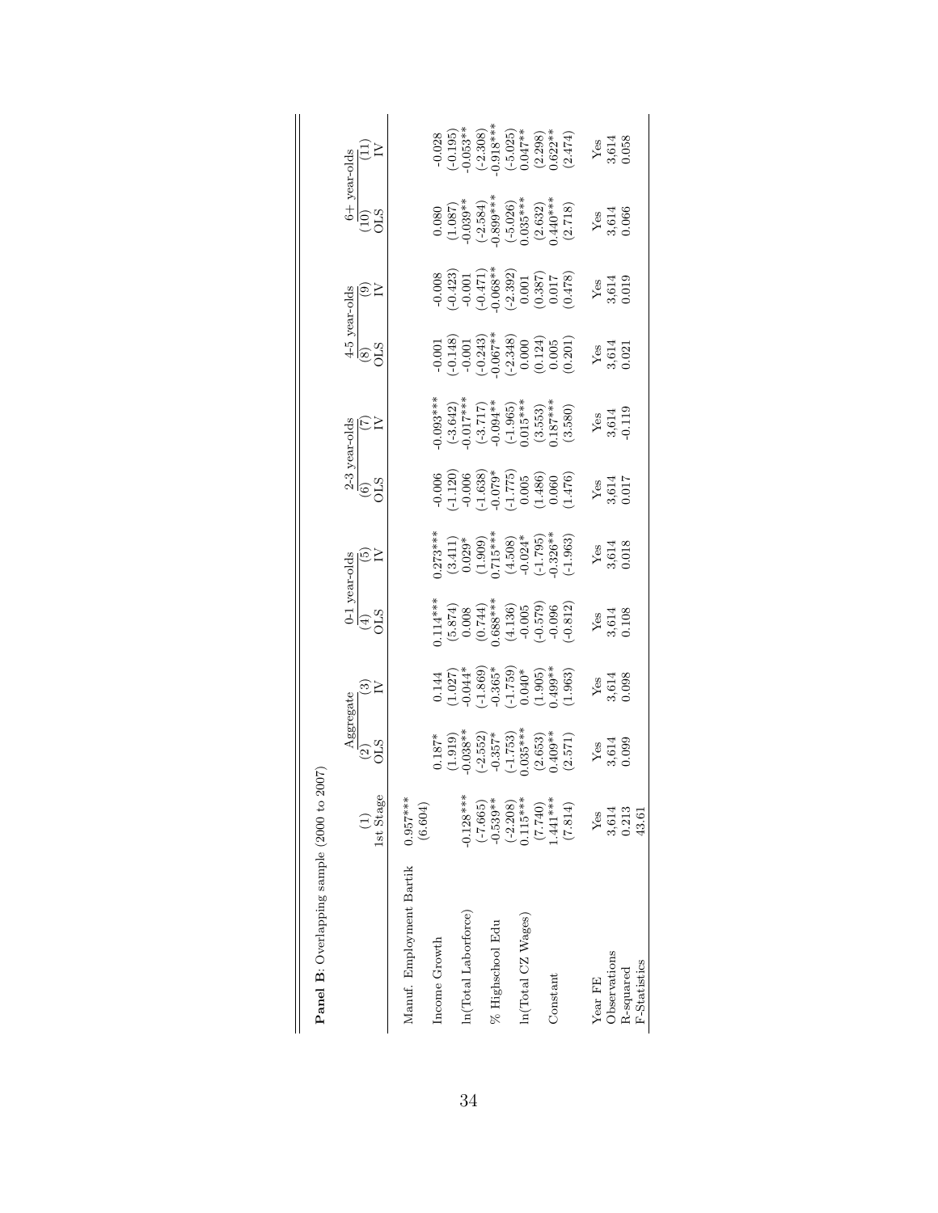**Panel B**: Overlapping sample (2000 to 2007)

| | (1) | (2) | (3) | (4) | (5) | (6) | (7) | (8) | (9) | (10) | (11) |
|---|---|---|---|---|---|---|---|---|---|---|---|
| | | Aggregate | | 0-1 year-olds | | 2-3 year-olds | | 4-5 year-olds | | 6+ year-olds | |
| | 1st Stage | OLS | IV | OLS | IV | OLS | IV | OLS | IV | OLS | IV |
| Manuf. Employment Bartik | 0.957*** | | | | | | | | | | |
| | (6.604) | | | | | | | | | | |
| Income Growth | | 0.187* | 0.144 | 0.114*** | 0.273*** | -0.006 | -0.093*** | -0.001 | -0.008 | 0.080 | -0.028 |
| | | (1.919) | (1.027) | (5.874) | (3.411) | (-1.120) | (-3.642) | (-0.148) | (-0.423) | (1.087) | (-0.195) |
| ln(Total Laborforce) | -0.128*** | -0.038** | -0.044* | 0.008 | 0.029* | -0.006 | -0.017*** | -0.001 | -0.001 | -0.039** | -0.053** |
| | (-7.665) | (-2.552) | (-1.869) | (0.744) | (1.909) | (-1.638) | (-3.717) | (-0.243) | (-0.471) | (-2.584) | (-2.308) |
| % Highschool Edu | -0.539** | -0.357* | -0.365* | 0.688*** | 0.715*** | -0.079* | -0.094** | -0.067** | -0.068** | -0.899*** | -0.918*** |
| | (-2.208) | (-1.753) | (-1.759) | (4.136) | (4.508) | (-1.775) | (-1.965) | (-2.348) | (-2.392) | (-5.026) | (-5.025) |
| ln(Total CZ Wages) | 0.115*** | 0.035*** | 0.040* | -0.005 | -0.024* | 0.005 | 0.015*** | 0.000 | 0.001 | 0.035*** | 0.047** |
| | (7.740) | (2.653) | (1.905) | (-0.579) | (-1.795) | (1.486) | (3.553) | (0.124) | (0.387) | (2.632) | (2.298) |
| Constant | 1.441*** | 0.409** | 0.499** | -0.096 | -0.326** | 0.060 | 0.187*** | 0.005 | 0.017 | 0.440*** | 0.622** |
| | (7.814) | (2.571) | (1.963) | (-0.812) | (-1.963) | (1.476) | (3.580) | (0.201) | (0.478) | (2.718) | (2.474) |
| Year FE | Yes | Yes | Yes | Yes | Yes | Yes | Yes | Yes | Yes | Yes | Yes |
| Observations | 3,614 | 3,614 | 3,614 | 3,614 | 3,614 | 3,614 | 3,614 | 3,614 | 3,614 | 3,614 | 3,614 |
| R-squared | 0.213 | 0.099 | 0.098 | 0.108 | 0.018 | 0.017 | -0.119 | 0.021 | 0.019 | 0.066 | 0.058 |
| F-Statistics | 43.61 | | | | | | | | | | |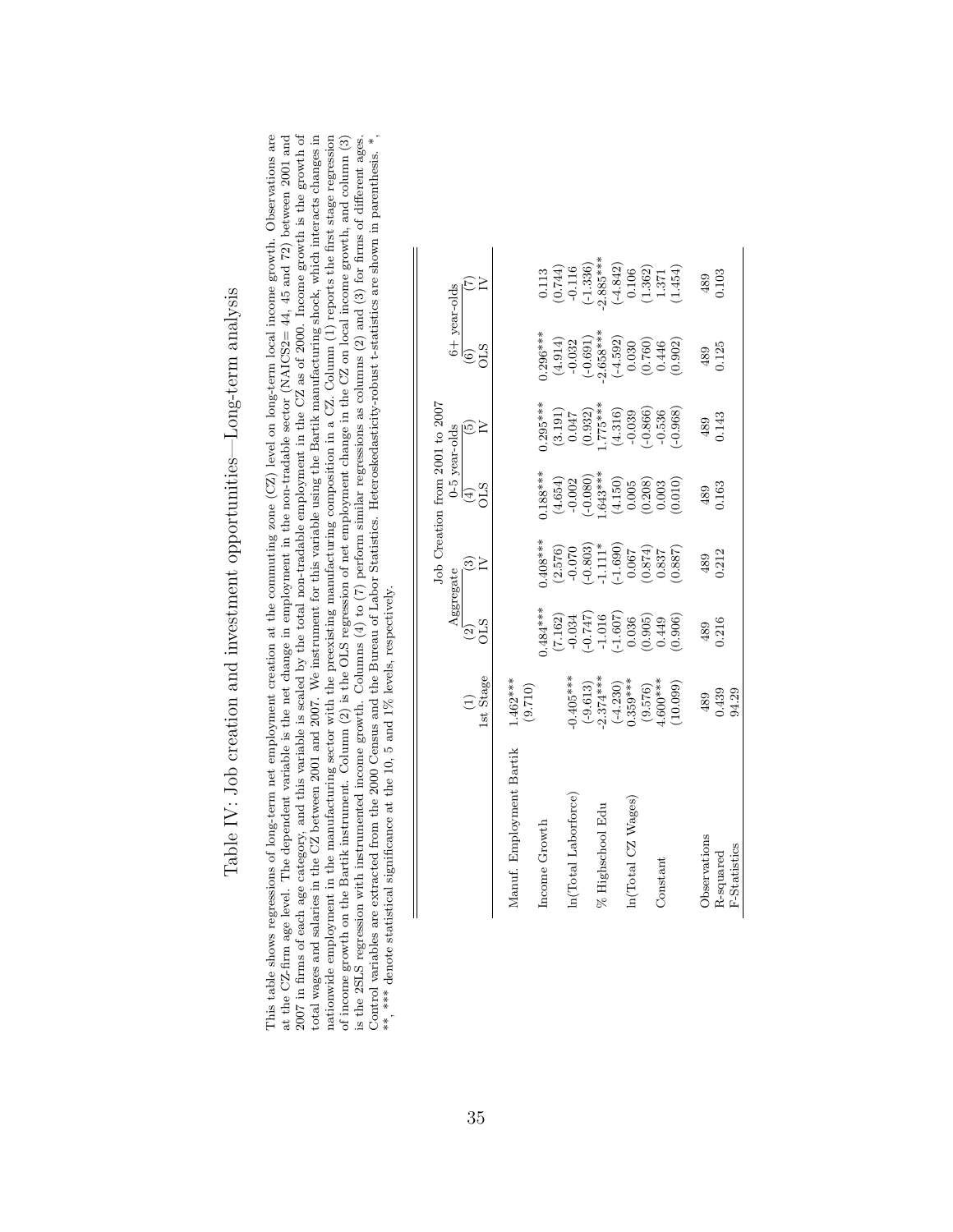# Table IV: Job creation and investment opportunities—Long-term analysis

This table shows regressions of long-term net employment creation at the commuting zone (CZ) level on long-term local income growth. Observations are at the CZ-firm age level. The dependent variable is the net change in employment in the non-tradable sector (NAICS2= 44, 45 and 72) between 2001 and 2007 in firms of each age category, and this variable is scaled by the total non-tradable employment in the CZ as of 2000. Income growth is the growth of total wages and salaries in the CZ between 2001 and 2007. We instrument for this variable using the Bartik manufacturing shock, which interacts changes in nationwide employment in the manufacturing sector with the preexisting manufacturing composition in a CZ. Column (1) reports the first stage regression of income growth on the Bartik instrument. Column (2) is the OLS regression of net employment change in the CZ on local income growth, and column (3) is the 2SLS regression with instrumented income growth. Columns (4) to (7) perform similar regressions as columns (2) and (3) for firms of different ages. Control variables are extracted from the 2000 Census and the Bureau of Labor Statistics. Heteroskedasticity-robust t-statistics are shown in parenthesis. *, **, *** denote statistical significance at the 10, 5 and 1% levels, respectively.

| | | Job Creation from 2001 to 2007 | | | | | |
|---|---|---|---|---|---|---|---|
| | | Aggregate | | 0-5 year-olds | | 6+ year-olds | |
| | (1) | (2) | (3) | (4) | (5) | (6) | (7) |
| | 1st Stage | OLS | IV | OLS | IV | OLS | IV |
| Manuf. Employment Bartik | 1.462*** | | | | | | |
| | (9.710) | | | | | | |
| Income Growth | | 0.484*** | 0.408*** | 0.188*** | 0.295*** | 0.296*** | 0.113 |
| | | (7.162) | (2.576) | (4.654) | (3.191) | (4.914) | (0.744) |
| ln(Total Laborforce) | -0.405*** | -0.034 | -0.070 | -0.002 | 0.047 | -0.032 | -0.116 |
| | (-9.613) | (-0.747) | (-0.803) | (-0.080) | (0.932) | (-0.691) | (-1.336) |
| % Highschool Edu | -2.374*** | -1.016 | -1.111* | 1.643*** | 1.775*** | -2.658*** | -2.885*** |
| | (-4.230) | (-1.607) | (-1.690) | (4.150) | (4.316) | (-4.592) | (-4.842) |
| ln(Total CZ Wages) | 0.359*** | 0.036 | 0.067 | 0.005 | -0.039 | 0.030 | 0.106 |
| | (9.576) | (0.905) | (0.874) | (0.208) | (-0.866) | (0.760) | (1.362) |
| Constant | 4.600*** | 0.449 | 0.837 | 0.003 | -0.536 | 0.446 | 1.371 |
| | (10.099) | (0.906) | (0.887) | (0.010) | (-0.968) | (0.902) | (1.454) |
| Observations | 489 | 489 | 489 | 489 | 489 | 489 | 489 |
| R-squared | 0.439 | 0.216 | 0.212 | 0.163 | 0.143 | 0.125 | 0.103 |
| F-Statistics | 94.29 | | | | | | |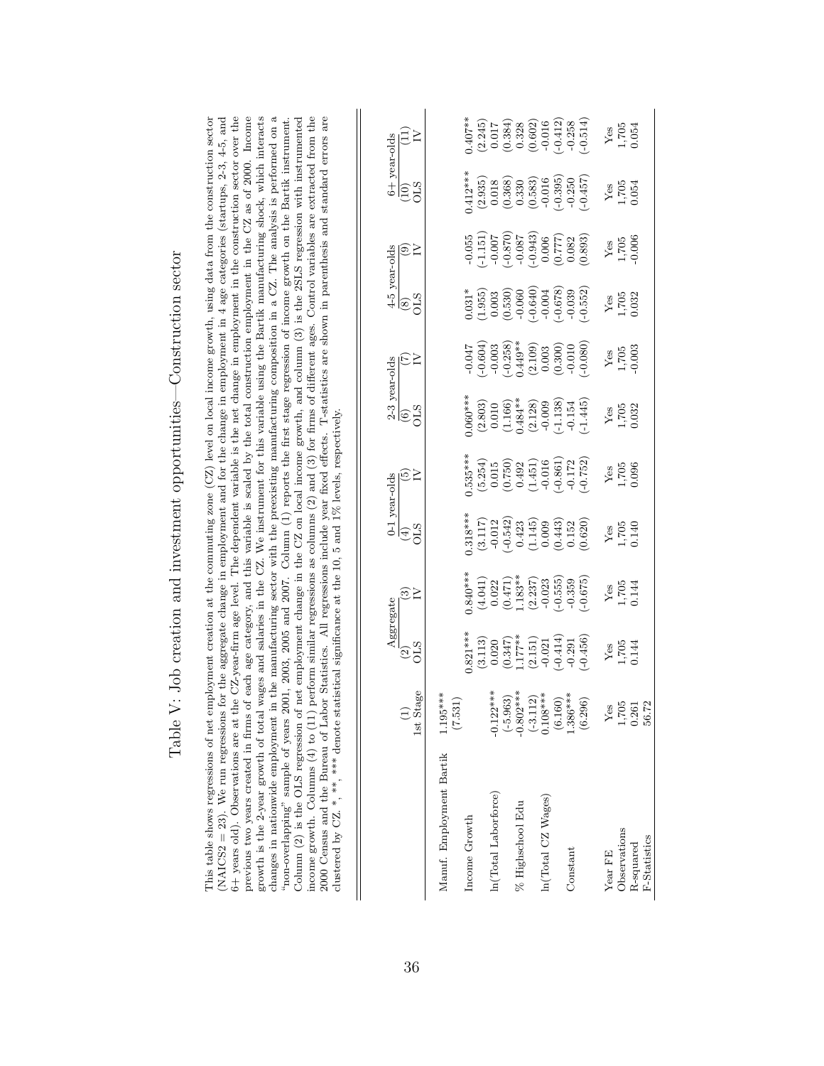# Table V: Job creation and investment opportunities—Construction sector

This table shows regressions of net employment creation at the commuting zone (CZ) level on local income growth, using data from the construction sector (NAICS2 = 23). We run regressions for the aggregate change in employment and for the change in employment in 4 age categories (startups, 2-3, 4-5, and 6+ years old). Observations are at the CZ-year-firm age level. The dependent variable is the net change in employment in the construction sector over the previous two years created in firms of each age category, and this variable is scaled by the total construction employment in the CZ as of 2000. Income growth is the 2-year growth of total wages and salaries in the CZ. We instrument for this variable using the Bartik manufacturing shock, which interacts changes in nationwide employment in the manufacturing sector with the preexisting manufacturing composition in a CZ. The analysis is performed on a "non-overlapping" sample of years 2001, 2003, 2005 and 2007. Column (1) reports the first stage regression of income growth on the Bartik instrument. Column (2) is the OLS regression of net employment change in the CZ on local income growth, and column (3) is the 2SLS regression with instrumented income growth. Columns (4) to (11) perform similar regressions as columns (2) and (3) for firms of different ages. Control variables are extracted from the 2000 Census and the Bureau of Labor Statistics. All regressions include year fixed effects. T-statistics are shown in parenthesis and standard errors are clustered by CZ. *, **, *** denote statistical significance at the 10, 5 and 1% levels, respectively.

| | (1) | Aggregate (2) | Aggregate (3) | 0-1 year-olds (4) | 0-1 year-olds (5) | 2-3 year-olds (6) | 2-3 year-olds (7) | 4-5 year-olds (8) | 4-5 year-olds (9) | 6+ year-olds (10) | 6+ year-olds (11) |
|---|---|---|---|---|---|---|---|---|---|---|---|
| | 1st Stage | OLS | IV | OLS | IV | OLS | IV | OLS | IV | OLS | IV |
| Manuf. Employment Bartik | 1.195*** | | | | | | | | | | |
| | (7.531) | | | | | | | | | | |
| Income Growth | | 0.821*** | 0.840*** | 0.318*** | 0.535*** | 0.060*** | -0.047 | 0.031* | -0.055 | 0.412*** | 0.407** |
| | | (3.113) | (4.041) | (3.117) | (5.254) | (2.803) | (-0.604) | (1.955) | (-1.151) | (2.935) | (2.245) |
| ln(Total Laborforce) | -0.122*** | 0.020 | 0.022 | -0.012 | 0.015 | 0.010 | -0.003 | 0.003 | -0.007 | 0.018 | 0.017 |
| | (-5.963) | (0.347) | (0.471) | (-0.542) | (0.750) | (1.166) | (-0.258) | (0.530) | (-0.870) | (0.368) | (0.384) |
| % Highschool Edu | -0.802*** | 1.177** | 1.183** | 0.423 | 0.492 | 0.484** | 0.449** | -0.060 | -0.087 | 0.330 | 0.328 |
| | (-3.112) | (2.151) | (2.237) | (1.145) | (1.451) | (2.128) | (2.109) | (-0.640) | (-0.943) | (0.583) | (0.602) |
| ln(Total CZ Wages) | 0.108*** | -0.021 | -0.023 | 0.009 | -0.016 | -0.009 | 0.003 | -0.004 | 0.006 | -0.016 | -0.016 |
| | (6.160) | (-0.414) | (-0.555) | (0.443) | (-0.861) | (-1.138) | (0.300) | (-0.678) | (0.777) | (-0.395) | (-0.412) |
| Constant | 1.386*** | -0.291 | -0.359 | 0.152 | -0.172 | -0.154 | -0.010 | -0.039 | 0.082 | -0.250 | -0.258 |
| | (6.296) | (-0.456) | (-0.675) | (0.620) | (-0.752) | (-1.445) | (-0.080) | (-0.552) | (0.893) | (-0.457) | (-0.514) |
| Year FE | Yes | Yes | Yes | Yes | Yes | Yes | Yes | Yes | Yes | Yes | Yes |
| Observations | 1,705 | 1,705 | 1,705 | 1,705 | 1,705 | 1,705 | 1,705 | 1,705 | 1,705 | 1,705 | 1,705 |
| R-squared | 0.261 | 0.144 | 0.144 | 0.140 | 0.096 | 0.032 | -0.003 | 0.032 | -0.006 | 0.054 | 0.054 |
| F-Statistics | 56.72 | | | | | | | | | | |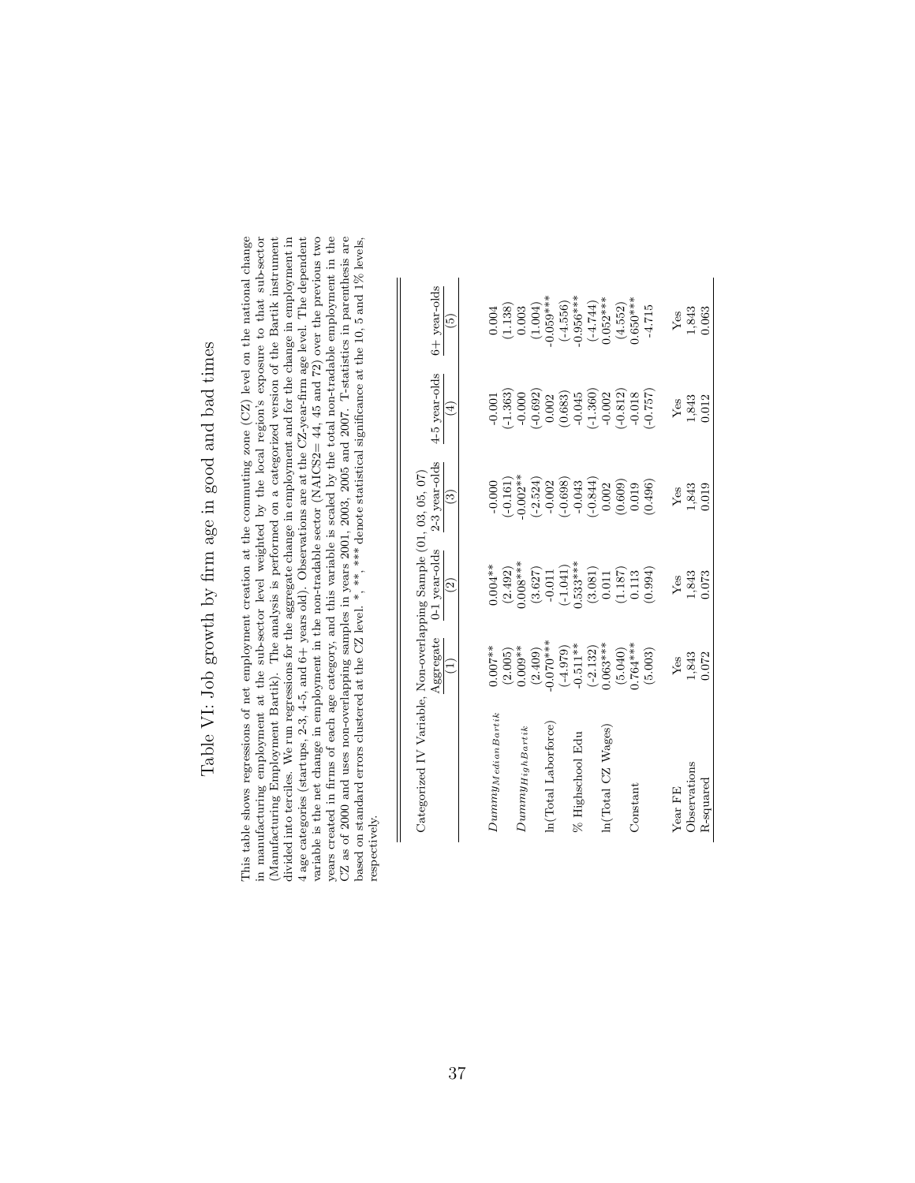# Table VI: Job growth by firm age in good and bad times

This table shows regressions of net employment creation at the commuting zone (CZ) level on the national change in manufacturing employment at the sub-sector level weighted by the local region's exposure to that sub-sector (Manufacturing Employment Bartik). The analysis is performed on a categorized version of the Bartik instrument divided into terciles. We run regressions for the aggregate change in employment and for the change in employment in 4 age categories (startups, 2-3, 4-5, and 6+ years old). Observations are at the CZ-year-firm age level. The dependent variable is the net change in employment in the non-tradable sector (NAICS2= 44, 45 and 72) over the previous two years created in firms of each age category, and this variable is scaled by the total non-tradable employment in the CZ as of 2000 and uses non-overlapping samples in years 2001, 2003, 2005 and 2007. T-statistics in parenthesis are based on standard errors clustered at the CZ level. *, **, *** denote statistical significance at the 10, 5 and 1% levels, respectively.

| Categorized IV Variable, Non-overlapping Sample (01, 03, 05, 07) | Aggregate | 0-1 year-olds | 2-3 year-olds | 4-5 year-olds | 6+ year-olds |
|---|---|---|---|---|---|
| | (1) | (2) | (3) | (4) | (5) |
| $Dummy_{MedianBartik}$ | 0.007** | 0.004** | -0.000 | -0.001 | 0.004 |
| | (2.005) | (2.492) | (-0.161) | (-1.363) | (1.138) |
| $Dummy_{HighBartik}$ | 0.009** | 0.008*** | -0.002** | -0.000 | 0.003 |
| | (2.409) | (3.627) | (-2.524) | (-0.692) | (1.004) |
| ln(Total Laborforce) | -0.070*** | -0.011 | -0.002 | 0.002 | -0.059*** |
| | (-4.979) | (-1.041) | (-0.698) | (0.683) | (-4.556) |
| % Highschool Edu | -0.511** | 0.533*** | -0.043 | -0.045 | -0.956*** |
| | (-2.132) | (3.081) | (-0.844) | (-1.360) | (-4.744) |
| ln(Total CZ Wages) | 0.063*** | 0.011 | 0.002 | -0.002 | 0.052*** |
| | (5.040) | (1.187) | (0.609) | (-0.812) | (4.552) |
| Constant | 0.764*** | 0.113 | 0.019 | -0.018 | 0.650*** |
| | (5.003) | (0.994) | (0.496) | (-0.757) | -4.715 |
| Year FE | Yes | Yes | Yes | Yes | Yes |
| Observations | 1,843 | 1,843 | 1,843 | 1,843 | 1,843 |
| R-squared | 0.072 | 0.073 | 0.019 | 0.012 | 0.063 |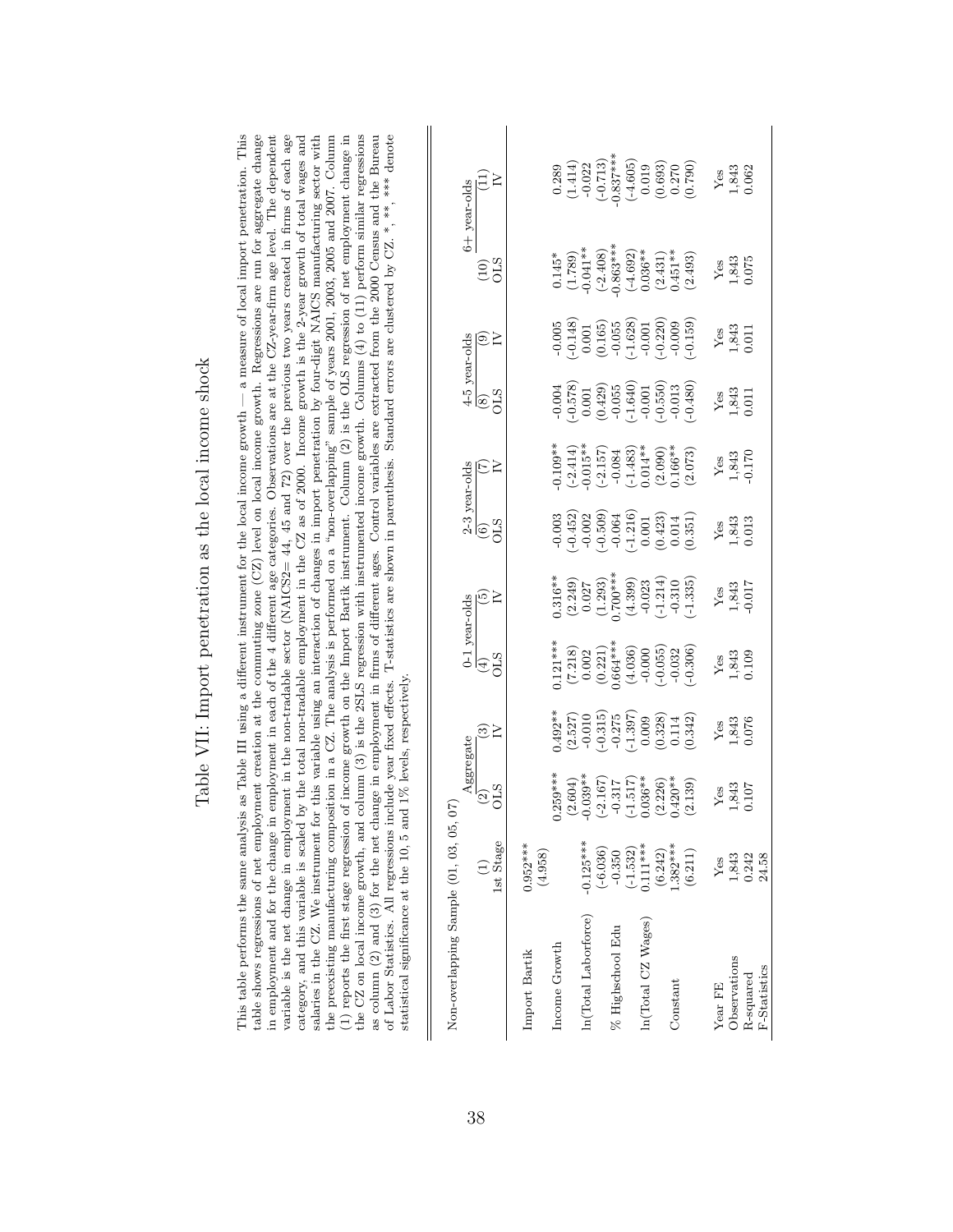# Table VII: Import penetration as the local income shock

This table performs the same analysis as Table III using a different instrument for the local income growth — a measure of local import penetration. This table shows regressions of net employment creation at the commuting zone (CZ) level on local income growth. Regressions are run for aggregate change in employment and for the change in employment in each of the 4 different age categories. Observations are at the CZ-year-firm age level. The dependent variable is the net change in employment in the non-tradable sector (NAICS2= 44, 45 and 72) over the previous two years created in firms of each age category, and this variable is scaled by the total non-tradable employment in the CZ as of 2000. Income growth is the 2-year growth of total wages and salaries in the CZ. We instrument for this variable using an interaction of changes in import penetration by four-digit NAICS manufacturing sector with the preexisting manufacturing composition in a CZ. The analysis is performed on a "non-overlapping" sample of years 2001, 2003, 2005 and 2007. Column (1) reports the first stage regression of income growth on the Import Bartik instrument. Column (2) is the OLS regression of net employment change in the CZ on local income growth, and column (3) is the 2SLS regression with instrumented income growth. Columns (4) to (11) perform similar regressions as column (2) and (3) for the net change in employment in firms of different ages. Control variables are extracted from the 2000 Census and the Bureau of Labor Statistics. All regressions include year fixed effects. T-statistics are shown in parenthesis. Standard errors are clustered by CZ. *, **, *** denote statistical significance at the 10, 5 and 1% levels, respectively.

| Non-overlapping Sample (01, 03, 05, 07) | | Aggregate | | 0-1 year-olds | | 2-3 year-olds | | 4-5 year-olds | | 6+ year-olds | |
|---|---|---|---|---|---|---|---|---|---|---|---|
| | (1) | (2) | (3) | (4) | (5) | (6) | (7) | (8) | (9) | (10) | (11) |
| | 1st Stage | OLS | IV | OLS | IV | OLS | IV | OLS | IV | OLS | IV |
| Import Bartik | 0.952*** | | | | | | | | | | |
| | (4.958) | | | | | | | | | | |
| Income Growth | | 0.259*** | 0.492** | 0.121*** | 0.316** | -0.003 | -0.109** | -0.004 | -0.005 | 0.145* | 0.289 |
| | | (2.604) | (2.527) | (7.218) | (2.249) | (-0.452) | (-2.414) | (-0.578) | (-0.148) | (1.789) | (1.414) |
| ln(Total Laborforce) | -0.125*** | -0.039** | -0.010 | 0.002 | 0.027 | -0.002 | -0.015** | 0.001 | 0.001 | -0.041** | -0.022 |
| | (-6.036) | (-2.167) | (-0.315) | (0.221) | (1.293) | (-0.509) | (-2.157) | (0.429) | (0.165) | (-2.408) | (-0.713) |
| % Highschool Edu | -0.350 | -0.317 | -0.275 | 0.664*** | 0.700*** | -0.064 | -0.084 | -0.055 | -0.055 | -0.863*** | -0.837*** |
| | (-1.532) | (-1.517) | (-1.397) | (4.036) | (4.399) | (-1.216) | (-1.483) | (-1.640) | (-1.628) | (-4.692) | (-4.605) |
| ln(Total CZ Wages) | 0.111*** | 0.036** | 0.009 | -0.000 | -0.023 | 0.001 | 0.014** | -0.001 | -0.001 | 0.036** | 0.019 |
| | (6.242) | (2.226) | (0.328) | (-0.055) | (-1.214) | (0.423) | (2.090) | (-0.550) | (-0.220) | (2.431) | (0.693) |
| Constant | 1.382*** | 0.420** | 0.114 | -0.032 | -0.310 | 0.014 | 0.166** | -0.013 | -0.009 | 0.451** | 0.270 |
| | (6.211) | (2.139) | (0.342) | (-0.306) | (-1.335) | (0.351) | (2.073) | (-0.480) | (-0.159) | (2.493) | (0.790) |
| Year FE | Yes | Yes | Yes | Yes | Yes | Yes | Yes | Yes | Yes | Yes | Yes |
| Observations | 1,843 | 1,843 | 1,843 | 1,843 | 1,843 | 1,843 | 1,843 | 1,843 | 1,843 | 1,843 | 1,843 |
| R-squared | 0.242 | 0.107 | 0.076 | 0.109 | -0.017 | 0.013 | -0.170 | 0.011 | 0.011 | 0.075 | 0.062 |
| F-Statistics | 24.58 | | | | | | | | | | |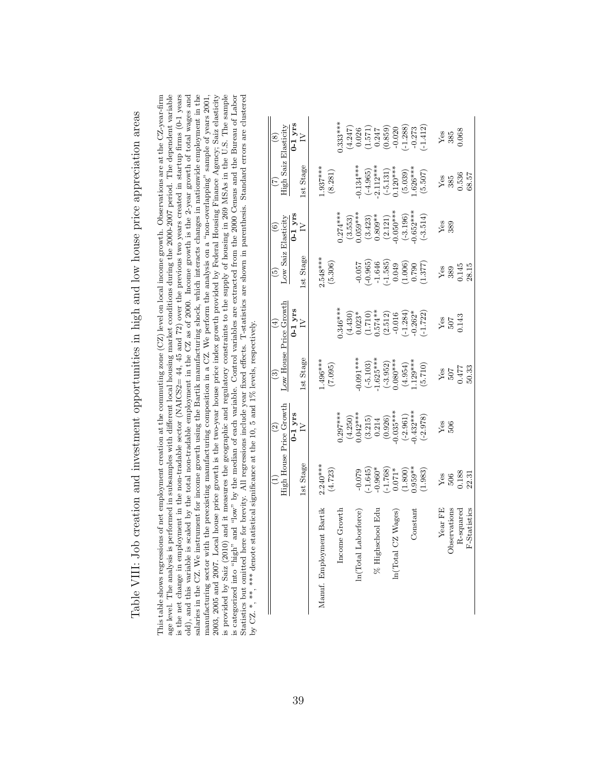# Table VIII: Job creation and investment opportunities in high and low house price appreciation areas

This table shows regressions of net employment creation at the commuting zone (CZ) level on local income growth. Observations are at the CZ-year-firm age level. The analysis is performed in subsamples with different local housing market conditions during the 2000-2007 period. The dependent variable is the net change in employment in the non-tradable sector (NAICS2= 44, 45 and 72) over the previous two years created in startup firms (0-1 years old), and this variable is scaled by the total non-tradable employment in the CZ as of 2000. Income growth is the 2-year growth of total wages and salaries in the CZ. We instrument for income growth using the Bartik manufacturing shock, which interacts changes in nationwide employment in the manufacturing sector with the preexisting manufacturing composition in a CZ. We perform the analysis on a "non-overlapping" sample of years 2001, 2003, 2005 and 2007. Local house price growth is the two-year house price index growth provided by Federal Housing Finance Agency; Saiz elasticity is provided by Saiz (2010) and it measures the geographic and regulatory constraints to the supply of housing in 269 MSAs in the U.S. The sample is categorized into "high" and "low" by the median of each variable. Control variables are extracted from the 2000 Census and the Bureau of Labor Statistics but omitted here for brevity. All regressions include year fixed effects. T-statistics are shown in parenthesis. Standard errors are clustered by CZ. *, **, *** denote statistical significance at the 10, 5 and 1% levels, respectively.

| | (1) | (2) | (3) | (4) | (5) | (6) | (7) | (8) |
|---|---|---|---|---|---|---|---|---|
| | High House Price Growth | | Low House Price Growth | | Low Saiz Elasticity | | High Saiz Elasticity | |
| | 1st Stage | 0-1 yrs IV | 1st Stage | 0-1 yrs IV | 1st Stage | 0-1 yrs IV | 1st Stage | 0-1 yrs IV |
| Manuf. Employment Bartik | 2.240*** | | 1.496*** | | 2.548*** | | 1.937*** | |
| | (4.723) | | (7.095) | | (5.306) | | (8.281) | |
| Income Growth | | 0.297*** | | 0.346*** | | 0.274*** | | 0.333*** |
| | | (4.250) | | (4.430) | | (3.553) | | (4.247) |
| ln(Total Laborforce) | -0.079 | 0.042*** | -0.091*** | 0.023* | -0.057 | 0.059*** | -0.134*** | 0.026 |
| | (-1.645) | (3.215) | (-5.103) | (1.710) | (-0.965) | (3.423) | (-4.965) | (1.571) |
| % Highschool Edu | -0.960* | 0.214 | -1.625*** | 0.574** | -1.646 | 0.809** | -2.112*** | 0.247 |
| | (-1.768) | (0.926) | (-3.952) | (2.512) | (-1.585) | (2.121) | (-5.131) | (0.859) |
| ln(Total CZ Wages) | 0.071* | -0.035*** | 0.080*** | -0.016 | 0.049 | -0.050*** | 0.120*** | -0.020 |
| | (1.800) | (-2.961) | (4.954) | (-1.284) | (1.006) | (-3.196) | (5.039) | (-1.288) |
| Constant | 0.959** | -0.432*** | 1.129*** | -0.262* | 0.790 | -0.652*** | 1.626*** | -0.273 |
| | (1.983) | (-2.978) | (5.710) | (-1.722) | (1.377) | (-3.514) | (5.507) | (-1.412) |
| Year FE | Yes | Yes | Yes | Yes | Yes | Yes | Yes | Yes |
| Observations | 506 | 506 | 507 | 507 | 389 | 389 | 385 | 385 |
| R-squared | 0.188 | | 0.477 | 0.143 | 0.145 | | 0.536 | 0.068 |
| F-Statistics | 22.31 | | 50.33 | | 28.15 | | 68.57 | |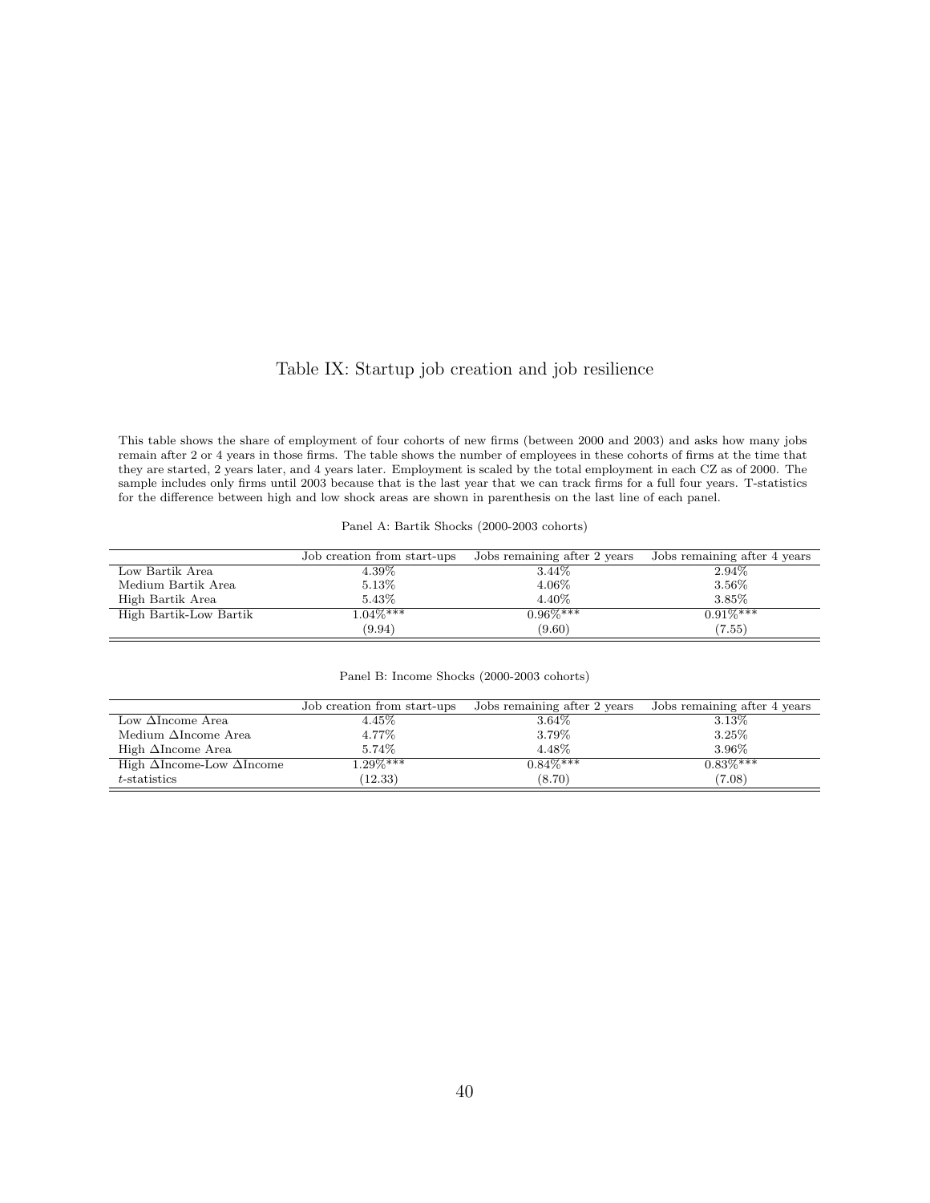# Table IX: Startup job creation and job resilience

This table shows the share of employment of four cohorts of new firms (between 2000 and 2003) and asks how many jobs remain after 2 or 4 years in those firms. The table shows the number of employees in these cohorts of firms at the time that they are started, 2 years later, and 4 years later. Employment is scaled by the total employment in each CZ as of 2000. The sample includes only firms until 2003 because that is the last year that we can track firms for a full four years. T-statistics for the difference between high and low shock areas are shown in parenthesis on the last line of each panel.

Panel A: Bartik Shocks (2000-2003 cohorts)

| | Job creation from start-ups | Jobs remaining after 2 years | Jobs remaining after 4 years |
|---|---|---|---|
| Low Bartik Area | 4.39% | 3.44% | 2.94% |
| Medium Bartik Area | 5.13% | 4.06% | 3.56% |
| High Bartik Area | 5.43% | 4.40% | 3.85% |
| High Bartik-Low Bartik | 1.04%*** | 0.96%*** | 0.91%*** |
| | (9.94) | (9.60) | (7.55) |

Panel B: Income Shocks (2000-2003 cohorts)

| | Job creation from start-ups | Jobs remaining after 2 years | Jobs remaining after 4 years |
|---|---|---|---|
| Low $\Delta$Income Area | 4.45% | 3.64% | 3.13% |
| Medium $\Delta$Income Area | 4.77% | 3.79% | 3.25% |
| High $\Delta$Income Area | 5.74% | 4.48% | 3.96% |
| High $\Delta$Income-Low $\Delta$Income | 1.29%*** | 0.84%*** | 0.83%*** |
| *t*-statistics | (12.33) | (8.70) | (7.08) |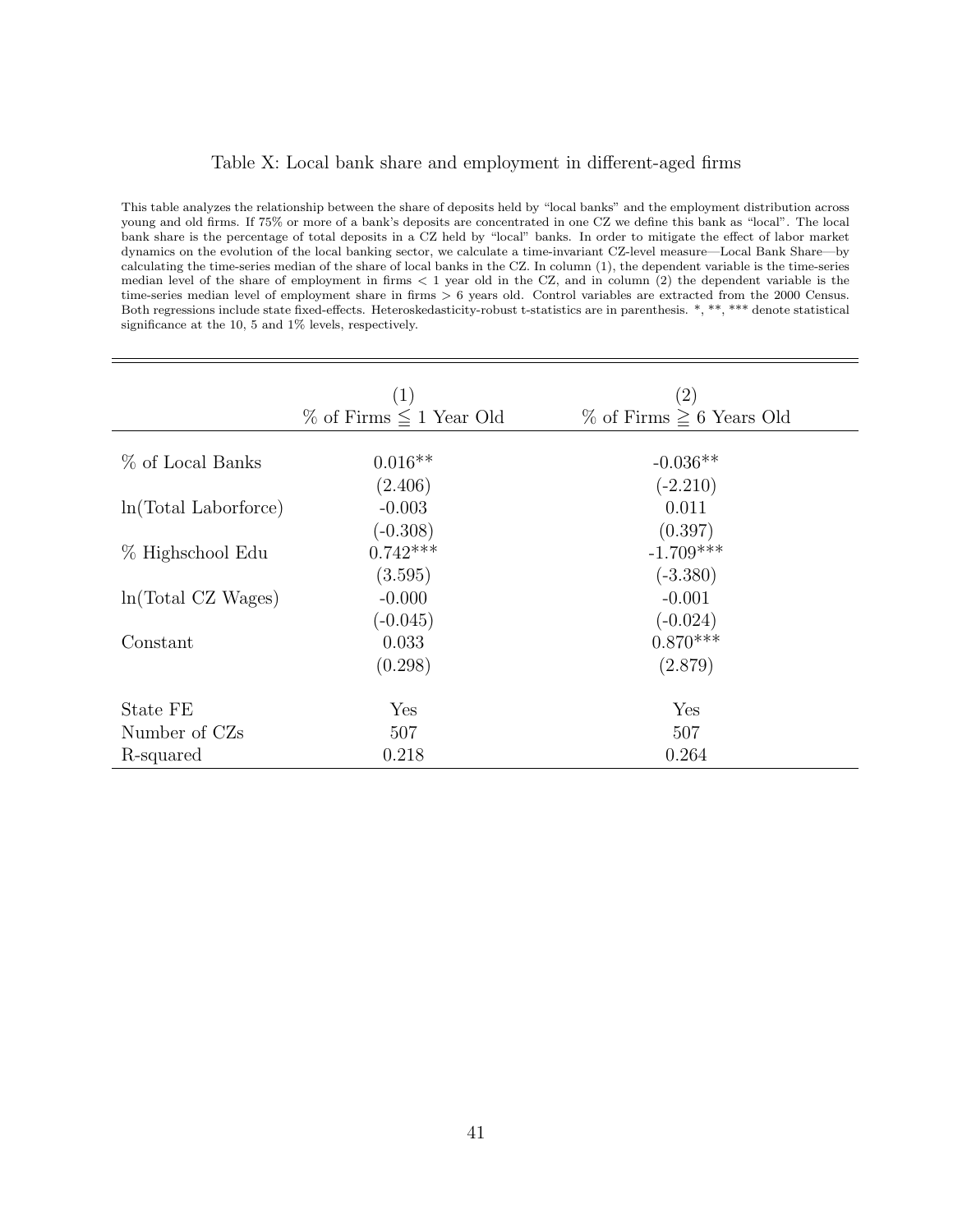## Table X: Local bank share and employment in different-aged firms

This table analyzes the relationship between the share of deposits held by "local banks" and the employment distribution across young and old firms. If 75% or more of a bank's deposits are concentrated in one CZ we define this bank as "local". The local bank share is the percentage of total deposits in a CZ held by "local" banks. In order to mitigate the effect of labor market dynamics on the evolution of the local banking sector, we calculate a time-invariant CZ-level measure—Local Bank Share—by calculating the time-series median of the share of local banks in the CZ. In column (1), the dependent variable is the time-series median level of the share of employment in firms < 1 year old in the CZ, and in column (2) the dependent variable is the time-series median level of employment share in firms > 6 years old. Control variables are extracted from the 2000 Census. Both regressions include state fixed-effects. Heteroskedasticity-robust t-statistics are in parenthesis. *, **, *** denote statistical significance at the 10, 5 and 1% levels, respectively.

| | (1) | (2) |
|---|---|---|
| | % of Firms $\leqq$ 1 Year Old | % of Firms $\geqq$ 6 Years Old |
| % of Local Banks | 0.016** | -0.036** |
| | (2.406) | (-2.210) |
| ln(Total Laborforce) | -0.003 | 0.011 |
| | (-0.308) | (0.397) |
| % Highschool Edu | 0.742*** | -1.709*** |
| | (3.595) | (-3.380) |
| ln(Total CZ Wages) | -0.000 | -0.001 |
| | (-0.045) | (-0.024) |
| Constant | 0.033 | 0.870*** |
| | (0.298) | (2.879) |
| State FE | Yes | Yes |
| Number of CZs | 507 | 507 |
| R-squared | 0.218 | 0.264 |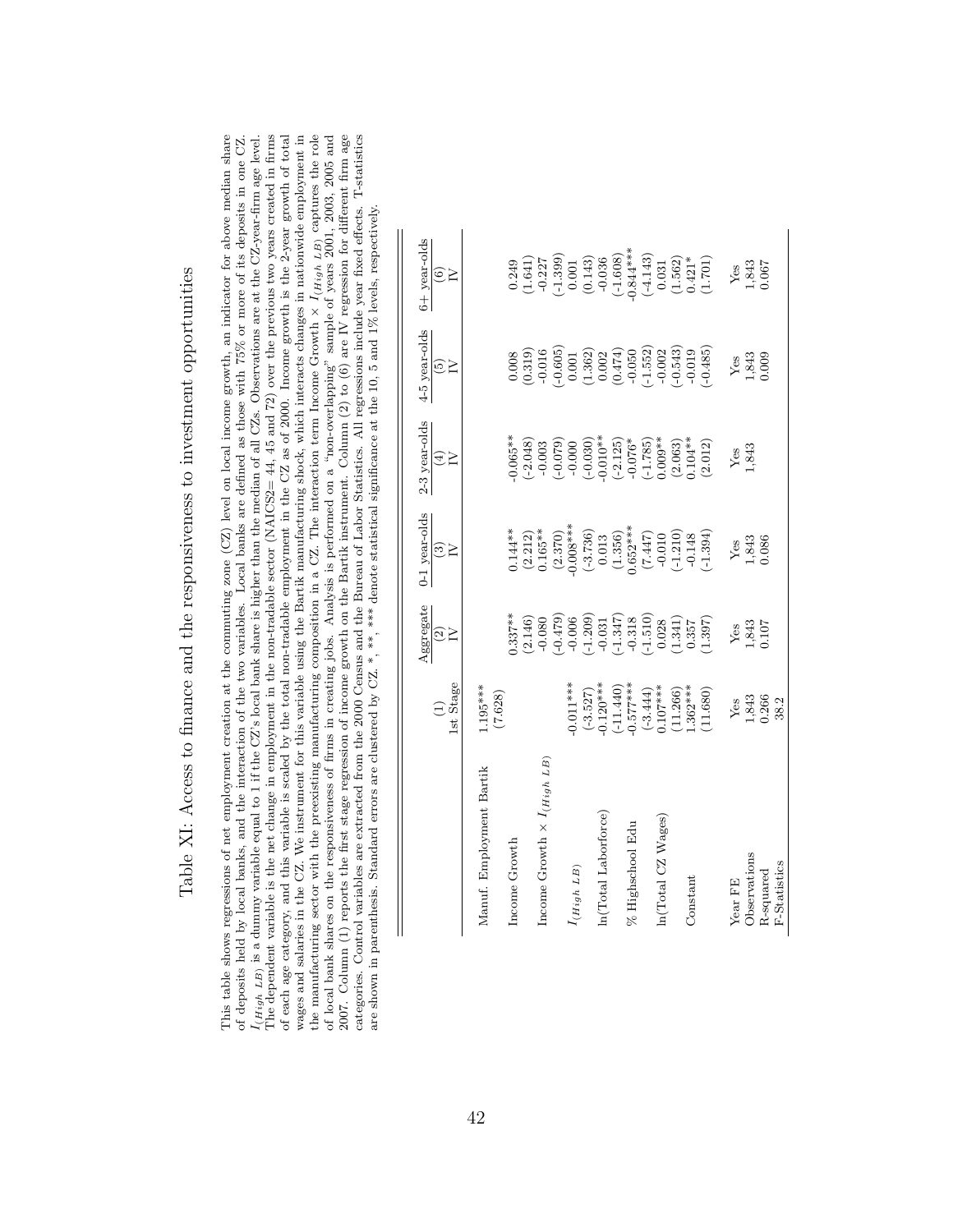# Table XI: Access to finance and the responsiveness to investment opportunities

This table shows regressions of net employment creation at the commuting zone (CZ) level on local income growth, an indicator for above median share of deposits held by local banks, and the interaction of the two variables. Local banks are defined as those with 75% or more of its deposits in one CZ. $I_{(High\ LB)}$ is a dummy variable equal to 1 if the CZ's local bank share is higher than the median of all CZs. Observations are at the CZ-year-firm age level. The dependent variable is the net change in employment in the non-tradable sector (NAICS2= 44, 45 and 72) over the previous two years created in firms of each age category, and this variable is scaled by the total non-tradable employment in the CZ as of 2000. Income growth is the 2-year growth of total wages and salaries in the CZ. We instrument for this variable using the Bartik manufacturing shock, which interacts changes in nationwide employment in the manufacturing sector with the preexisting manufacturing composition in a CZ. The interaction term Income Growth × $I_{(High\ LB)}$ captures the role of local bank shares on the responsiveness of firms in creating jobs. Analysis is performed on a "non-overlapping" sample of years 2001, 2003, 2005 and 2007. Column (1) reports the first stage regression of income growth on the Bartik instrument. Column (2) to (6) are IV regression for different firm age categories. Control variables are extracted from the 2000 Census and the Bureau of Labor Statistics. All regressions include year fixed effects. T-statistics are shown in parenthesis. Standard errors are clustered by CZ. *, **, *** denote statistical significance at the 10, 5 and 1% levels, respectively.

| | (1) 1st Stage | Aggregate (2) IV | 0-1 year-olds (3) IV | 2-3 year-olds (4) IV | 4-5 year-olds (5) IV | 6+ year-olds (6) IV |
|---|---|---|---|---|---|---|
| Manuf. Employment Bartik | 1.195*** | | | | | |
| | (7.628) | | | | | |
| Income Growth | | 0.337** | 0.144** | -0.065** | 0.008 | 0.249 |
| | | (2.146) | (2.212) | (-2.048) | (0.319) | (1.641) |
| Income Growth × $I_{(High\ LB)}$ | | -0.080 | 0.165** | -0.003 | -0.016 | -0.227 |
| | | (-0.479) | (2.370) | (-0.079) | (-0.605) | (-1.399) |
| $I_{(High\ LB)}$ | -0.011*** | -0.006 | -0.008*** | -0.000 | 0.001 | 0.001 |
| | (-3.527) | (-1.209) | (-3.736) | (-0.030) | (1.362) | (0.143) |
| ln(Total Laborforce) | -0.120*** | -0.031 | 0.013 | -0.010** | 0.002 | -0.036 |
| | (-11.440) | (-1.347) | (1.356) | (-2.125) | (0.474) | (-1.608) |
| % Highschool Edu | -0.577*** | -0.318 | 0.652*** | -0.076* | -0.050 | -0.844*** |
| | (-3.444) | (-1.510) | (7.447) | (-1.785) | (-1.552) | (-4.143) |
| ln(Total CZ Wages) | 0.107*** | 0.028 | -0.010 | 0.009** | -0.002 | 0.031 |
| | (11.266) | (1.341) | (-1.210) | (2.063) | (-0.543) | (1.562) |
| Constant | 1.362*** | 0.357 | -0.148 | 0.104** | -0.019 | 0.421* |
| | (11.680) | (1.397) | (-1.394) | (2.012) | (-0.485) | (1.701) |
| Year FE | Yes | Yes | Yes | Yes | Yes | Yes |
| Observations | 1,843 | 1,843 | 1,843 | 1,843 | 1,843 | 1,843 |
| R-squared | 0.266 | 0.107 | 0.086 | | 0.009 | 0.067 |
| F-Statistics | 38.2 | | | | | |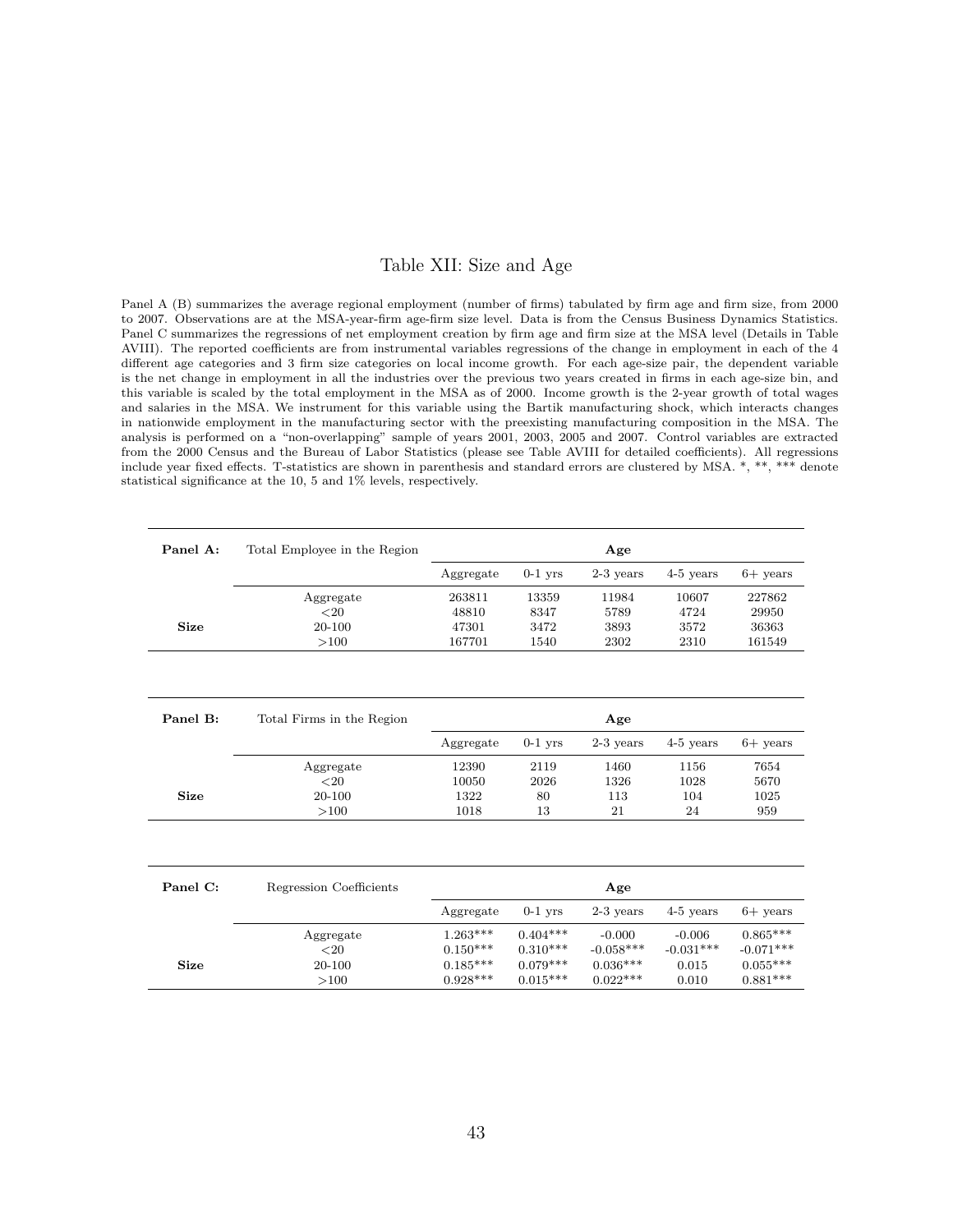# Table XII: Size and Age

Panel A (B) summarizes the average regional employment (number of firms) tabulated by firm age and firm size, from 2000 to 2007. Observations are at the MSA-year-firm age-firm size level. Data is from the Census Business Dynamics Statistics. Panel C summarizes the regressions of net employment creation by firm age and firm size at the MSA level (Details in Table AVIII). The reported coefficients are from instrumental variables regressions of the change in employment in each of the 4 different age categories and 3 firm size categories on local income growth. For each age-size pair, the dependent variable is the net change in employment in all the industries over the previous two years created in firms in each age-size bin, and this variable is scaled by the total employment in the MSA as of 2000. Income growth is the 2-year growth of total wages and salaries in the MSA. We instrument for this variable using the Bartik manufacturing shock, which interacts changes in nationwide employment in the manufacturing sector with the preexisting manufacturing composition in the MSA. The analysis is performed on a "non-overlapping" sample of years 2001, 2003, 2005 and 2007. Control variables are extracted from the 2000 Census and the Bureau of Labor Statistics (please see Table AVIII for detailed coefficients). All regressions include year fixed effects. T-statistics are shown in parenthesis and standard errors are clustered by MSA. *, **, *** denote statistical significance at the 10, 5 and 1% levels, respectively.

| **Panel A:** | Total Employee in the Region | **Age** | | | | |
|---|---|---|---|---|---|---|
| | | Aggregate | 0-1 yrs | 2-3 years | 4-5 years | 6+ years |
| | Aggregate | 263811 | 13359 | 11984 | 10607 | 227862 |
| | <20 | 48810 | 8347 | 5789 | 4724 | 29950 |
| **Size** | 20-100 | 47301 | 3472 | 3893 | 3572 | 36363 |
| | >100 | 167701 | 1540 | 2302 | 2310 | 161549 |

| **Panel B:** | Total Firms in the Region | **Age** | | | | |
|---|---|---|---|---|---|---|
| | | Aggregate | 0-1 yrs | 2-3 years | 4-5 years | 6+ years |
| | Aggregate | 12390 | 2119 | 1460 | 1156 | 7654 |
| | <20 | 10050 | 2026 | 1326 | 1028 | 5670 |
| **Size** | 20-100 | 1322 | 80 | 113 | 104 | 1025 |
| | >100 | 1018 | 13 | 21 | 24 | 959 |

| **Panel C:** | Regression Coefficients | **Age** | | | | |
|---|---|---|---|---|---|---|
| | | Aggregate | 0-1 yrs | 2-3 years | 4-5 years | 6+ years |
| | Aggregate | 1.263*** | 0.404*** | -0.000 | -0.006 | 0.865*** |
| | <20 | 0.150*** | 0.310*** | -0.058*** | -0.031*** | -0.071*** |
| **Size** | 20-100 | 0.185*** | 0.079*** | 0.036*** | 0.015 | 0.055*** |
| | >100 | 0.928*** | 0.015*** | 0.022*** | 0.010 | 0.881*** |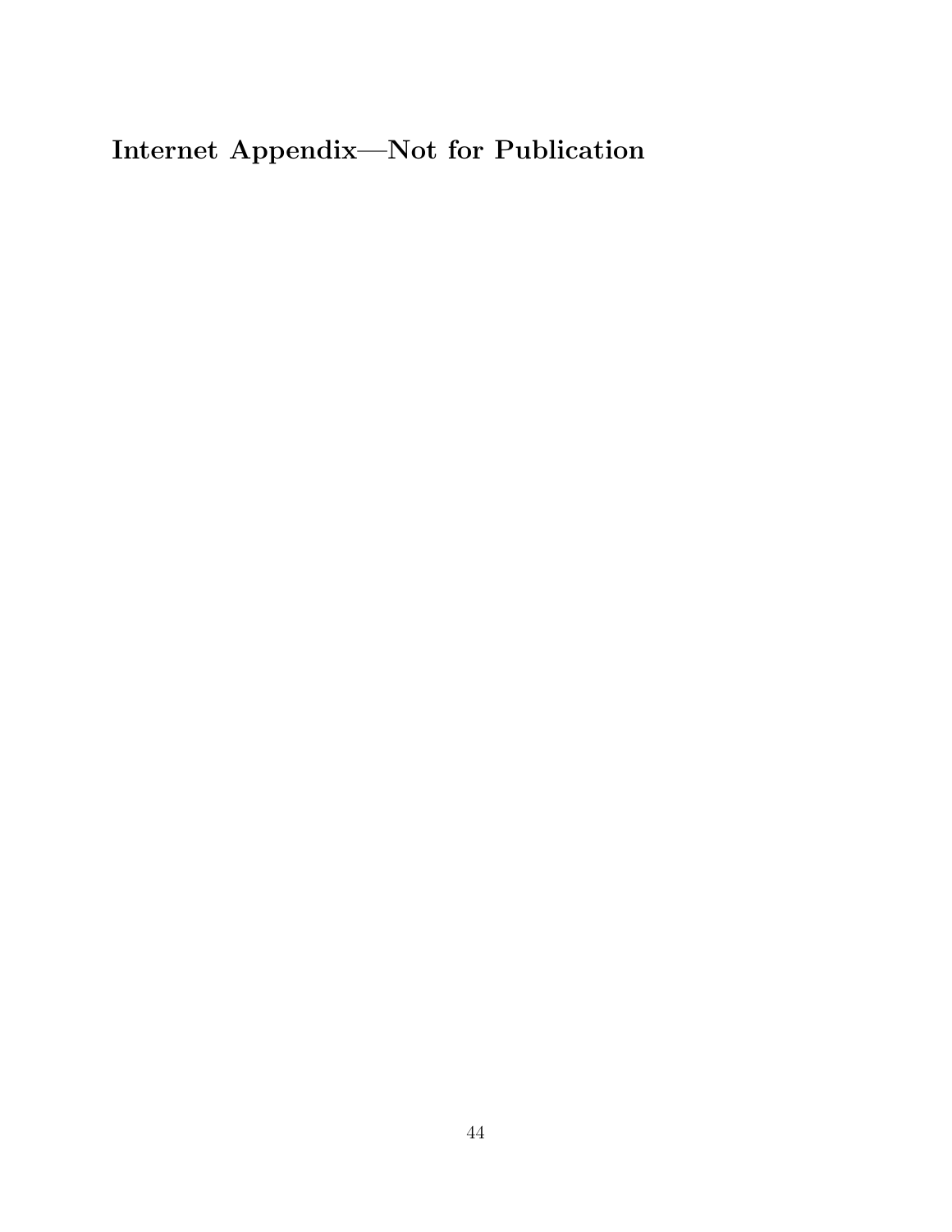# Internet Appendix—Not for Publication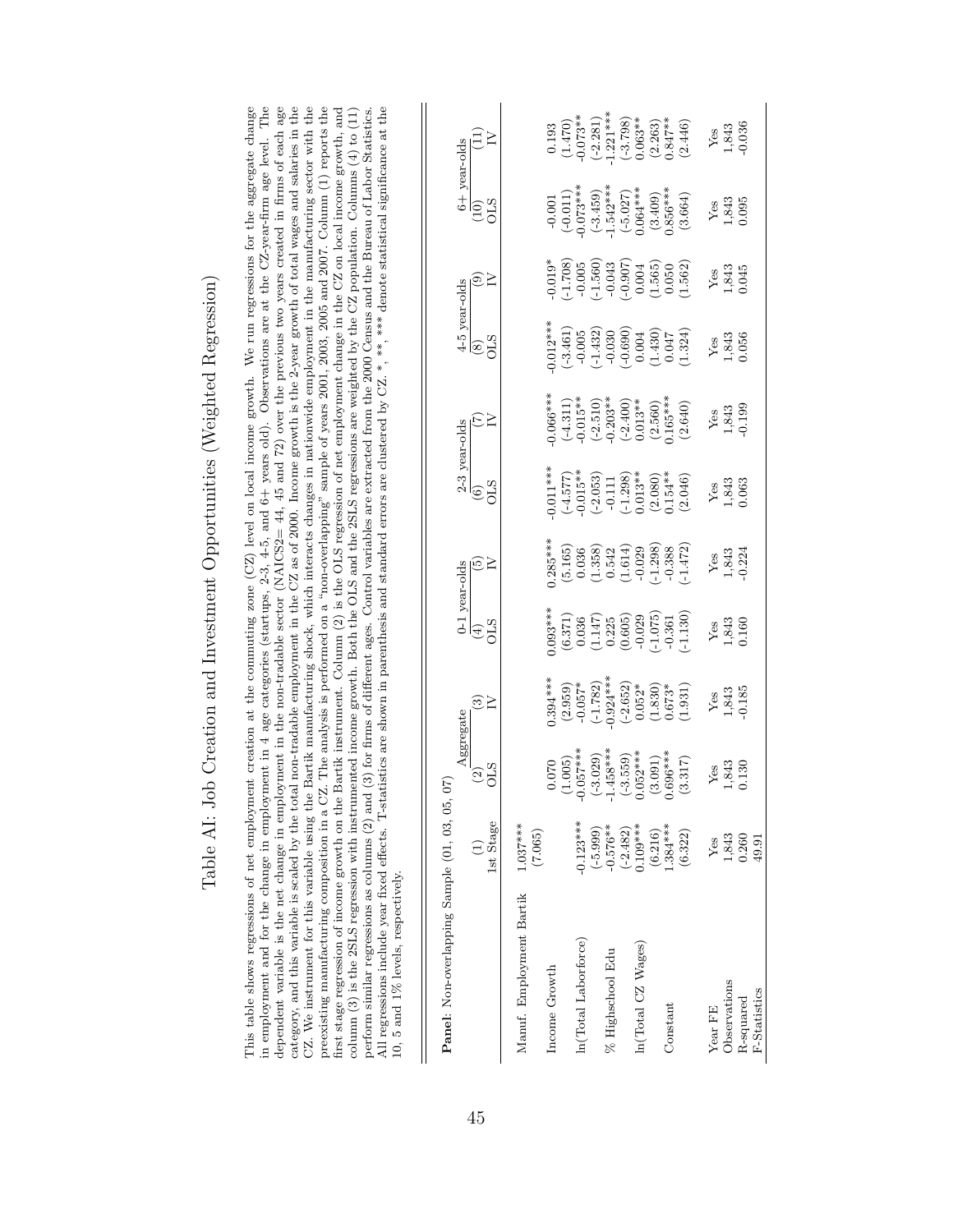# Table AI: Job Creation and Investment Opportunities (Weighted Regression)

This table shows regressions of net employment creation at the commuting zone (CZ) level on local income growth. We run regressions for the aggregate change in employment and for the change in employment in 4 age categories (startups, 2-3, 4-5, and 6+ years old). Observations are at the CZ-year-firm age level. The dependent variable is the net change in employment in the non-tradable sector (NAICS2= 44, 45 and 72) over the previous two years created in firms of each age category, and this variable is scaled by the total non-tradable employment in the CZ as of 2000. Income growth is the 2-year growth of total wages and salaries in the CZ. We instrument for this variable using the Bartik manufacturing shock, which interacts changes in nationwide employment in the manufacturing sector with the preexisting manufacturing composition in a CZ. The analysis is performed on a "non-overlapping" sample of years 2001, 2003, 2005 and 2007. Column (1) reports the first stage regression of income growth on the Bartik instrument. Column (2) is the OLS regression of net employment change in the CZ on local income growth, and column (3) is the 2SLS regression with instrumented income growth. Both the OLS and the 2SLS regressions are weighted by the CZ population. Columns (4) to (11) perform similar regressions as columns (2) and (3) for firms of different ages. Control variables are extracted from the 2000 Census and the Bureau of Labor Statistics. All regressions include year fixed effects. T-statistics are shown in parenthesis and standard errors are clustered by CZ. *, **, *** denote statistical significance at the 10, 5 and 1% levels, respectively.

**Panel**: Non-overlapping Sample (01, 03, 05, 07)

| | (1) | Aggregate (2) | (3) | 0-1 year-olds (4) | (5) | 2-3 year-olds (6) | (7) | 4-5 year-olds (8) | (9) | 6+ year-olds (10) | (11) |
|---|---|---|---|---|---|---|---|---|---|---|---|
| | 1st Stage | OLS | IV | OLS | IV | OLS | IV | OLS | IV | OLS | IV |
| Manuf. Employment Bartik | 1.037*** | | | | | | | | | | |
| | (7.065) | | | | | | | | | | |
| Income Growth | | 0.070 | 0.394*** | 0.093*** | 0.285*** | -0.011*** | -0.066*** | -0.012*** | -0.019* | -0.001 | 0.193 |
| | | (1.005) | (2.959) | (6.371) | (5.165) | (-4.577) | (-4.311) | (-3.461) | (-1.708) | (-0.011) | (1.470) |
| ln(Total Laborforce) | -0.123*** | -0.057*** | -0.057* | 0.036 | 0.036 | -0.015** | -0.015** | -0.005 | -0.005 | -0.073*** | -0.073** |
| | (-5.999) | (-3.029) | (-1.782) | (1.147) | (1.358) | (-2.053) | (-2.510) | (-1.432) | (-1.560) | (-3.459) | (-2.281) |
| % Highschool Edu | -0.576** | -1.458*** | -0.924*** | 0.225 | 0.542 | -0.111 | -0.203** | -0.030 | -0.043 | -1.542*** | -1.221*** |
| | (-2.482) | (-3.559) | (-2.652) | (0.605) | (1.614) | (-1.298) | (-2.400) | (-0.690) | (-0.907) | (-5.027) | (-3.798) |
| ln(Total CZ Wages) | 0.109*** | 0.052*** | 0.052* | -0.029 | -0.029 | 0.013** | 0.013** | 0.004 | 0.004 | 0.064*** | 0.063** |
| | (6.216) | (3.091) | (1.830) | (-1.075) | (-1.298) | (2.080) | (2.560) | (1.430) | (1.565) | (3.409) | (2.263) |
| Constant | 1.384*** | 0.696*** | 0.673* | -0.361 | -0.388 | 0.154** | 0.165*** | 0.047 | 0.050 | 0.856*** | 0.847** |
| | (6.322) | (3.317) | (1.931) | (-1.130) | (-1.472) | (2.046) | (2.640) | (1.324) | (1.562) | (3.664) | (2.446) |
| Year FE | Yes | Yes | Yes | Yes | Yes | Yes | Yes | Yes | Yes | Yes | Yes |
| Observations | 1,843 | 1,843 | 1,843 | 1,843 | 1,843 | 1,843 | 1,843 | 1,843 | 1,843 | 1,843 | 1,843 |
| R-squared | 0.260 | 0.130 | -0.185 | 0.160 | -0.224 | 0.063 | -0.199 | 0.056 | 0.045 | 0.095 | -0.036 |
| F-Statistics | 49.91 | | | | | | | | | | |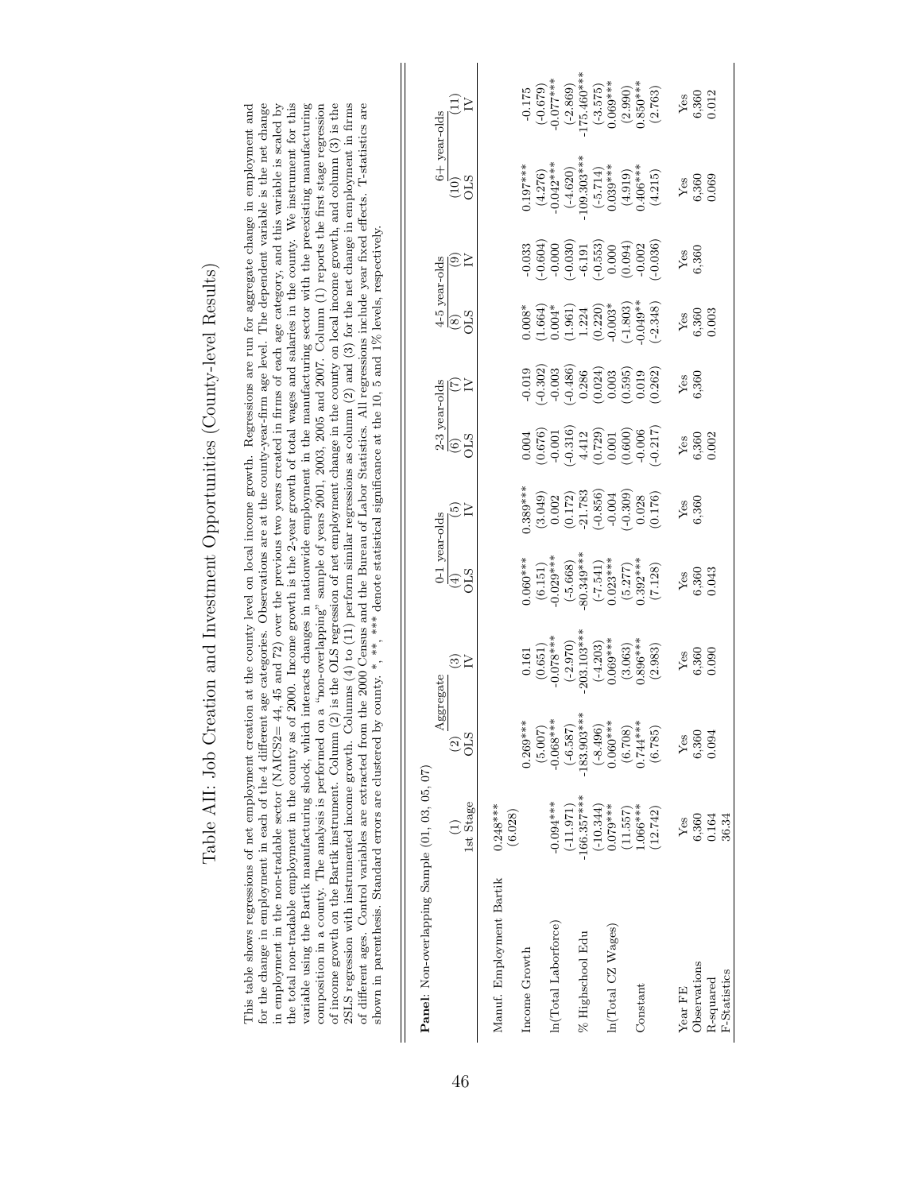# Table AII: Job Creation and Investment Opportunities (County-level Results)

This table shows regressions of net employment creation at the county level on local income growth. Regressions are run for aggregate change in employment and for the change in employment in each of the 4 different age categories. Observations are at the county-year-firm age level. The dependent variable is the net change in employment in the non-tradable sector (NAICS2= 44, 45 and 72) over the previous two years created in firms of each age category, and this variable is scaled by the total non-tradable employment in the county as of 2000. Income growth is the 2-year growth of total wages and salaries in the county. We instrument for this variable using the Bartik manufacturing shock, which interacts changes in nationwide employment in the manufacturing sector with the preexisting manufacturing composition in a county. The analysis is performed on a "non-overlapping" sample of years 2001, 2003, 2005 and 2007. Column (1) reports the first stage regression of income growth on the Bartik instrument. Column (2) is the OLS regression of net employment change in the county on local income growth, and column (3) is the 2SLS regression with instrumented income growth. Columns (4) to (11) perform similar regressions as column (2) and (3) for the net change in employment in firms of different ages. Control variables are extracted from the 2000 Census and the Bureau of Labor Statistics. All regressions include year fixed effects. T-statistics are shown in parenthesis. Standard errors are clustered by county. *, **, *** denote statistical significance at the 10, 5 and 1% levels, respectively.

**Panel**: Non-overlapping Sample (01, 03, 05, 07)

| | | Aggregate | | 0-1 year-olds | | 2-3 year-olds | | 4-5 year-olds | | 6+ year-olds | |
|---|---|---|---|---|---|---|---|---|---|---|---|
| | (1) | (2) | (3) | (4) | (5) | (6) | (7) | (8) | (9) | (10) | (11) |
| | 1st Stage | OLS | IV | OLS | IV | OLS | IV | OLS | IV | OLS | IV |
| Manuf. Employment Bartik | 0.248*** | | | | | | | | | | |
| | (6.028) | | | | | | | | | | |
| Income Growth | | 0.269*** | 0.161 | 0.060*** | 0.389*** | 0.004 | -0.019 | 0.008* | -0.033 | 0.197*** | -0.175 |
| | | (5.007) | (0.651) | (6.151) | (3.049) | (0.676) | (-0.302) | (1.664) | (-0.604) | (4.276) | (-0.679) |
| ln(Total Laborforce) | -0.094*** | -0.068*** | -0.078*** | -0.029*** | 0.002 | -0.001 | -0.003 | 0.004* | -0.000 | -0.042*** | -0.077*** |
| | (-11.971) | (-6.587) | (-2.970) | (-5.668) | (0.172) | (-0.316) | (-0.486) | (1.961) | (-0.030) | (-4.620) | (-2.869) |
| % Highschool Edu | -166.357*** | -183.903*** | -203.103*** | -80.349*** | -21.783 | 4.412 | 0.286 | 1.224 | -6.191 | -109.303*** | -175.460*** |
| | (-10.344) | (-8.496) | (-4.203) | (-7.541) | (-0.856) | (0.729) | (0.024) | (0.220) | (-0.553) | (-5.714) | (-3.575) |
| ln(Total CZ Wages) | 0.079*** | 0.060*** | 0.069*** | 0.023*** | -0.004 | 0.001 | 0.003 | -0.003* | 0.000 | 0.039*** | 0.069*** |
| | (11.557) | (6.708) | (3.063) | (5.277) | (-0.309) | (0.600) | (0.595) | (-1.803) | (0.094) | (4.919) | (2.990) |
| Constant | 1.066*** | 0.744*** | 0.896*** | 0.392*** | 0.028 | -0.006 | 0.019 | -0.049** | -0.002 | 0.406*** | 0.850*** |
| | (12.742) | (6.785) | (2.983) | (7.128) | (0.176) | (-0.217) | (0.262) | (-2.348) | (-0.036) | (4.215) | (2.763) |
| Year FE | Yes | Yes | Yes | Yes | Yes | Yes | Yes | Yes | Yes | Yes | Yes |
| Observations | 6,360 | 6,360 | 6,360 | 6,360 | 6,360 | 6,360 | 6,360 | 6,360 | 6,360 | 6,360 | 6,360 |
| R-squared | 0.164 | 0.094 | 0.090 | 0.043 | | 0.002 | | 0.003 | | 0.069 | 0.012 |
| F-Statistics | 36.34 | | | | | | | | | | |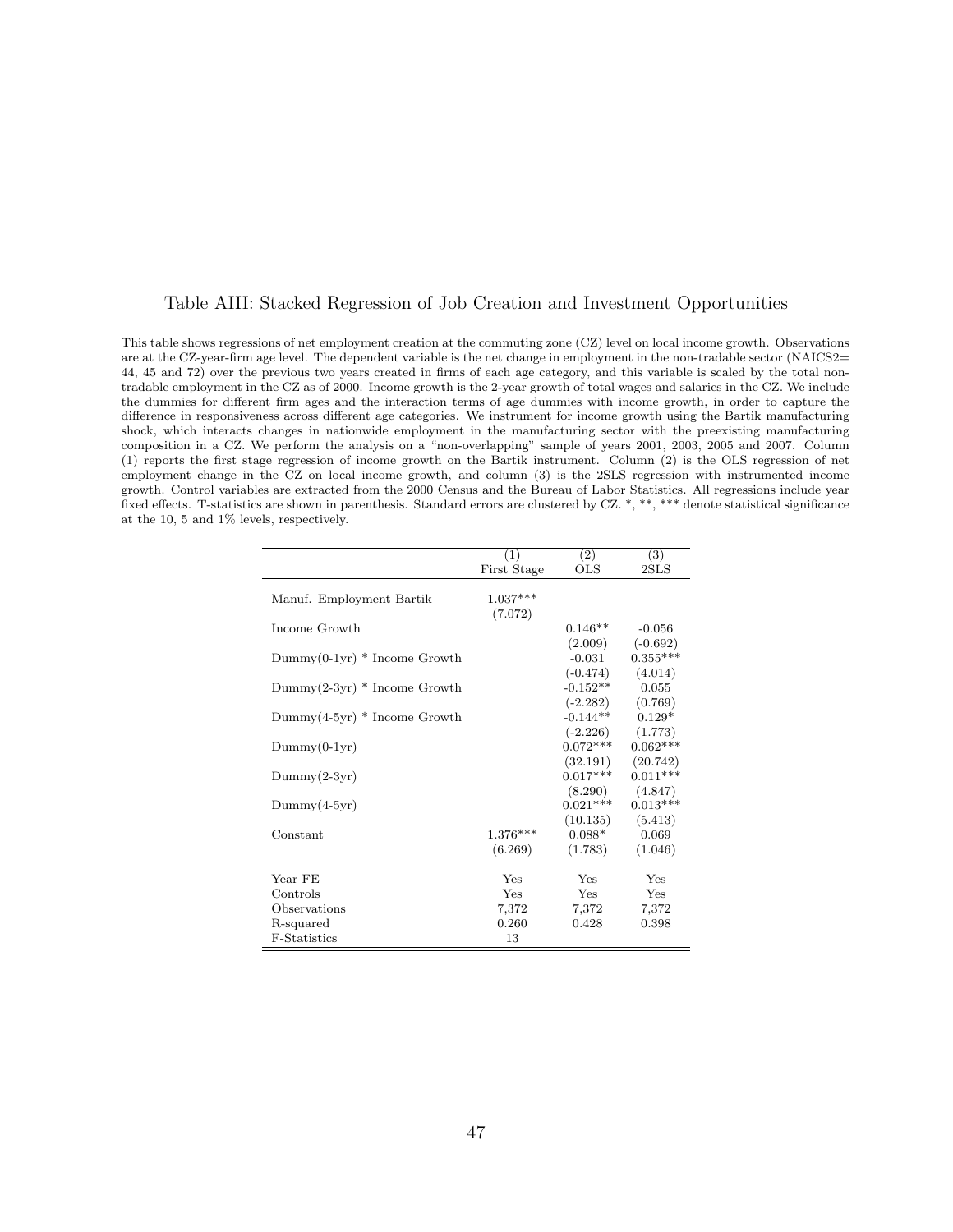# Table AIII: Stacked Regression of Job Creation and Investment Opportunities

This table shows regressions of net employment creation at the commuting zone (CZ) level on local income growth. Observations are at the CZ-year-firm age level. The dependent variable is the net change in employment in the non-tradable sector (NAICS2= 44, 45 and 72) over the previous two years created in firms of each age category, and this variable is scaled by the total non-tradable employment in the CZ as of 2000. Income growth is the 2-year growth of total wages and salaries in the CZ. We include the dummies for different firm ages and the interaction terms of age dummies with income growth, in order to capture the difference in responsiveness across different age categories. We instrument for income growth using the Bartik manufacturing shock, which interacts changes in nationwide employment in the manufacturing sector with the preexisting manufacturing composition in a CZ. We perform the analysis on a "non-overlapping" sample of years 2001, 2003, 2005 and 2007. Column (1) reports the first stage regression of income growth on the Bartik instrument. Column (2) is the OLS regression of net employment change in the CZ on local income growth, and column (3) is the 2SLS regression with instrumented income growth. Control variables are extracted from the 2000 Census and the Bureau of Labor Statistics. All regressions include year fixed effects. T-statistics are shown in parenthesis. Standard errors are clustered by CZ. *, **, *** denote statistical significance at the 10, 5 and 1% levels, respectively.

| | (1) First Stage | (2) OLS | (3) 2SLS |
|---|---|---|---|
| Manuf. Employment Bartik | 1.037*** | | |
| | (7.072) | | |
| Income Growth | | 0.146** | -0.056 |
| | | (2.009) | (-0.692) |
| Dummy(0-1yr) * Income Growth | | -0.031 | 0.355*** |
| | | (-0.474) | (4.014) |
| Dummy(2-3yr) * Income Growth | | -0.152** | 0.055 |
| | | (-2.282) | (0.769) |
| Dummy(4-5yr) * Income Growth | | -0.144** | 0.129* |
| | | (-2.226) | (1.773) |
| Dummy(0-1yr) | | 0.072*** | 0.062*** |
| | | (32.191) | (20.742) |
| Dummy(2-3yr) | | 0.017*** | 0.011*** |
| | | (8.290) | (4.847) |
| Dummy(4-5yr) | | 0.021*** | 0.013*** |
| | | (10.135) | (5.413) |
| Constant | 1.376*** | 0.088* | 0.069 |
| | (6.269) | (1.783) | (1.046) |
| Year FE | Yes | Yes | Yes |
| Controls | Yes | Yes | Yes |
| Observations | 7,372 | 7,372 | 7,372 |
| R-squared | 0.260 | 0.428 | 0.398 |
| F-Statistics | 13 | | |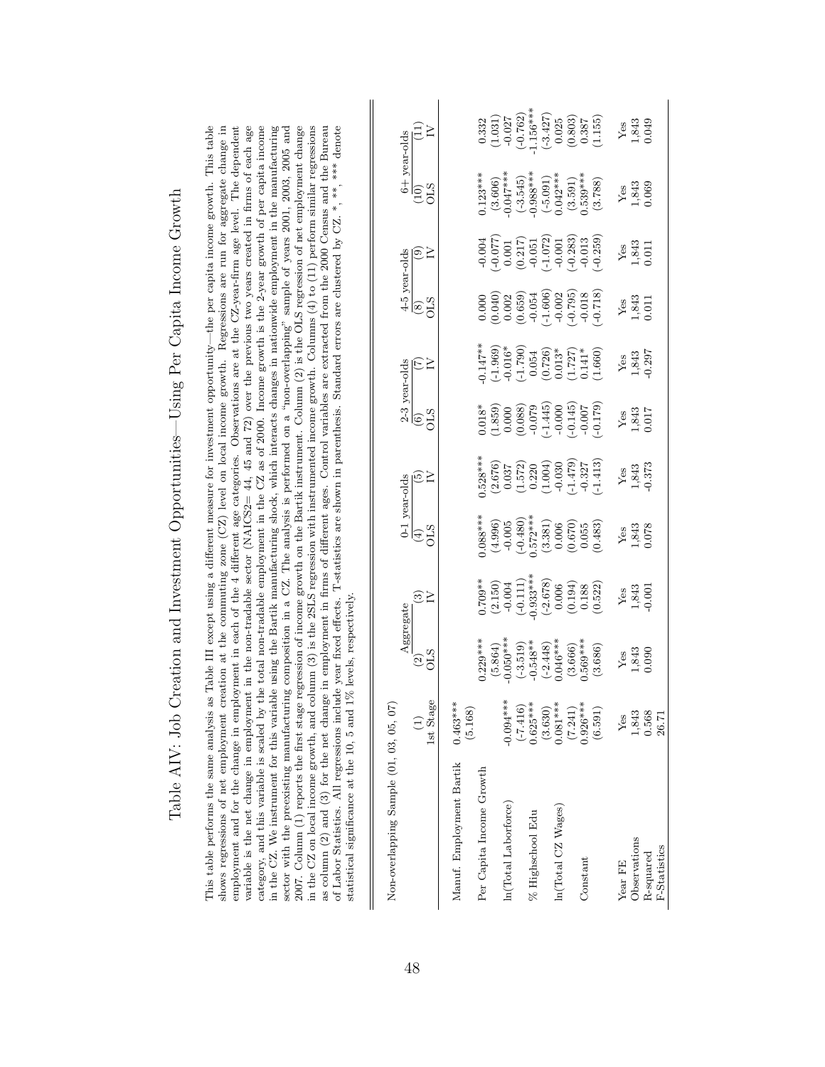# Table AIV: Job Creation and Investment Opportunities—Using Per Capita Income Growth

This table performs the same analysis as Table III except using a different measure for investment opportunity—the per capita income growth. This table shows regressions of net employment creation at the commuting zone (CZ) level on local income growth. Regressions are run for aggregate change in employment and for the change in employment in each of the 4 different age categories. Observations are at the CZ-year-firm age level. The dependent variable is the net change in employment in the non-tradable sector (NAICS2= 44, 45 and 72) over the previous two years created in firms of each age category, and this variable is scaled by the total non-tradable employment in the CZ as of 2000. Income growth is the 2-year growth of per capita income in the CZ. We instrument for this variable using the Bartik manufacturing shock, which interacts changes in nationwide employment in the manufacturing sector with the preexisting manufacturing composition in a CZ. The analysis is performed on a "non-overlapping" sample of years 2001, 2003, 2005 and 2007. Column (1) reports the first stage regression of income growth on the Bartik instrument. Column (2) is the OLS regression of net employment change in the CZ on local income growth, and column (3) is the 2SLS regression with instrumented income growth. Columns (4) to (11) perform similar regressions as column (2) and (3) for the net change in employment in firms of different ages. Control variables are extracted from the 2000 Census and the Bureau of Labor Statistics. All regressions include year fixed effects. T-statistics are shown in parenthesis. Standard errors are clustered by CZ. *, **, *** denote statistical significance at the 10, 5 and 1% levels, respectively.

| Non-overlapping Sample (01, 03, 05, 07) | | Aggregate | | 0-1 year-olds | | 2-3 year-olds | | 4-5 year-olds | | 6+ year-olds | |
|---|---|---|---|---|---|---|---|---|---|---|---|
| | (1) | (2) | (3) | (4) | (5) | (6) | (7) | (8) | (9) | (10) | (11) |
| | 1st Stage | OLS | IV | OLS | IV | OLS | IV | OLS | IV | OLS | IV |
| Manuf. Employment Bartik | 0.463*** | | | | | | | | | | |
| | (5.168) | | | | | | | | | | |
| Per Capita Income Growth | | 0.229*** | 0.709** | 0.088*** | 0.528*** | 0.018* | -0.147** | 0.000 | -0.004 | 0.123*** | 0.332 |
| | | (5.864) | (2.150) | (4.996) | (2.676) | (1.859) | (-1.969) | (0.040) | (-0.077) | (3.606) | (1.031) |
| ln(Total Laborforce) | -0.094*** | -0.050*** | -0.004 | -0.005 | 0.037 | 0.000 | -0.016* | 0.002 | 0.001 | -0.047*** | -0.027 |
| | (-7.416) | (-3.519) | (-0.111) | (-0.480) | (1.572) | (0.088) | (-1.790) | (0.659) | (0.217) | (-3.545) | (-0.762) |
| % Highschool Edu | 0.625*** | -0.548** | -0.933*** | 0.572*** | 0.220 | -0.079 | 0.054 | -0.054 | -0.051 | -0.988*** | -1.156*** |
| | (3.630) | (-2.448) | (-2.678) | (3.381) | (1.004) | (-1.445) | (0.726) | (-1.606) | (-1.072) | (-5.091) | (-3.427) |
| ln(Total CZ Wages) | 0.081*** | 0.046*** | 0.006 | 0.006 | -0.030 | -0.000 | 0.013* | -0.002 | -0.001 | 0.042*** | 0.025 |
| | (7.241) | (3.666) | (0.194) | (0.670) | (-1.479) | (-0.145) | (1.727) | (-0.795) | (-0.283) | (3.591) | (0.803) |
| Constant | 0.926*** | 0.569*** | 0.188 | 0.055 | -0.327 | -0.007 | 0.141* | -0.018 | -0.013 | 0.539*** | 0.387 |
| | (6.591) | (3.686) | (0.522) | (0.483) | (-1.413) | (-0.179) | (1.660) | (-0.718) | (-0.259) | (3.788) | (1.155) |
| Year FE | Yes | Yes | Yes | Yes | Yes | Yes | Yes | Yes | Yes | Yes | Yes |
| Observations | 1,843 | 1,843 | 1,843 | 1,843 | 1,843 | 1,843 | 1,843 | 1,843 | 1,843 | 1,843 | 1,843 |
| R-squared | 0.568 | 0.090 | -0.001 | 0.078 | -0.373 | 0.017 | -0.297 | 0.011 | 0.011 | 0.069 | 0.049 |
| F-Statistics | 26.71 | | | | | | | | | | |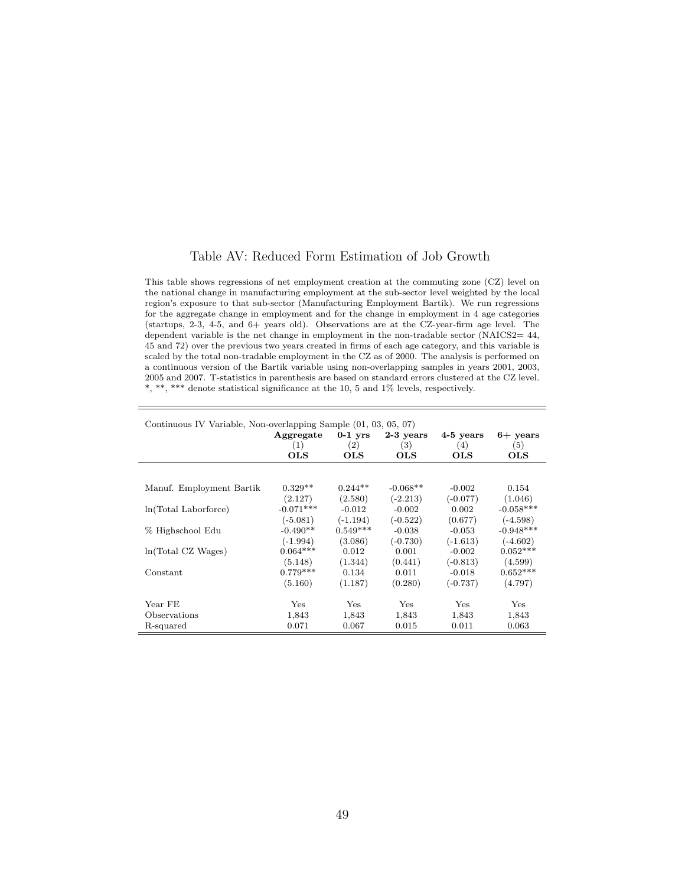## Table AV: Reduced Form Estimation of Job Growth

This table shows regressions of net employment creation at the commuting zone (CZ) level on the national change in manufacturing employment at the sub-sector level weighted by the local region's exposure to that sub-sector (Manufacturing Employment Bartik). We run regressions for the aggregate change in employment and for the change in employment in 4 age categories (startups, 2-3, 4-5, and 6+ years old). Observations are at the CZ-year-firm age level. The dependent variable is the net change in employment in the non-tradable sector (NAICS2= 44, 45 and 72) over the previous two years created in firms of each age category, and this variable is scaled by the total non-tradable employment in the CZ as of 2000. The analysis is performed on a continuous version of the Bartik variable using non-overlapping samples in years 2001, 2003, 2005 and 2007. T-statistics in parenthesis are based on standard errors clustered at the CZ level. *, **, *** denote statistical significance at the 10, 5 and 1% levels, respectively.

| Continuous IV Variable, Non-overlapping Sample (01, 03, 05, 07) | **Aggregate** | **0-1 yrs** | **2-3 years** | **4-5 years** | **6+ years** |
|---|---|---|---|---|---|
| | (1) | (2) | (3) | (4) | (5) |
| | **OLS** | **OLS** | **OLS** | **OLS** | **OLS** |
| Manuf. Employment Bartik | 0.329** | 0.244** | -0.068** | -0.002 | 0.154 |
| | (2.127) | (2.580) | (-2.213) | (-0.077) | (1.046) |
| ln(Total Laborforce) | -0.071*** | -0.012 | -0.002 | 0.002 | -0.058*** |
| | (-5.081) | (-1.194) | (-0.522) | (0.677) | (-4.598) |
| % Highschool Edu | -0.490** | 0.549*** | -0.038 | -0.053 | -0.948*** |
| | (-1.994) | (3.086) | (-0.730) | (-1.613) | (-4.602) |
| ln(Total CZ Wages) | 0.064*** | 0.012 | 0.001 | -0.002 | 0.052*** |
| | (5.148) | (1.344) | (0.441) | (-0.813) | (4.599) |
| Constant | 0.779*** | 0.134 | 0.011 | -0.018 | 0.652*** |
| | (5.160) | (1.187) | (0.280) | (-0.737) | (4.797) |
| Year FE | Yes | Yes | Yes | Yes | Yes |
| Observations | 1,843 | 1,843 | 1,843 | 1,843 | 1,843 |
| R-squared | 0.071 | 0.067 | 0.015 | 0.011 | 0.063 |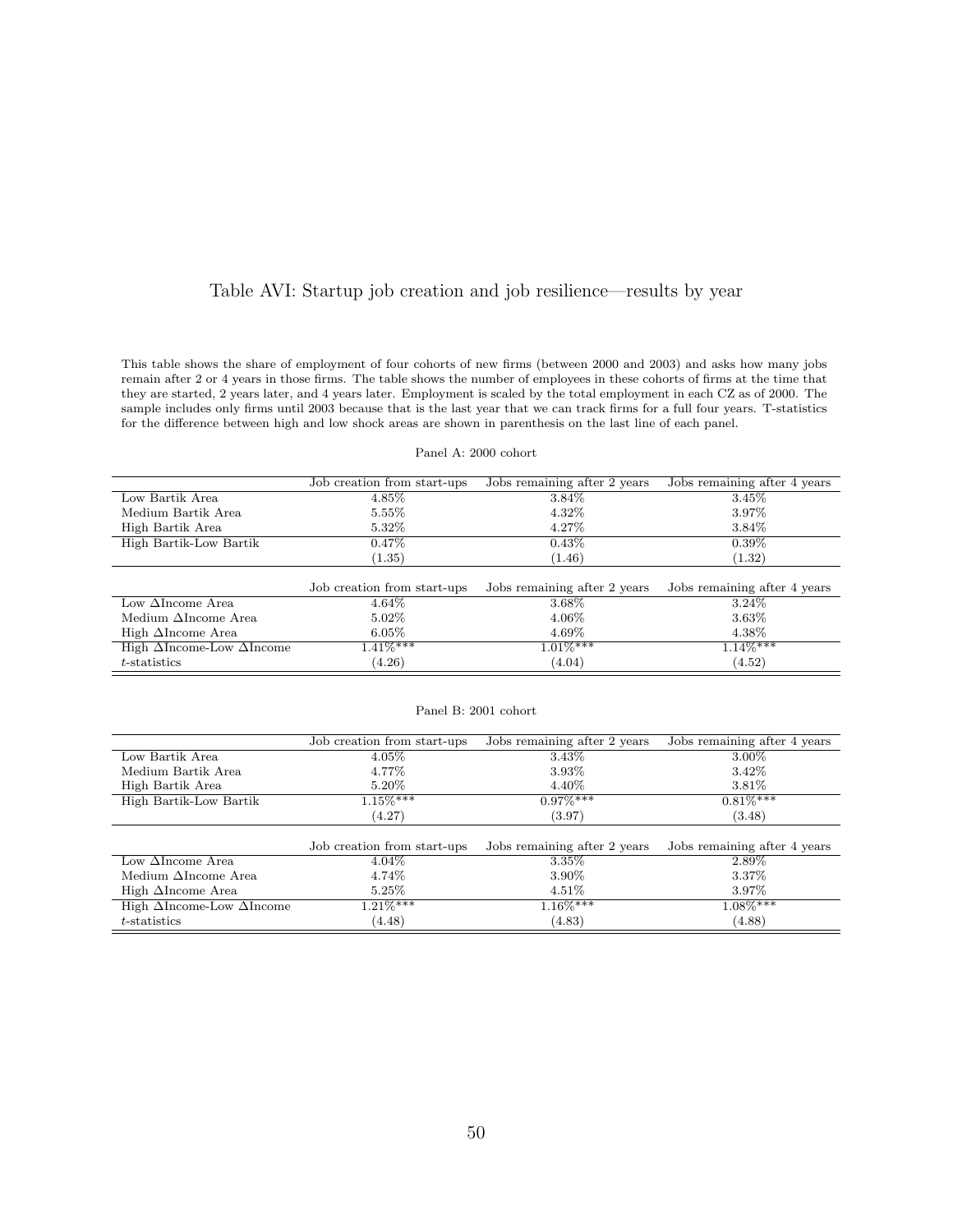# Table AVI: Startup job creation and job resilience—results by year

This table shows the share of employment of four cohorts of new firms (between 2000 and 2003) and asks how many jobs remain after 2 or 4 years in those firms. The table shows the number of employees in these cohorts of firms at the time that they are started, 2 years later, and 4 years later. Employment is scaled by the total employment in each CZ as of 2000. The sample includes only firms until 2003 because that is the last year that we can track firms for a full four years. T-statistics for the difference between high and low shock areas are shown in parenthesis on the last line of each panel.

Panel A: 2000 cohort

| | Job creation from start-ups | Jobs remaining after 2 years | Jobs remaining after 4 years |
|---|---|---|---|
| Low Bartik Area | 4.85% | 3.84% | 3.45% |
| Medium Bartik Area | 5.55% | 4.32% | 3.97% |
| High Bartik Area | 5.32% | 4.27% | 3.84% |
| High Bartik-Low Bartik | 0.47% | 0.43% | 0.39% |
| | (1.35) | (1.46) | (1.32) |

| | Job creation from start-ups | Jobs remaining after 2 years | Jobs remaining after 4 years |
|---|---|---|---|
| Low $\Delta$Income Area | 4.64% | 3.68% | 3.24% |
| Medium $\Delta$Income Area | 5.02% | 4.06% | 3.63% |
| High $\Delta$Income Area | 6.05% | 4.69% | 4.38% |
| High $\Delta$Income-Low $\Delta$Income | 1.41%*** | 1.01%*** | 1.14%*** |
| *t*-statistics | (4.26) | (4.04) | (4.52) |

Panel B: 2001 cohort

| | Job creation from start-ups | Jobs remaining after 2 years | Jobs remaining after 4 years |
|---|---|---|---|
| Low Bartik Area | 4.05% | 3.43% | 3.00% |
| Medium Bartik Area | 4.77% | 3.93% | 3.42% |
| High Bartik Area | 5.20% | 4.40% | 3.81% |
| High Bartik-Low Bartik | 1.15%*** | 0.97%*** | 0.81%*** |
| | (4.27) | (3.97) | (3.48) |

| | Job creation from start-ups | Jobs remaining after 2 years | Jobs remaining after 4 years |
|---|---|---|---|
| Low $\Delta$Income Area | 4.04% | 3.35% | 2.89% |
| Medium $\Delta$Income Area | 4.74% | 3.90% | 3.37% |
| High $\Delta$Income Area | 5.25% | 4.51% | 3.97% |
| High $\Delta$Income-Low $\Delta$Income | 1.21%*** | 1.16%*** | 1.08%*** |
| *t*-statistics | (4.48) | (4.83) | (4.88) |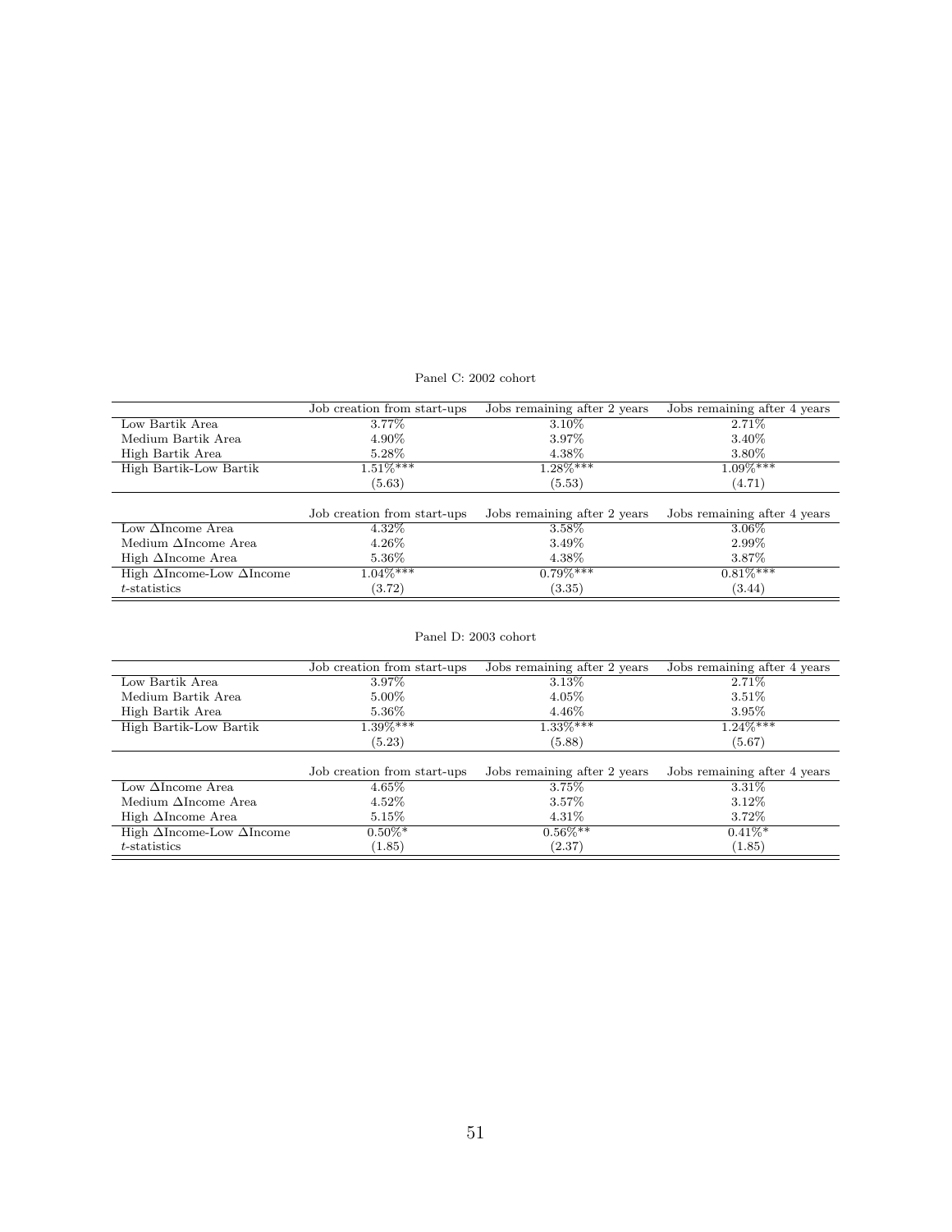Panel C: 2002 cohort

| | Job creation from start-ups | Jobs remaining after 2 years | Jobs remaining after 4 years |
|---|---|---|---|
| Low Bartik Area | 3.77% | 3.10% | 2.71% |
| Medium Bartik Area | 4.90% | 3.97% | 3.40% |
| High Bartik Area | 5.28% | 4.38% | 3.80% |
| High Bartik-Low Bartik | 1.51%*** | 1.28%*** | 1.09%*** |
| | (5.63) | (5.53) | (4.71) |

| | Job creation from start-ups | Jobs remaining after 2 years | Jobs remaining after 4 years |
|---|---|---|---|
| Low $\Delta$Income Area | 4.32% | 3.58% | 3.06% |
| Medium $\Delta$Income Area | 4.26% | 3.49% | 2.99% |
| High $\Delta$Income Area | 5.36% | 4.38% | 3.87% |
| High $\Delta$Income-Low $\Delta$Income | 1.04%*** | 0.79%*** | 0.81%*** |
| $t$-statistics | (3.72) | (3.35) | (3.44) |

Panel D: 2003 cohort

| | Job creation from start-ups | Jobs remaining after 2 years | Jobs remaining after 4 years |
|---|---|---|---|
| Low Bartik Area | 3.97% | 3.13% | 2.71% |
| Medium Bartik Area | 5.00% | 4.05% | 3.51% |
| High Bartik Area | 5.36% | 4.46% | 3.95% |
| High Bartik-Low Bartik | 1.39%*** | 1.33%*** | 1.24%*** |
| | (5.23) | (5.88) | (5.67) |

| | Job creation from start-ups | Jobs remaining after 2 years | Jobs remaining after 4 years |
|---|---|---|---|
| Low $\Delta$Income Area | 4.65% | 3.75% | 3.31% |
| Medium $\Delta$Income Area | 4.52% | 3.57% | 3.12% |
| High $\Delta$Income Area | 5.15% | 4.31% | 3.72% |
| High $\Delta$Income-Low $\Delta$Income | 0.50%* | 0.56%** | 0.41%* |
| $t$-statistics | (1.85) | (2.37) | (1.85) |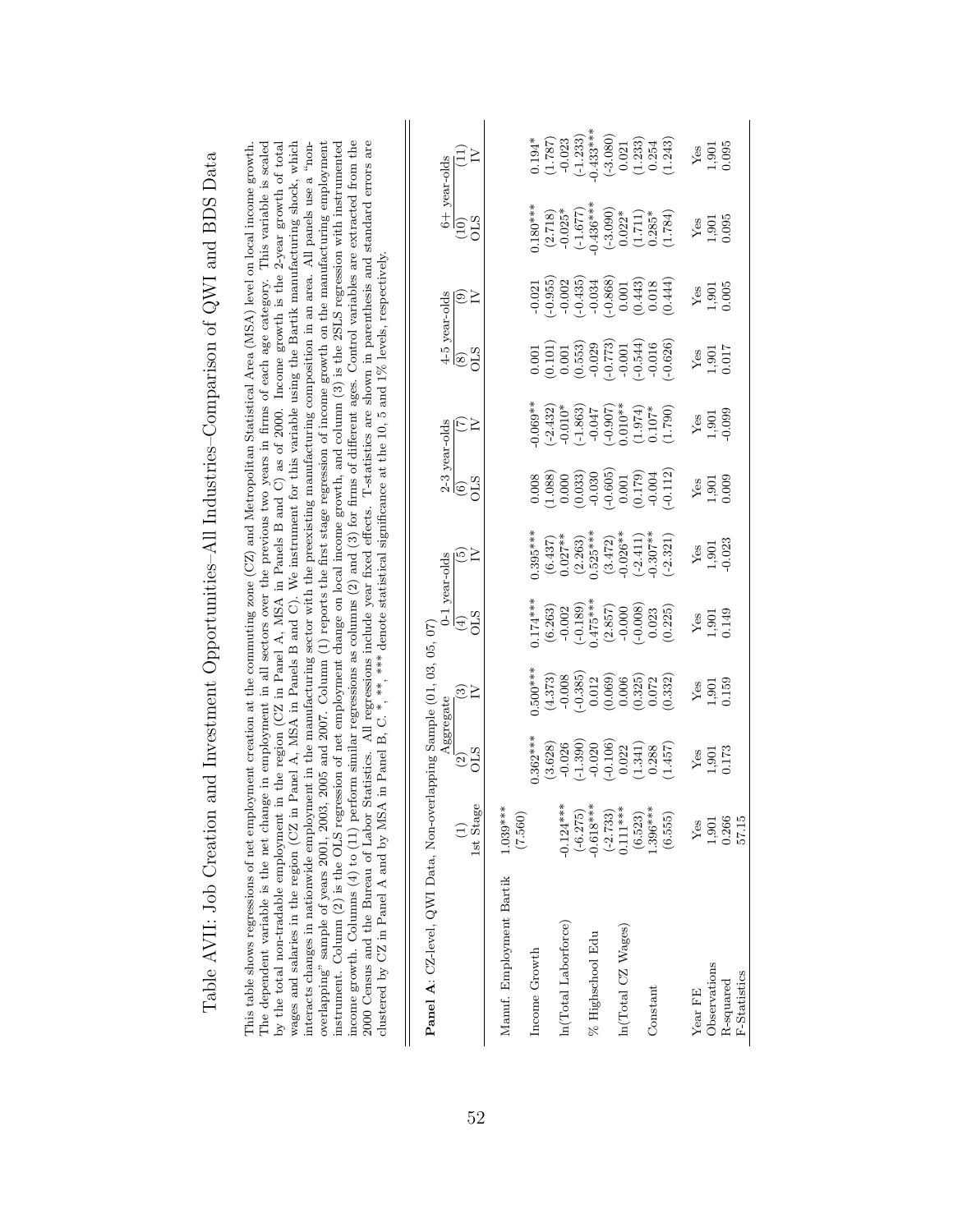# Table AVII: Job Creation and Investment Opportunities–All Industries–Comparison of QWI and BDS Data

This table shows regressions of net employment creation at the commuting zone (CZ) and Metropolitan Statistical Area (MSA) level on local income growth. The dependent variable is the net change in employment in all sectors over the previous two years in firms of each age category. This variable is scaled by the total non-tradable employment in the region (CZ in Panel A, MSA in Panels B and C) as of 2000. Income growth is the 2-year growth of total wages and salaries in the region (CZ in Panel A, MSA in Panels B and C). We instrument for this variable using the Bartik manufacturing shock, which interacts changes in nationwide employment in the manufacturing sector with the preexisting manufacturing composition in an area. All panels use a "non-overlapping" sample of years 2001, 2003, 2005 and 2007. Column (1) reports the first stage regression of income growth on the manufacturing employment instrument. Column (2) is the OLS regression of net employment change on local income growth, and column (3) is the 2SLS regression with instrumented income growth. Columns (4) to (11) perform similar regressions as columns (2) and (3) for firms of different ages. Control variables are extracted from the 2000 Census and the Bureau of Labor Statistics. All regressions include year fixed effects. T-statistics are shown in parenthesis and standard errors are clustered by CZ in Panel A and by MSA in Panel B, C. *, **, *** denote statistical significance at the 10, 5 and 1% levels, respectively.

**Panel A**: CZ-level, QWI Data, Non-overlapping Sample (01, 03, 05, 07)

| | | Aggregate | | 0-1 year-olds | | 2-3 year-olds | | 4-5 year-olds | | 6+ year-olds | |
|---|---|---|---|---|---|---|---|---|---|---|---|
| | (1) | (2) | (3) | (4) | (5) | (6) | (7) | (8) | (9) | (10) | (11) |
| | 1st Stage | OLS | IV | OLS | IV | OLS | IV | OLS | IV | OLS | IV |
| Manuf. Employment Bartik | 1.039*** | | | | | | | | | | |
| | (7.560) | | | | | | | | | | |
| Income Growth | | 0.362*** | 0.500*** | 0.174*** | 0.395*** | 0.008 | -0.069** | 0.001 | -0.021 | 0.180*** | 0.194* |
| | | (3.628) | (4.373) | (6.263) | (6.437) | (1.088) | (-2.432) | (0.101) | (-0.955) | (2.718) | (1.787) |
| ln(Total Laborforce) | -0.124*** | -0.026 | -0.008 | -0.002 | 0.027** | 0.000 | -0.010* | 0.001 | -0.002 | -0.025* | -0.023 |
| | (-6.275) | (-1.390) | (-0.385) | (-0.189) | (2.263) | (0.033) | (-1.863) | (0.553) | (-0.435) | (-1.677) | (-1.233) |
| % Highschool Edu | -0.618*** | -0.020 | 0.012 | 0.475*** | 0.525*** | -0.030 | -0.047 | -0.029 | -0.034 | -0.436*** | -0.433*** |
| | (-2.733) | (-0.106) | (0.069) | (2.857) | (3.472) | (-0.605) | (-0.907) | (-0.773) | (-0.868) | (-3.090) | (-3.080) |
| ln(Total CZ Wages) | 0.111*** | 0.022 | 0.006 | -0.000 | -0.026** | 0.001 | 0.010** | -0.001 | 0.001 | 0.022* | 0.021 |
| | (6.523) | (1.341) | (0.325) | (-0.008) | (-2.411) | (0.179) | (1.974) | (-0.544) | (0.443) | (1.711) | (1.233) |
| Constant | 1.396*** | 0.288 | 0.072 | 0.023 | -0.307** | -0.004 | 0.107* | -0.016 | 0.018 | 0.285* | 0.254 |
| | (6.555) | (1.457) | (0.332) | (0.225) | (-2.321) | (-0.112) | (1.790) | (-0.626) | (0.444) | (1.784) | (1.243) |
| Year FE | Yes | Yes | Yes | Yes | Yes | Yes | Yes | Yes | Yes | Yes | Yes |
| Observations | 1,901 | 1,901 | 1,901 | 1,901 | 1,901 | 1,901 | 1,901 | 1,901 | 1,901 | 1,901 | 1,901 |
| R-squared | 0.266 | 0.173 | 0.159 | 0.149 | -0.023 | 0.009 | -0.099 | 0.017 | 0.005 | 0.095 | 0.095 |
| F-Statistics | 57.15 | | | | | | | | | | |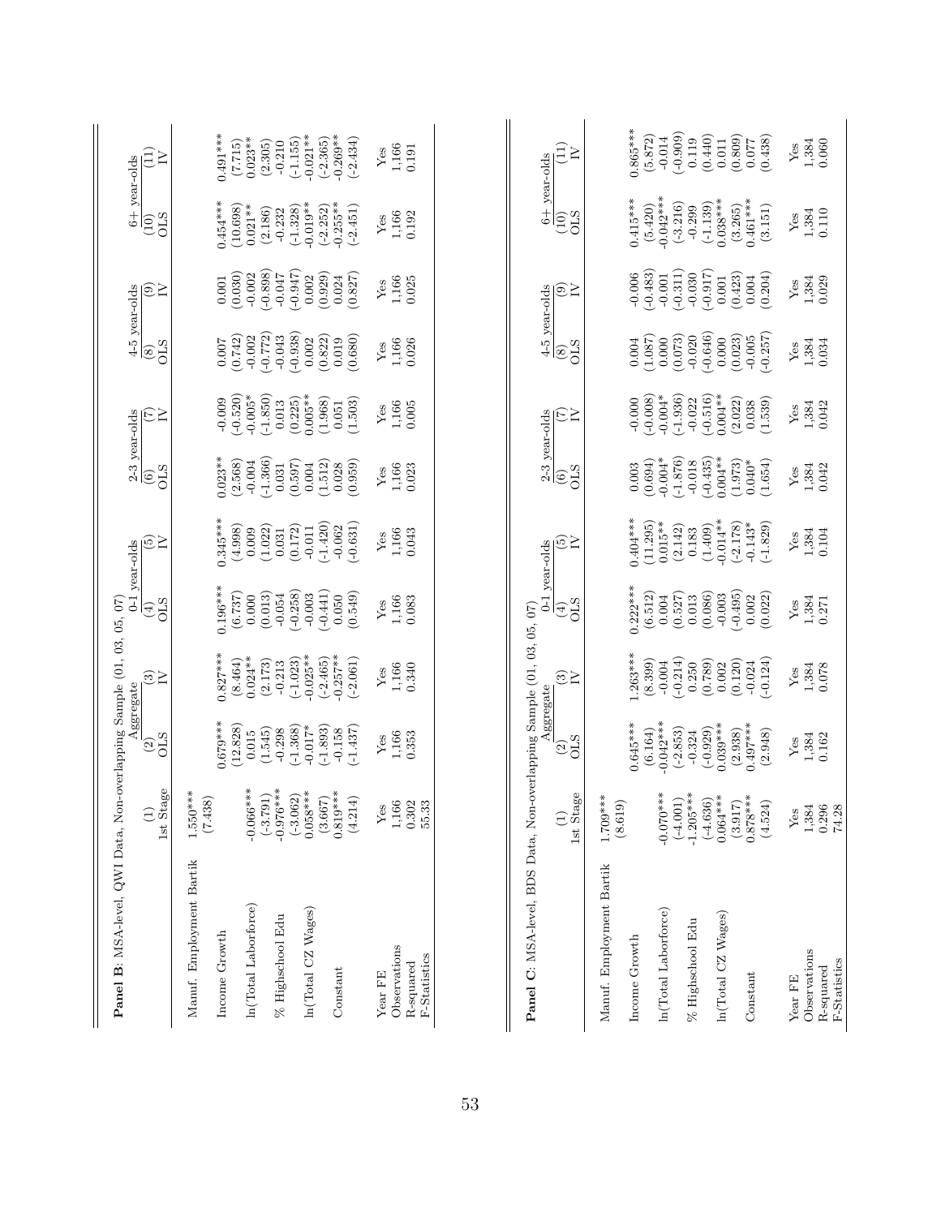**Panel B**: MSA-level, QWI Data, Non-overlapping Sample (01, 03, 05, 07)

| | (1) | (2) | (3) | (4) | (5) | (6) | (7) | (8) | (9) | (10) | (11) |
|---|---|---|---|---|---|---|---|---|---|---|---|
| | | Aggregate | | 0-1 year-olds | | 2-3 year-olds | | 4-5 year-olds | | 6+ year-olds | |
| | 1st Stage | OLS | IV | OLS | IV | OLS | IV | OLS | IV | OLS | IV |
| Manuf. Employment Bartik | 1.550*** | | | | | | | | | | |
| | (7.438) | | | | | | | | | | |
| Income Growth | | 0.679*** | 0.827*** | 0.196*** | 0.345*** | 0.023** | -0.009 | 0.007 | 0.001 | 0.454*** | 0.491*** |
| | | (12.828) | (8.464) | (6.737) | (4.998) | (2.568) | (-0.520) | (0.742) | (0.030) | (10.698) | (7.715) |
| ln(Total Laborforce) | -0.066*** | 0.015 | 0.024** | 0.000 | 0.009 | -0.004 | -0.005* | -0.002 | -0.002 | 0.021** | 0.023** |
| | (-3.791) | (1.545) | (2.173) | (0.013) | (1.022) | (-1.366) | (-1.850) | (-0.772) | (-0.898) | (2.186) | (2.305) |
| % Highschool Edu | -0.976*** | -0.298 | -0.213 | -0.054 | 0.031 | 0.031 | 0.013 | -0.043 | -0.047 | -0.232 | -0.210 |
| | (-3.062) | (-1.368) | (-1.023) | (-0.258) | (0.172) | (0.597) | (0.225) | (-0.938) | (-0.947) | (-1.328) | (-1.155) |
| ln(Total CZ Wages) | 0.058*** | -0.017* | -0.025** | -0.003 | -0.011 | 0.004 | 0.005** | 0.002 | 0.002 | -0.019** | -0.021** |
| | (3.667) | (-1.893) | (-2.465) | (-0.441) | (-1.420) | (1.512) | (1.968) | (0.822) | (0.929) | (-2.252) | (-2.365) |
| Constant | 0.819*** | -0.158 | -0.257** | 0.050 | -0.062 | 0.028 | 0.051 | 0.019 | 0.024 | -0.255** | -0.269** |
| | (4.214) | (-1.437) | (-2.061) | (0.549) | (-0.631) | (0.959) | (1.503) | (0.680) | (0.827) | (-2.451) | (-2.434) |
| Year FE | Yes | Yes | Yes | Yes | Yes | Yes | Yes | Yes | Yes | Yes | Yes |
| Observations | 1,166 | 1,166 | 1,166 | 1,166 | 1,166 | 1,166 | 1,166 | 1,166 | 1,166 | 1,166 | 1,166 |
| R-squared | 0.302 | 0.353 | 0.340 | 0.083 | 0.043 | 0.023 | 0.005 | 0.026 | 0.025 | 0.192 | 0.191 |
| F-Statistics | 55.33 | | | | | | | | | | |

**Panel C**: MSA-level, BDS Data, Non-overlapping Sample (01, 03, 05, 07)

| | (1) | (2) | (3) | (4) | (5) | (6) | (7) | (8) | (9) | (10) | (11) |
|---|---|---|---|---|---|---|---|---|---|---|---|
| | | Aggregate | | 0-1 year-olds | | 2-3 year-olds | | 4-5 year-olds | | 6+ year-olds | |
| | 1st Stage | OLS | IV | OLS | IV | OLS | IV | OLS | IV | OLS | IV |
| Manuf. Employment Bartik | 1.709*** | | | | | | | | | | |
| | (8.619) | | | | | | | | | | |
| Income Growth | | 0.645*** | 1.263*** | 0.222*** | 0.404*** | 0.003 | -0.000 | 0.004 | -0.006 | 0.415*** | 0.865*** |
| | | (6.164) | (8.399) | (6.512) | (11.295) | (0.694) | (-0.008) | (1.087) | (-0.483) | (5.420) | (5.872) |
| ln(Total Laborforce) | -0.070*** | -0.042*** | -0.004 | 0.004 | 0.015** | -0.004* | -0.004* | 0.000 | -0.001 | -0.042*** | -0.014 |
| | (-4.001) | (-2.853) | (-0.214) | (0.527) | (2.142) | (-1.876) | (-1.936) | (0.073) | (-0.311) | (-3.216) | (-0.909) |
| % Highschool Edu | -1.205*** | -0.324 | 0.250 | 0.013 | 0.183 | -0.018 | -0.022 | -0.020 | -0.030 | -0.299 | 0.119 |
| | (-4.636) | (-0.929) | (0.789) | (0.086) | (1.409) | (-0.435) | (-0.516) | (-0.646) | (-0.917) | (-1.139) | (0.440) |
| ln(Total CZ Wages) | 0.064*** | 0.039*** | 0.002 | -0.003 | -0.014** | 0.004** | 0.004** | 0.000 | 0.001 | 0.038*** | 0.011 |
| | (3.917) | (2.938) | (0.120) | (-0.495) | (-2.178) | (1.973) | (2.022) | (0.023) | (0.423) | (3.265) | (0.809) |
| Constant | 0.878*** | 0.497*** | -0.024 | 0.002 | -0.143* | 0.040* | 0.038 | -0.005 | 0.004 | 0.461*** | 0.077 |
| | (4.524) | (2.948) | (-0.124) | (0.022) | (-1.829) | (1.654) | (1.539) | (-0.257) | (0.204) | (3.151) | (0.438) |
| Year FE | Yes | Yes | Yes | Yes | Yes | Yes | Yes | Yes | Yes | Yes | Yes |
| Observations | 1,384 | 1,384 | 1,384 | 1,384 | 1,384 | 1,384 | 1,384 | 1,384 | 1,384 | 1,384 | 1,384 |
| R-squared | 0.296 | 0.162 | 0.078 | 0.271 | 0.104 | 0.042 | 0.042 | 0.034 | 0.029 | 0.110 | 0.060 |
| F-Statistics | 74.28 | | | | | | | | | | |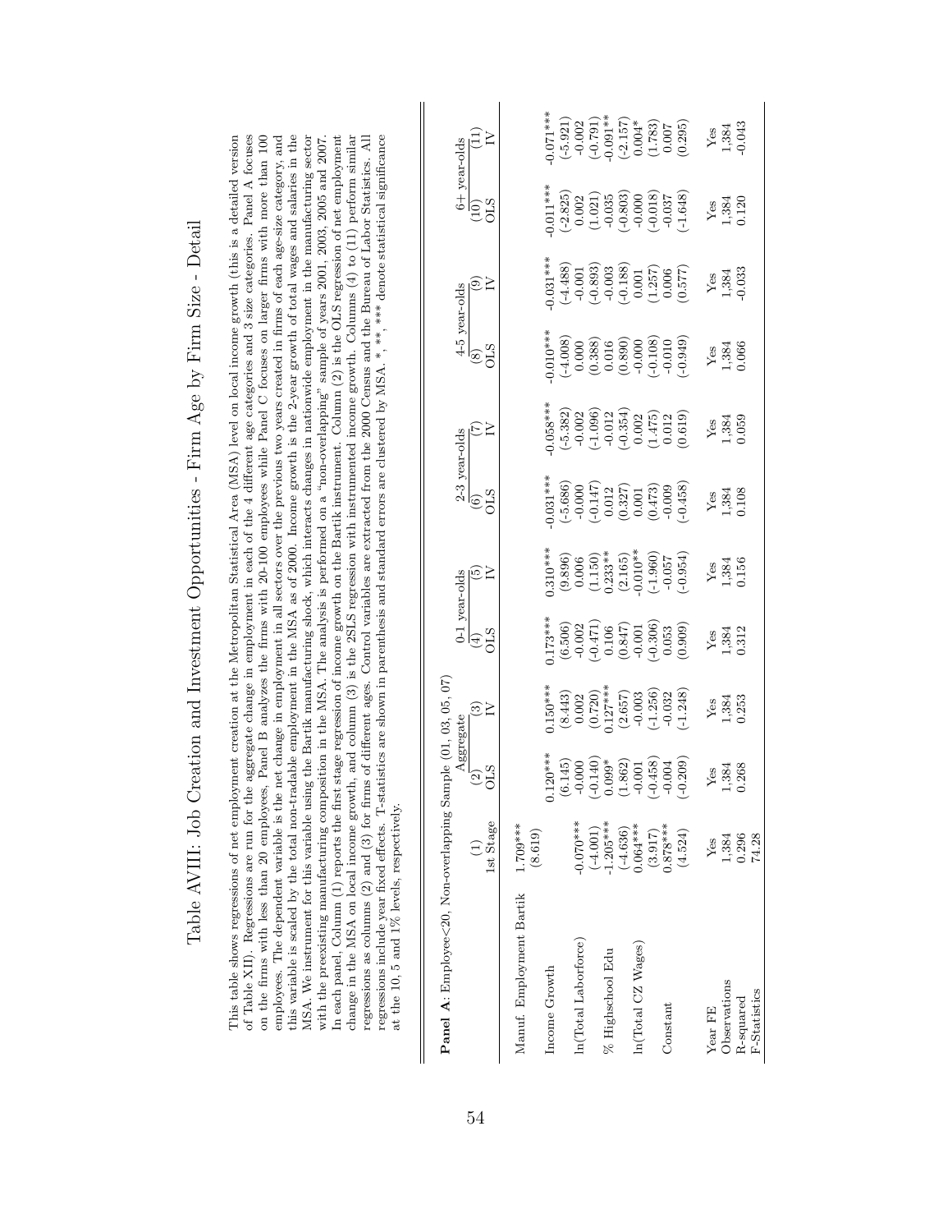# Table AVIII: Job Creation and Investment Opportunities - Firm Age by Firm Size - Detail

This table shows regressions of net employment creation at the Metropolitan Statistical Area (MSA) level on local income growth (this is a detailed version of Table XII). Regressions are run for the aggregate change in employment in each of the 4 different age categories and 3 size categories. Panel A focuses on the firms with less than 20 employees, Panel B analyzes the firms with 20-100 employees while Panel C focuses on larger firms with more than 100 employees. The dependent variable is the net change in employment in all sectors over the previous two years created in firms of each age-size category, and this variable is scaled by the total non-tradable employment in the MSA as of 2000. Income growth is the 2-year growth of total wages and salaries in the MSA. We instrument for this variable using the Bartik manufacturing shock, which interacts changes in nationwide employment in the manufacturing sector with the preexisting manufacturing composition in the MSA. The analysis is performed on a "non-overlapping" sample of years 2001, 2003, 2005 and 2007. In each panel, Column (1) reports the first stage regression of income growth on the Bartik instrument. Column (2) is the OLS regression of net employment change in the MSA on local income growth, and column (3) is the 2SLS regression with instrumented income growth. Columns (4) to (11) perform similar regressions as columns (2) and (3) for firms of different ages. Control variables are extracted from the 2000 Census and the Bureau of Labor Statistics. All regressions include year fixed effects. T-statistics are shown in parenthesis and standard errors are clustered by MSA. \*, \*\*, \*\*\* denote statistical significance at the 10, 5 and 1% levels, respectively.

**Panel A**: Employee<20, Non-overlapping Sample (01, 03, 05, 07)

| | | Aggregate | | 0-1 year-olds | | 2-3 year-olds | | 4-5 year-olds | | 6+ year-olds | |
|---|---|---|---|---|---|---|---|---|---|---|---|
| | (1) | (2) | (3) | (4) | (5) | (6) | (7) | (8) | (9) | (10) | (11) |
| | 1st Stage | OLS | IV | OLS | IV | OLS | IV | OLS | IV | OLS | IV |
| Manuf. Employment Bartik | 1.709*** | | | | | | | | | | |
| | (8.619) | | | | | | | | | | |
| Income Growth | | 0.120*** | 0.150*** | 0.173*** | 0.310*** | -0.031*** | -0.058*** | -0.010*** | -0.031*** | -0.011*** | -0.071*** |
| | | (6.145) | (8.443) | (6.506) | (9.896) | (-5.686) | (-5.382) | (-4.008) | (-4.488) | (-2.825) | (-5.921) |
| ln(Total Laborforce) | -0.070*** | -0.000 | 0.002 | -0.002 | 0.006 | -0.000 | -0.002 | 0.000 | -0.001 | 0.002 | -0.002 |
| | (-4.001) | (-0.140) | (0.720) | (-0.471) | (1.150) | (-0.147) | (-1.096) | (0.388) | (-0.893) | (1.021) | (-0.791) |
| % Highschool Edu | -1.205*** | 0.099* | 0.127*** | 0.106 | 0.233** | 0.012 | -0.012 | 0.016 | -0.003 | -0.035 | -0.091** |
| | (-4.636) | (1.862) | (2.657) | (0.847) | (2.165) | (0.327) | (-0.354) | (0.890) | (-0.188) | (-0.803) | (-2.157) |
| ln(Total CZ Wages) | 0.064*** | -0.001 | -0.003 | -0.001 | -0.010** | 0.001 | 0.002 | -0.000 | 0.001 | -0.000 | 0.004* |
| | (3.917) | (-0.458) | (-1.256) | (-0.306) | (-1.960) | (0.473) | (1.475) | (-0.108) | (1.257) | (-0.018) | (1.783) |
| Constant | 0.878*** | -0.004 | -0.032 | 0.053 | -0.057 | -0.009 | 0.012 | -0.010 | 0.006 | -0.037 | 0.007 |
| | (4.524) | (-0.209) | (-1.248) | (0.909) | (-0.954) | (-0.458) | (0.619) | (-0.949) | (0.577) | (-1.648) | (0.295) |
| Year FE | Yes | Yes | Yes | Yes | Yes | Yes | Yes | Yes | Yes | Yes | Yes |
| Observations | 1,384 | 1,384 | 1,384 | 1,384 | 1,384 | 1,384 | 1,384 | 1,384 | 1,384 | 1,384 | 1,384 |
| R-squared | 0.296 | 0.268 | 0.253 | 0.312 | 0.156 | 0.108 | 0.059 | 0.066 | -0.033 | 0.120 | -0.043 |
| F-Statistics | 74.28 | | | | | | | | | | |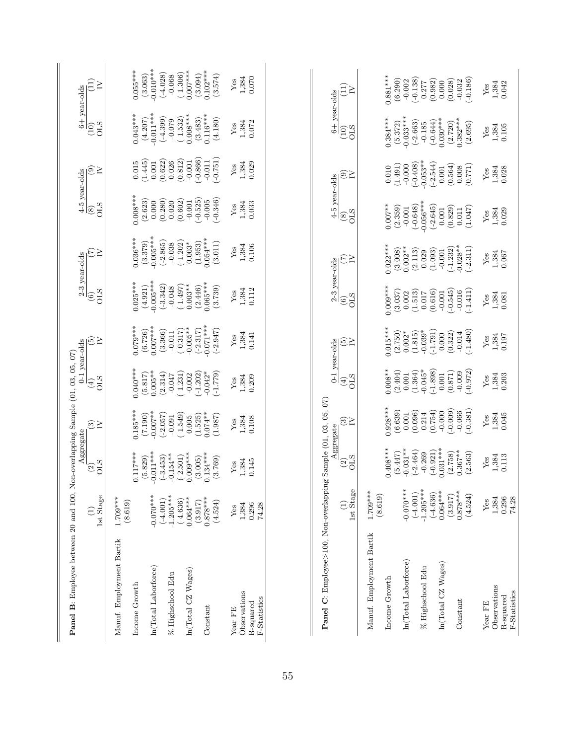**Panel B**: Employee between 20 and 100, Non-overlapping Sample (01, 03, 05, 07)

| | (1) | (2) | (3) | (4) | (5) | (6) | (7) | (8) | (9) | (10) | (11) |
|---|---|---|---|---|---|---|---|---|---|---|---|
| | | Aggregate | | 0-1 year-olds | | 2-3 year-olds | | 4-5 year-olds | | 6+ year-olds | |
| | 1st Stage | OLS | IV | OLS | IV | OLS | IV | OLS | IV | OLS | IV |
| Manuf. Employment Bartik | 1.709*** | | | | | | | | | | |
| | (8.619) | | | | | | | | | | |
| Income Growth | | 0.117*** | 0.185*** | 0.040*** | 0.079*** | 0.025*** | 0.036*** | 0.008*** | 0.015 | 0.043*** | 0.055*** |
| | | (5.829) | (7.190) | (5.817) | (6.726) | (4.921) | (3.379) | (2.623) | (1.445) | (4.207) | (3.063) |
| ln(Total Laborforce) | -0.070*** | -0.011*** | -0.007** | 0.005** | 0.007*** | -0.005*** | -0.005*** | 0.000 | 0.001 | -0.011*** | -0.010*** |
| | (-4.001) | (-3.453) | (-2.057) | (2.314) | (3.366) | (-3.342) | (-2.865) | (0.280) | (0.622) | (-4.399) | (-4.028) |
| % Highschool Edu | -1.205*** | -0.154** | -0.091 | -0.047 | -0.011 | -0.048 | -0.038 | 0.020 | 0.026 | -0.079 | -0.068 |
| | (-4.636) | (-2.501) | (-1.549) | (-1.231) | (-0.317) | (-1.497) | (-1.202) | (0.602) | (0.812) | (-1.532) | (-1.306) |
| ln(Total CZ Wages) | 0.064*** | 0.009*** | 0.005 | -0.002 | -0.005** | 0.003** | 0.003* | -0.001 | -0.001 | 0.008*** | 0.007*** |
| | (3.917) | (3.005) | (1.525) | (-1.202) | (-2.317) | (2.446) | (1.953) | (-0.525) | (-0.866) | (3.483) | (3.094) |
| Constant | 0.878*** | 0.134*** | 0.074** | -0.042* | -0.071*** | 0.065*** | 0.054*** | -0.005 | -0.011 | 0.116*** | 0.102*** |
| | (4.524) | (3.769) | (1.987) | (-1.779) | (-2.947) | (3.739) | (3.011) | (-0.346) | (-0.751) | (4.180) | (3.574) |
| Year FE | Yes | Yes | Yes | Yes | Yes | Yes | Yes | Yes | Yes | Yes | Yes |
| Observations | 1,384 | 1,384 | 1,384 | 1,384 | 1,384 | 1,384 | 1,384 | 1,384 | 1,384 | 1,384 | 1,384 |
| R-squared | 0.296 | 0.145 | 0.108 | 0.209 | 0.141 | 0.112 | 0.106 | 0.033 | 0.029 | 0.072 | 0.070 |
| F-Statistics | 74.28 | | | | | | | | | | |

**Panel C**: Employee>100, Non-overlapping Sample (01, 03, 05, 07)

| | (1) | (2) | (3) | (4) | (5) | (6) | (7) | (8) | (9) | (10) | (11) |
|---|---|---|---|---|---|---|---|---|---|---|---|
| | | Aggregate | | 0-1 year-olds | | 2-3 year-olds | | 4-5 year-olds | | 6+ year-olds | |
| | 1st Stage | OLS | IV | OLS | IV | OLS | IV | OLS | IV | OLS | IV |
| Manuf. Employment Bartik | 1.709*** | | | | | | | | | | |
| | (8.619) | | | | | | | | | | |
| Income Growth | | 0.408*** | 0.928*** | 0.008** | 0.015*** | 0.009*** | 0.022*** | 0.007** | 0.010 | 0.384*** | 0.881*** |
| | | (5.447) | (6.639) | (2.404) | (2.750) | (3.037) | (3.008) | (2.359) | (1.491) | (5.372) | (6.290) |
| ln(Total Laborforce) | -0.070*** | -0.031** | 0.001 | 0.001 | 0.002* | 0.002 | 0.002** | -0.001 | -0.000 | -0.033*** | -0.002 |
| | (-4.001) | (-2.464) | (0.096) | (1.364) | (1.815) | (1.513) | (2.113) | (-0.648) | (-0.408) | (-2.663) | (-0.138) |
| % Highschool Edu | -1.205*** | -0.269 | 0.214 | -0.045* | -0.039* | 0.017 | 0.029 | -0.056*** | -0.053** | -0.185 | 0.277 |
| | (-4.636) | (-0.921) | (0.754) | (-1.898) | (-1.791) | (0.616) | (1.093) | (-2.645) | (-2.544) | (-0.644) | (0.982) |
| ln(Total CZ Wages) | 0.064*** | 0.031*** | -0.000 | 0.001 | 0.000 | -0.001 | -0.001 | 0.001 | 0.001 | 0.030*** | 0.000 |
| | (3.917) | (2.758) | (-0.009) | (0.871) | (0.322) | (-0.545) | (-1.232) | (0.829) | (0.564) | (2.720) | (0.028) |
| Constant | 0.878*** | 0.367** | -0.066 | -0.009 | -0.014 | -0.016 | -0.028** | 0.011 | 0.008 | 0.382*** | -0.032 |
| | (4.524) | (2.563) | (-0.381) | (-0.972) | (-1.480) | (-1.411) | (-2.311) | (1.047) | (0.771) | (2.695) | (-0.186) |
| Year FE | Yes | Yes | Yes | Yes | Yes | Yes | Yes | Yes | Yes | Yes | Yes |
| Observations | 1,384 | 1,384 | 1,384 | 1,384 | 1,384 | 1,384 | 1,384 | 1,384 | 1,384 | 1,384 | 1,384 |
| R-squared | 0.296 | 0.113 | 0.045 | 0.203 | 0.197 | 0.081 | 0.067 | 0.029 | 0.028 | 0.105 | 0.042 |
| F-Statistics | 74.28 | | | | | | | | | | |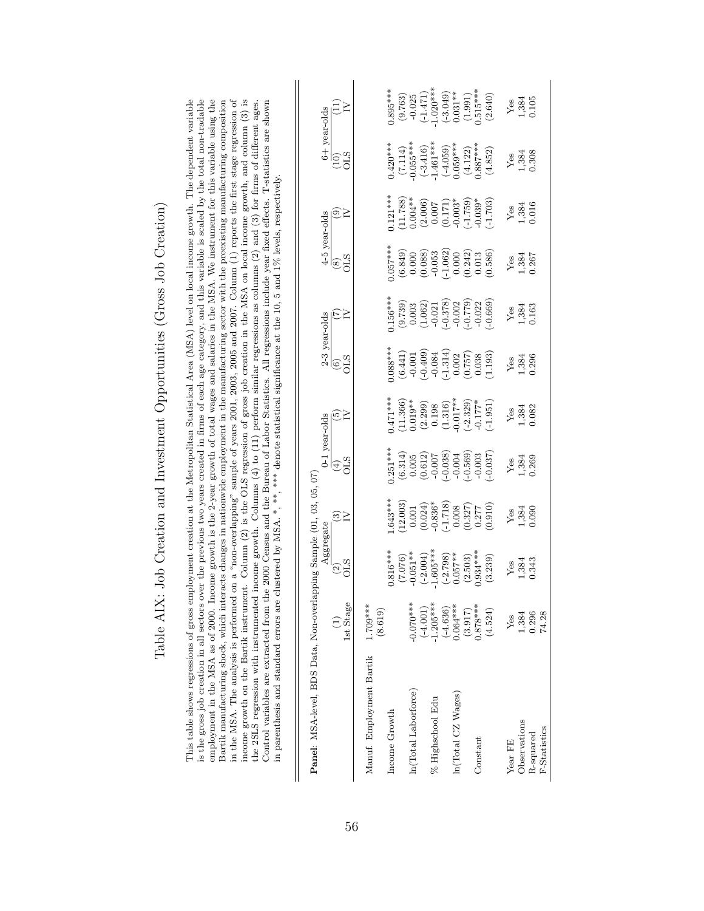# Table AIX: Job Creation and Investment Opportunities (Gross Job Creation)

This table shows regressions of gross employment creation at the Metropolitan Statistical Area (MSA) level on local income growth. The dependent variable is the gross job creation in all sectors over the previous two years created in firms of each age category, and this variable is scaled by the total non-tradable employment in the MSA as of 2000. Income growth is the 2-year growth of total wages and salaries in the MSA. We instrument for this variable using the Bartik manufacturing shock, which interacts changes in nationwide employment in the manufacturing sector with the preexisting manufacturing composition in the MSA. The analysis is performed on a "non-overlapping" sample of years 2001, 2003, 2005 and 2007. Column (1) reports the first stage regression of income growth on the Bartik instrument. Column (2) is the OLS regression of gross job creation in the MSA on local income growth, and column (3) is the 2SLS regression with instrumented income growth. Columns (4) to (11) perform similar regressions as columns (2) and (3) for firms of different ages. Control variables are extracted from the 2000 Census and the Bureau of Labor Statistics. All regressions include year fixed effects. T-statistics are shown in parenthesis and standard errors are clustered by MSA. *, **, *** denote statistical significance at the 10, 5 and 1% levels, respectively.

**Panel**: MSA-level, BDS Data, Non-overlapping Sample (01, 03, 05, 07)

| | | Aggregate | | 0-1 year-olds | | 2-3 year-olds | | 4-5 year-olds | | 6+ year-olds | |
|---|---|---|---|---|---|---|---|---|---|---|---|
| | (1) | (2) | (3) | (4) | (5) | (6) | (7) | (8) | (9) | (10) | (11) |
| | 1st Stage | OLS | IV | OLS | IV | OLS | IV | OLS | IV | OLS | IV |
| Manuf. Employment Bartik | 1.709*** | | | | | | | | | | |
| | (8.619) | | | | | | | | | | |
| Income Growth | | 0.816*** | 1.643*** | 0.251*** | 0.471*** | 0.088*** | 0.156*** | 0.057*** | 0.121*** | 0.420*** | 0.895*** |
| | | (7.076) | (12.003) | (6.314) | (11.366) | (6.441) | (9.739) | (6.849) | (11.788) | (7.114) | (9.763) |
| ln(Total Laborforce) | -0.070*** | -0.051** | 0.001 | 0.005 | 0.019** | -0.001 | 0.003 | 0.000 | 0.004** | -0.055*** | -0.025 |
| | (-4.001) | (-2.004) | (0.024) | (0.612) | (2.299) | (-0.409) | (1.062) | (0.088) | (2.006) | (-3.416) | (-1.471) |
| % Highschool Edu | -1.205*** | -1.605*** | -0.836* | -0.007 | 0.198 | -0.084 | -0.021 | -0.053 | 0.007 | -1.461*** | -1.020*** |
| | (-4.636) | (-2.798) | (-1.718) | (-0.038) | (1.316) | (-1.314) | (-0.378) | (-1.062) | (0.171) | (-4.059) | (-3.049) |
| ln(Total CZ Wages) | 0.064*** | 0.057** | 0.008 | -0.004 | -0.017** | 0.002 | -0.002 | 0.000 | -0.003* | 0.059*** | 0.031** |
| | (3.917) | (2.503) | (0.327) | (-0.569) | (-2.329) | (0.757) | (-0.779) | (0.242) | (-1.759) | (4.122) | (1.991) |
| Constant | 0.878*** | 0.934*** | 0.277 | -0.003 | -0.177* | 0.038 | -0.022 | 0.013 | -0.039* | 0.887*** | 0.515*** |
| | (4.524) | (3.239) | (0.910) | (-0.037) | (-1.951) | (1.193) | (-0.669) | (0.586) | (-1.703) | (4.852) | (2.640) |
| Year FE | Yes | Yes | Yes | Yes | Yes | Yes | Yes | Yes | Yes | Yes | Yes |
| Observations | 1,384 | 1,384 | 1,384 | 1,384 | 1,384 | 1,384 | 1,384 | 1,384 | 1,384 | 1,384 | 1,384 |
| R-squared | 0.296 | 0.343 | 0.090 | 0.269 | 0.082 | 0.296 | 0.163 | 0.267 | 0.016 | 0.308 | 0.105 |
| F-Statistics | 74.28 | | | | | | | | | | |